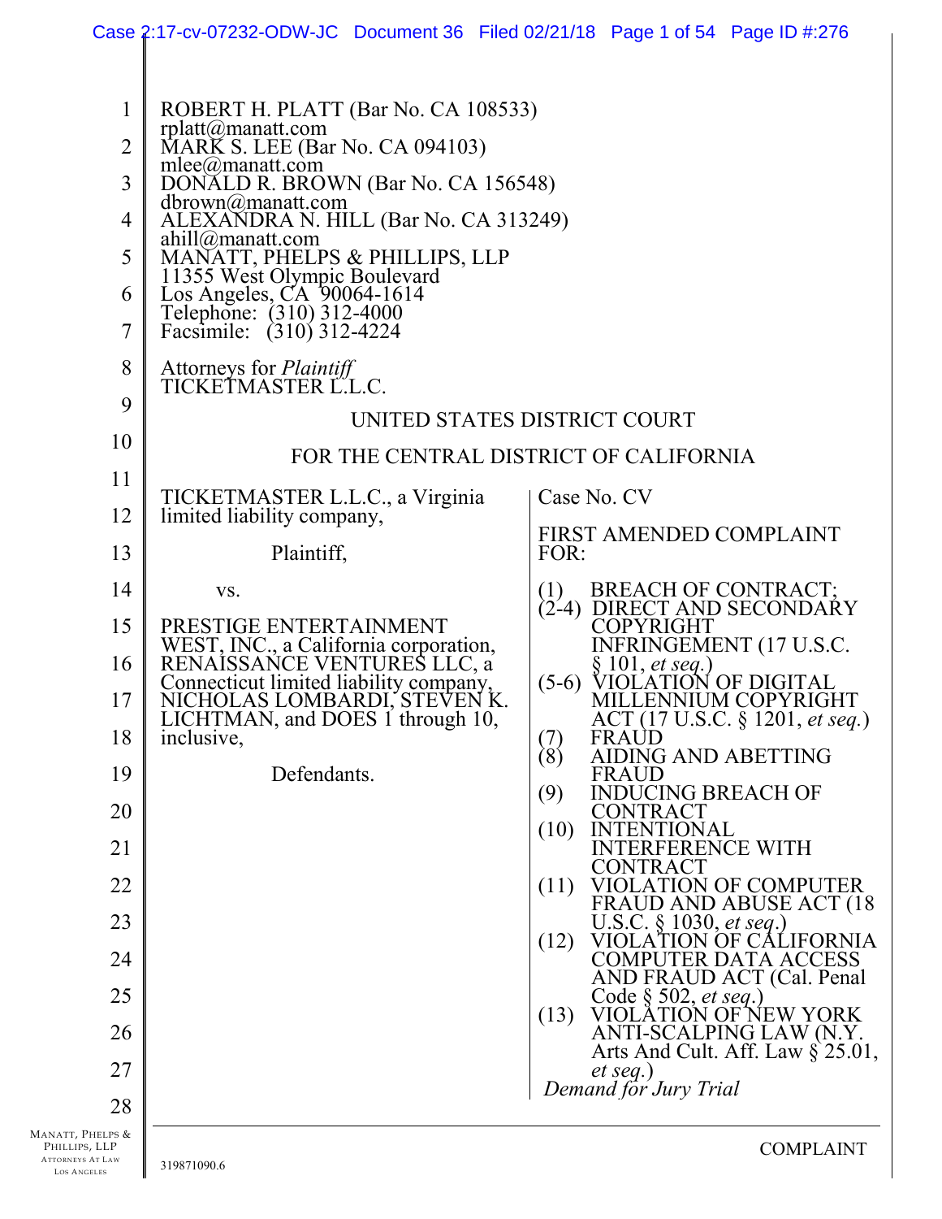ROBERT H. PLATT (Bar No. CA 108533)
rplatt@manatt.com
MARK S. LEE (Bar No. CA 094103)
mlee@manatt.com
DONALD R. BROWN (Bar No. CA 156548)
dbrown@manatt.com
ALEXANDRA N. HILL (Bar No. CA 313249)
ahill@manatt.com
MANATT, PHELPS & PHILLIPS, LLP
11355 West Olympic Boulevard
Los Angeles, CA 90064-1614
Telephone: (310) 312-4000
Facsimile: (310) 312-4224

Attorneys for *Plaintiff*
TICKETMASTER L.L.C.

UNITED STATES DISTRICT COURT

FOR THE CENTRAL DISTRICT OF CALIFORNIA

TICKETMASTER L.L.C., a Virginia limited liability company,

Plaintiff,

vs.

PRESTIGE ENTERTAINMENT WEST, INC., a California corporation, RENAISSANCE VENTURES LLC, a Connecticut limited liability company, NICHOLAS LOMBARDI, STEVEN K. LICHTMAN, and DOES 1 through 10, inclusive,

Defendants.

Case No. CV

FIRST AMENDED COMPLAINT FOR:

(1) BREACH OF CONTRACT;
(2-4) DIRECT AND SECONDARY COPYRIGHT INFRINGEMENT (17 U.S.C. § 101, *et seq.*)
(5-6) VIOLATION OF DIGITAL MILLENNIUM COPYRIGHT ACT (17 U.S.C. § 1201, *et seq.*)
(7) FRAUD
(8) AIDING AND ABETTING FRAUD
(9) INDUCING BREACH OF CONTRACT
(10) INTENTIONAL INTERFERENCE WITH CONTRACT
(11) VIOLATION OF COMPUTER FRAUD AND ABUSE ACT (18 U.S.C. § 1030, *et seq.*)
(12) VIOLATION OF CALIFORNIA COMPUTER DATA ACCESS AND FRAUD ACT (Cal. Penal Code § 502, *et seq.*)
(13) VIOLATION OF NEW YORK ANTI-SCALPING LAW (N.Y. Arts And Cult. Aff. Law § 25.01, *et seq.*)

*Demand for Jury Trial*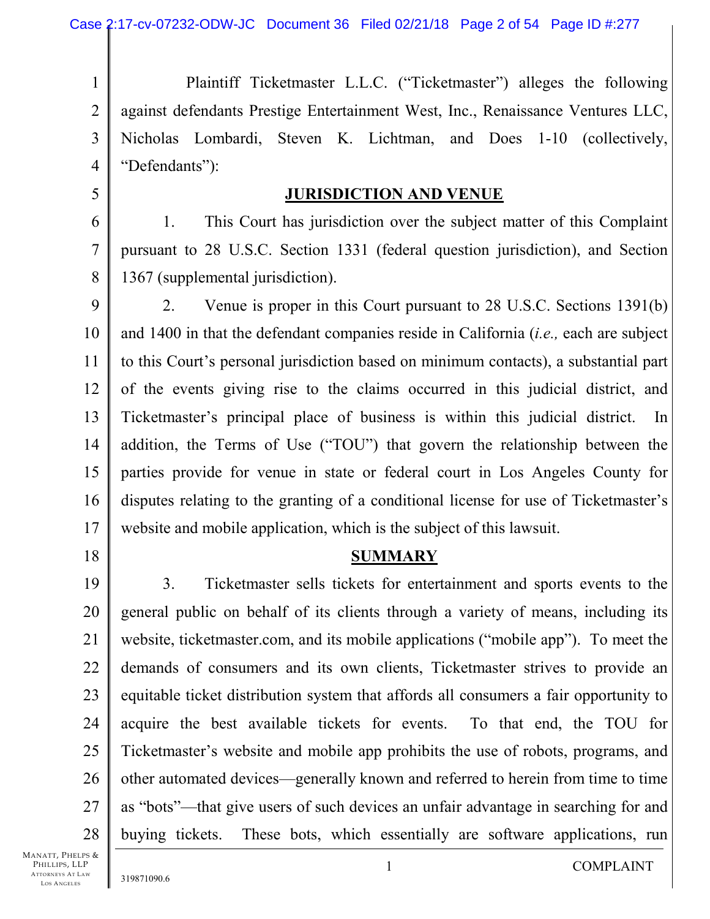Plaintiff Ticketmaster L.L.C. ("Ticketmaster") alleges the following against defendants Prestige Entertainment West, Inc., Renaissance Ventures LLC, Nicholas Lombardi, Steven K. Lichtman, and Does 1-10 (collectively, "Defendants"):

## JURISDICTION AND VENUE

1. This Court has jurisdiction over the subject matter of this Complaint pursuant to 28 U.S.C. Section 1331 (federal question jurisdiction), and Section 1367 (supplemental jurisdiction).

2. Venue is proper in this Court pursuant to 28 U.S.C. Sections 1391(b) and 1400 in that the defendant companies reside in California (*i.e.,* each are subject to this Court's personal jurisdiction based on minimum contacts), a substantial part of the events giving rise to the claims occurred in this judicial district, and Ticketmaster's principal place of business is within this judicial district. In addition, the Terms of Use ("TOU") that govern the relationship between the parties provide for venue in state or federal court in Los Angeles County for disputes relating to the granting of a conditional license for use of Ticketmaster's website and mobile application, which is the subject of this lawsuit.

## SUMMARY

3. Ticketmaster sells tickets for entertainment and sports events to the general public on behalf of its clients through a variety of means, including its website, ticketmaster.com, and its mobile applications ("mobile app"). To meet the demands of consumers and its own clients, Ticketmaster strives to provide an equitable ticket distribution system that affords all consumers a fair opportunity to acquire the best available tickets for events. To that end, the TOU for Ticketmaster's website and mobile app prohibits the use of robots, programs, and other automated devices—generally known and referred to herein from time to time as "bots"—that give users of such devices an unfair advantage in searching for and buying tickets. These bots, which essentially are software applications, run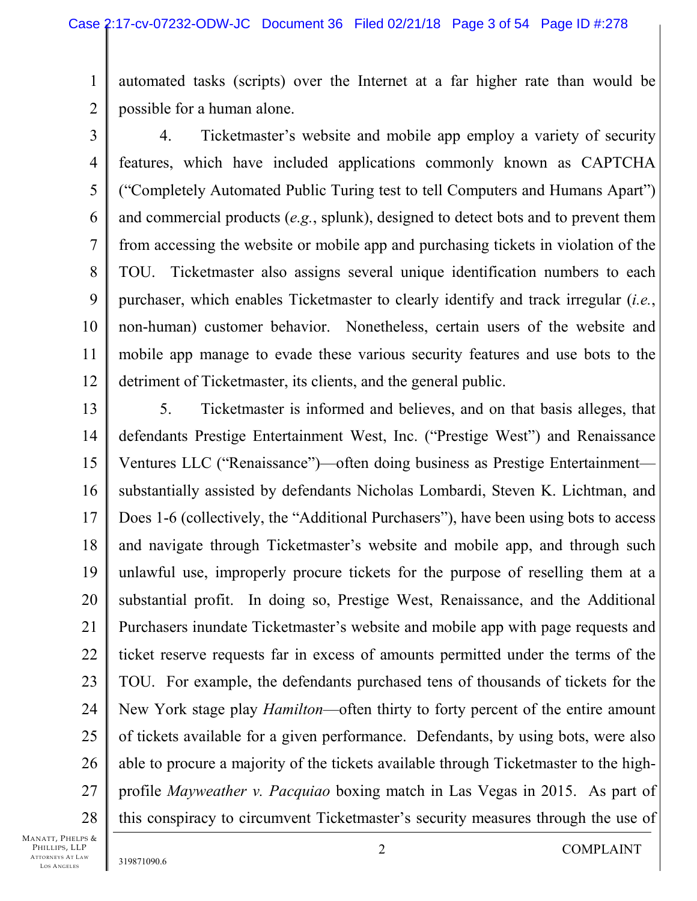automated tasks (scripts) over the Internet at a far higher rate than would be possible for a human alone.

4. Ticketmaster's website and mobile app employ a variety of security features, which have included applications commonly known as CAPTCHA ("Completely Automated Public Turing test to tell Computers and Humans Apart") and commercial products (*e.g.*, splunk), designed to detect bots and to prevent them from accessing the website or mobile app and purchasing tickets in violation of the TOU. Ticketmaster also assigns several unique identification numbers to each purchaser, which enables Ticketmaster to clearly identify and track irregular (*i.e.*, non-human) customer behavior. Nonetheless, certain users of the website and mobile app manage to evade these various security features and use bots to the detriment of Ticketmaster, its clients, and the general public.

5. Ticketmaster is informed and believes, and on that basis alleges, that defendants Prestige Entertainment West, Inc. ("Prestige West") and Renaissance Ventures LLC ("Renaissance")—often doing business as Prestige Entertainment—substantially assisted by defendants Nicholas Lombardi, Steven K. Lichtman, and Does 1-6 (collectively, the "Additional Purchasers"), have been using bots to access and navigate through Ticketmaster's website and mobile app, and through such unlawful use, improperly procure tickets for the purpose of reselling them at a substantial profit. In doing so, Prestige West, Renaissance, and the Additional Purchasers inundate Ticketmaster's website and mobile app with page requests and ticket reserve requests far in excess of amounts permitted under the terms of the TOU. For example, the defendants purchased tens of thousands of tickets for the New York stage play *Hamilton*—often thirty to forty percent of the entire amount of tickets available for a given performance. Defendants, by using bots, were also able to procure a majority of the tickets available through Ticketmaster to the high-profile *Mayweather v. Pacquiao* boxing match in Las Vegas in 2015. As part of this conspiracy to circumvent Ticketmaster's security measures through the use of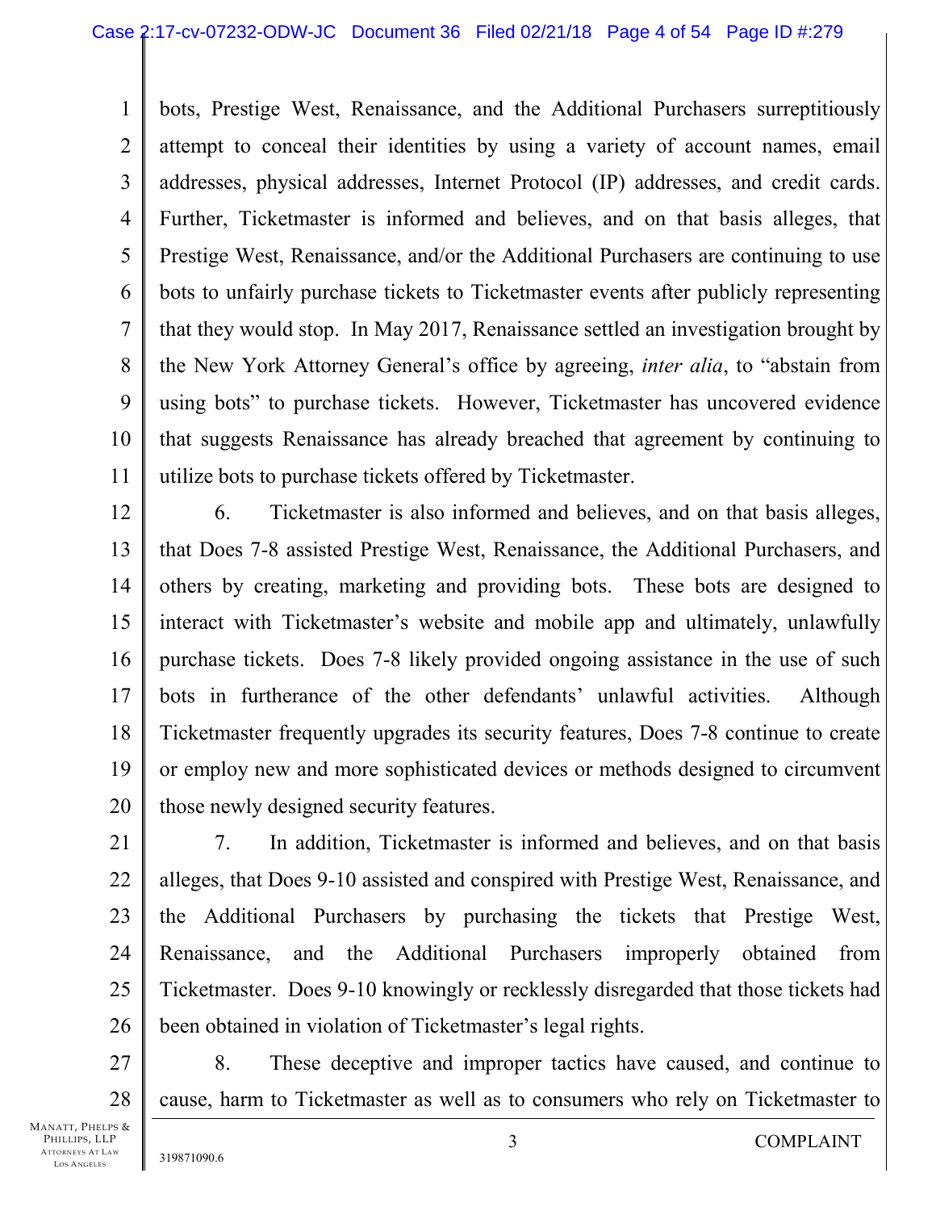bots, Prestige West, Renaissance, and the Additional Purchasers surreptitiously attempt to conceal their identities by using a variety of account names, email addresses, physical addresses, Internet Protocol (IP) addresses, and credit cards. Further, Ticketmaster is informed and believes, and on that basis alleges, that Prestige West, Renaissance, and/or the Additional Purchasers are continuing to use bots to unfairly purchase tickets to Ticketmaster events after publicly representing that they would stop. In May 2017, Renaissance settled an investigation brought by the New York Attorney General's office by agreeing, *inter alia*, to "abstain from using bots" to purchase tickets. However, Ticketmaster has uncovered evidence that suggests Renaissance has already breached that agreement by continuing to utilize bots to purchase tickets offered by Ticketmaster.

6. Ticketmaster is also informed and believes, and on that basis alleges, that Does 7-8 assisted Prestige West, Renaissance, the Additional Purchasers, and others by creating, marketing and providing bots. These bots are designed to interact with Ticketmaster's website and mobile app and ultimately, unlawfully purchase tickets. Does 7-8 likely provided ongoing assistance in the use of such bots in furtherance of the other defendants' unlawful activities. Although Ticketmaster frequently upgrades its security features, Does 7-8 continue to create or employ new and more sophisticated devices or methods designed to circumvent those newly designed security features.

7. In addition, Ticketmaster is informed and believes, and on that basis alleges, that Does 9-10 assisted and conspired with Prestige West, Renaissance, and the Additional Purchasers by purchasing the tickets that Prestige West, Renaissance, and the Additional Purchasers improperly obtained from Ticketmaster. Does 9-10 knowingly or recklessly disregarded that those tickets had been obtained in violation of Ticketmaster's legal rights.

8. These deceptive and improper tactics have caused, and continue to cause, harm to Ticketmaster as well as to consumers who rely on Ticketmaster to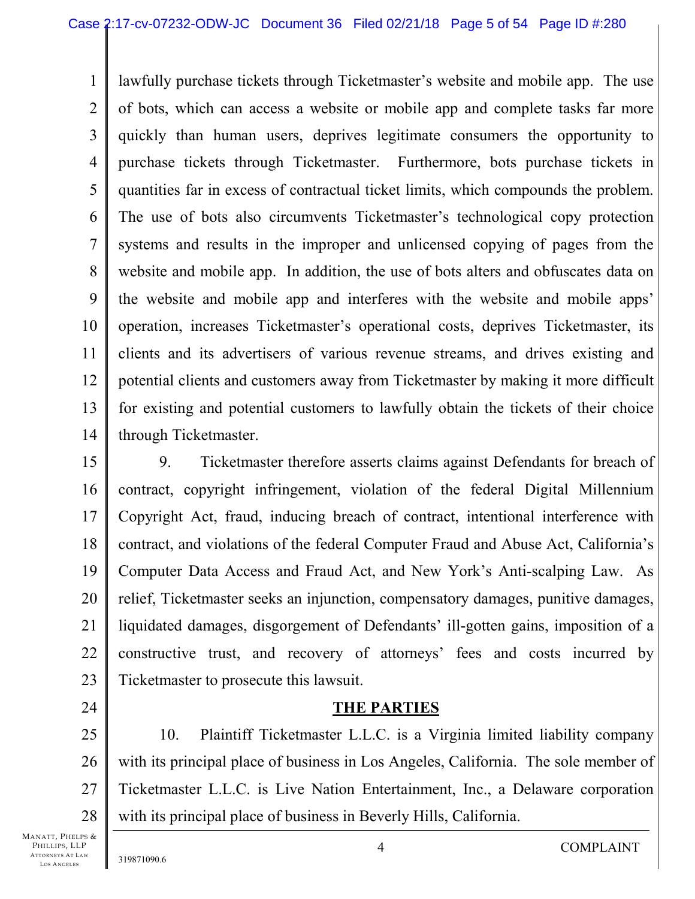lawfully purchase tickets through Ticketmaster's website and mobile app. The use of bots, which can access a website or mobile app and complete tasks far more quickly than human users, deprives legitimate consumers the opportunity to purchase tickets through Ticketmaster. Furthermore, bots purchase tickets in quantities far in excess of contractual ticket limits, which compounds the problem. The use of bots also circumvents Ticketmaster's technological copy protection systems and results in the improper and unlicensed copying of pages from the website and mobile app. In addition, the use of bots alters and obfuscates data on the website and mobile app and interferes with the website and mobile apps' operation, increases Ticketmaster's operational costs, deprives Ticketmaster, its clients and its advertisers of various revenue streams, and drives existing and potential clients and customers away from Ticketmaster by making it more difficult for existing and potential customers to lawfully obtain the tickets of their choice through Ticketmaster.

9. Ticketmaster therefore asserts claims against Defendants for breach of contract, copyright infringement, violation of the federal Digital Millennium Copyright Act, fraud, inducing breach of contract, intentional interference with contract, and violations of the federal Computer Fraud and Abuse Act, California's Computer Data Access and Fraud Act, and New York's Anti-scalping Law. As relief, Ticketmaster seeks an injunction, compensatory damages, punitive damages, liquidated damages, disgorgement of Defendants' ill-gotten gains, imposition of a constructive trust, and recovery of attorneys' fees and costs incurred by Ticketmaster to prosecute this lawsuit.

## THE PARTIES

10. Plaintiff Ticketmaster L.L.C. is a Virginia limited liability company with its principal place of business in Los Angeles, California. The sole member of Ticketmaster L.L.C. is Live Nation Entertainment, Inc., a Delaware corporation with its principal place of business in Beverly Hills, California.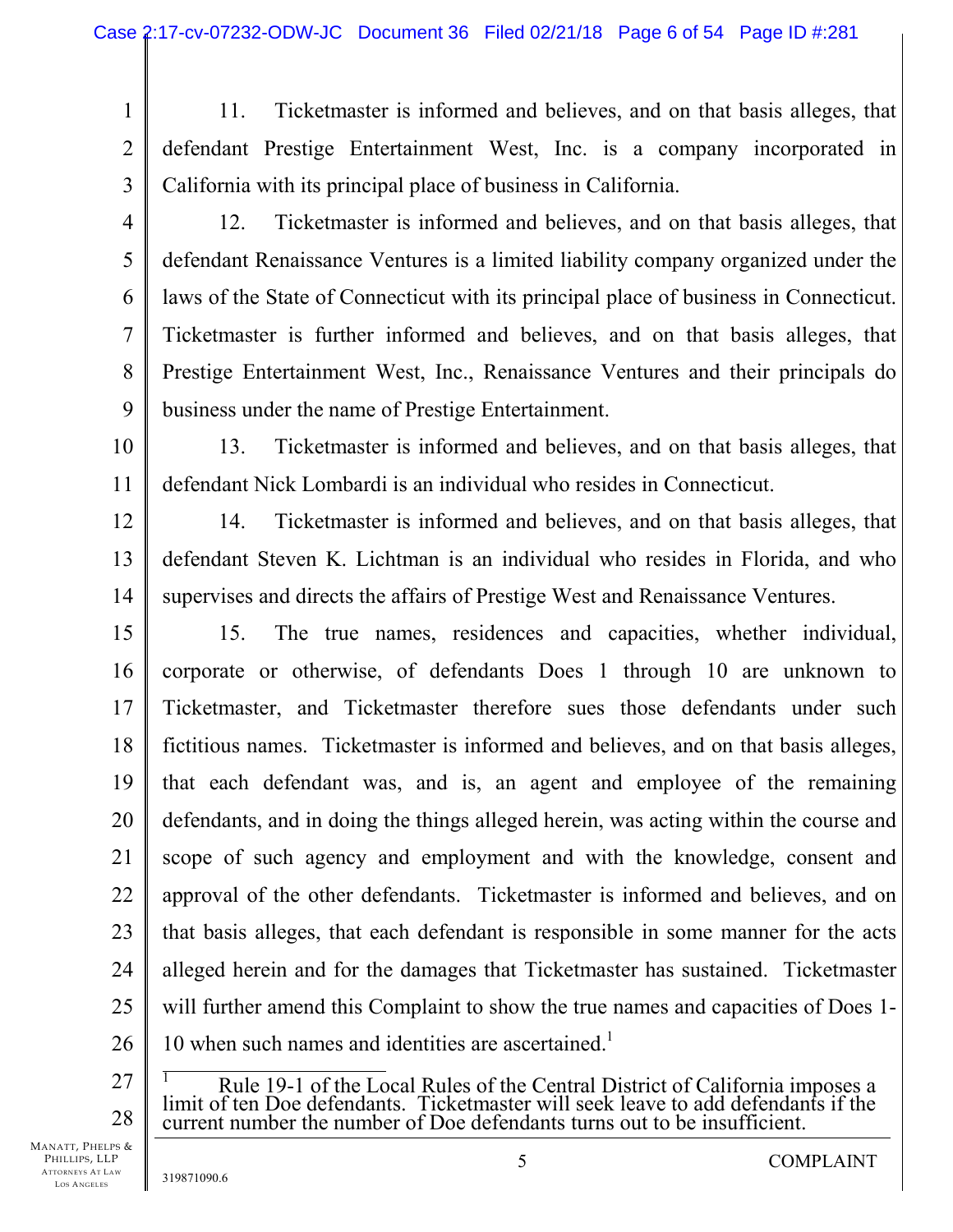11. Ticketmaster is informed and believes, and on that basis alleges, that defendant Prestige Entertainment West, Inc. is a company incorporated in California with its principal place of business in California.

12. Ticketmaster is informed and believes, and on that basis alleges, that defendant Renaissance Ventures is a limited liability company organized under the laws of the State of Connecticut with its principal place of business in Connecticut. Ticketmaster is further informed and believes, and on that basis alleges, that Prestige Entertainment West, Inc., Renaissance Ventures and their principals do business under the name of Prestige Entertainment.

13. Ticketmaster is informed and believes, and on that basis alleges, that defendant Nick Lombardi is an individual who resides in Connecticut.

14. Ticketmaster is informed and believes, and on that basis alleges, that defendant Steven K. Lichtman is an individual who resides in Florida, and who supervises and directs the affairs of Prestige West and Renaissance Ventures.

15. The true names, residences and capacities, whether individual, corporate or otherwise, of defendants Does 1 through 10 are unknown to Ticketmaster, and Ticketmaster therefore sues those defendants under such fictitious names. Ticketmaster is informed and believes, and on that basis alleges, that each defendant was, and is, an agent and employee of the remaining defendants, and in doing the things alleged herein, was acting within the course and scope of such agency and employment and with the knowledge, consent and approval of the other defendants. Ticketmaster is informed and believes, and on that basis alleges, that each defendant is responsible in some manner for the acts alleged herein and for the damages that Ticketmaster has sustained. Ticketmaster will further amend this Complaint to show the true names and capacities of Does 1-10 when such names and identities are ascertained.[1]

---

[1] Rule 19-1 of the Local Rules of the Central District of California imposes a limit of ten Doe defendants. Ticketmaster will seek leave to add defendants if the current number the number of Doe defendants turns out to be insufficient.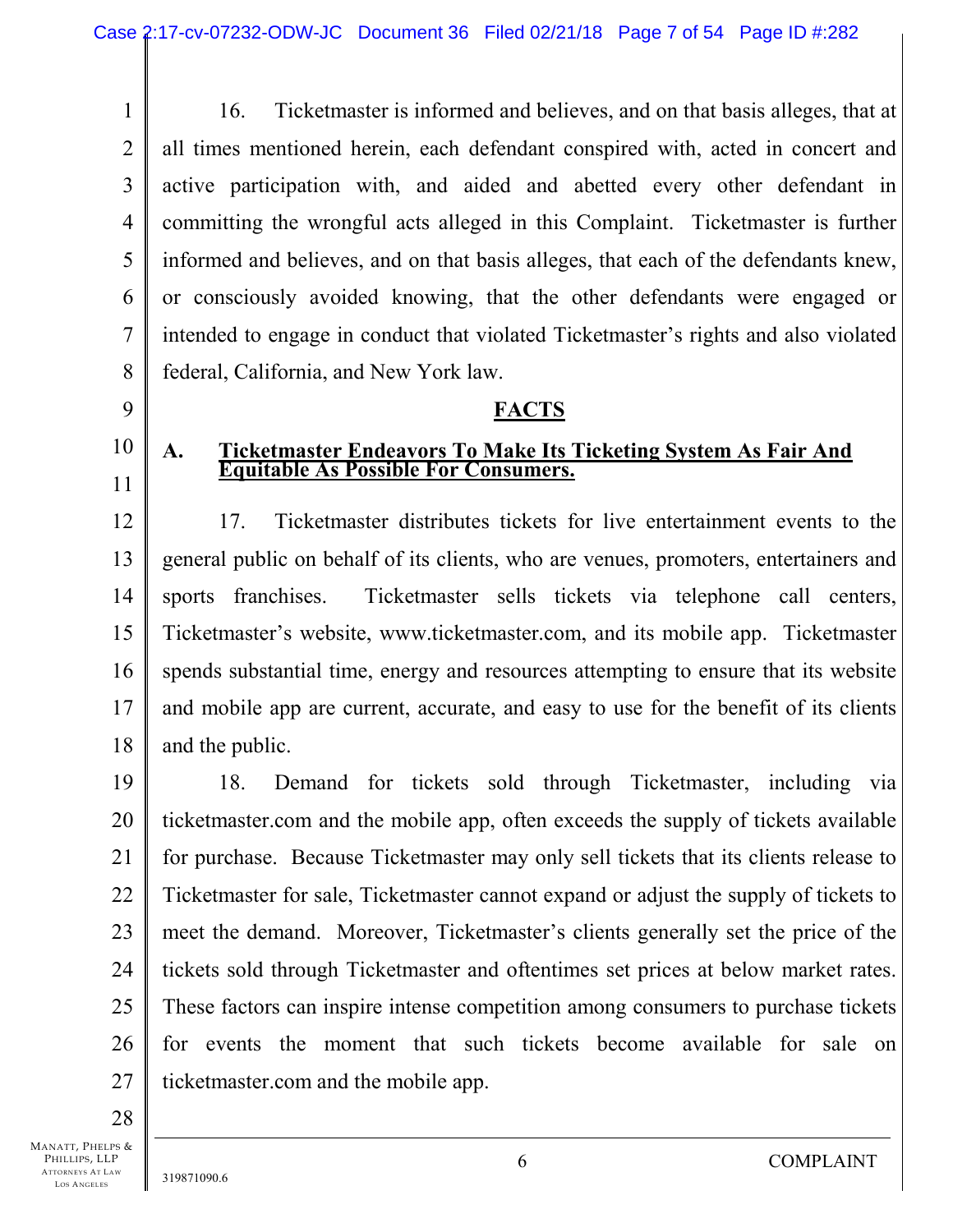16. Ticketmaster is informed and believes, and on that basis alleges, that at all times mentioned herein, each defendant conspired with, acted in concert and active participation with, and aided and abetted every other defendant in committing the wrongful acts alleged in this Complaint. Ticketmaster is further informed and believes, and on that basis alleges, that each of the defendants knew, or consciously avoided knowing, that the other defendants were engaged or intended to engage in conduct that violated Ticketmaster's rights and also violated federal, California, and New York law.

## FACTS

### A. Ticketmaster Endeavors To Make Its Ticketing System As Fair And Equitable As Possible For Consumers.

17. Ticketmaster distributes tickets for live entertainment events to the general public on behalf of its clients, who are venues, promoters, entertainers and sports franchises. Ticketmaster sells tickets via telephone call centers, Ticketmaster's website, www.ticketmaster.com, and its mobile app. Ticketmaster spends substantial time, energy and resources attempting to ensure that its website and mobile app are current, accurate, and easy to use for the benefit of its clients and the public.

18. Demand for tickets sold through Ticketmaster, including via ticketmaster.com and the mobile app, often exceeds the supply of tickets available for purchase. Because Ticketmaster may only sell tickets that its clients release to Ticketmaster for sale, Ticketmaster cannot expand or adjust the supply of tickets to meet the demand. Moreover, Ticketmaster's clients generally set the price of the tickets sold through Ticketmaster and oftentimes set prices at below market rates. These factors can inspire intense competition among consumers to purchase tickets for events the moment that such tickets become available for sale on ticketmaster.com and the mobile app.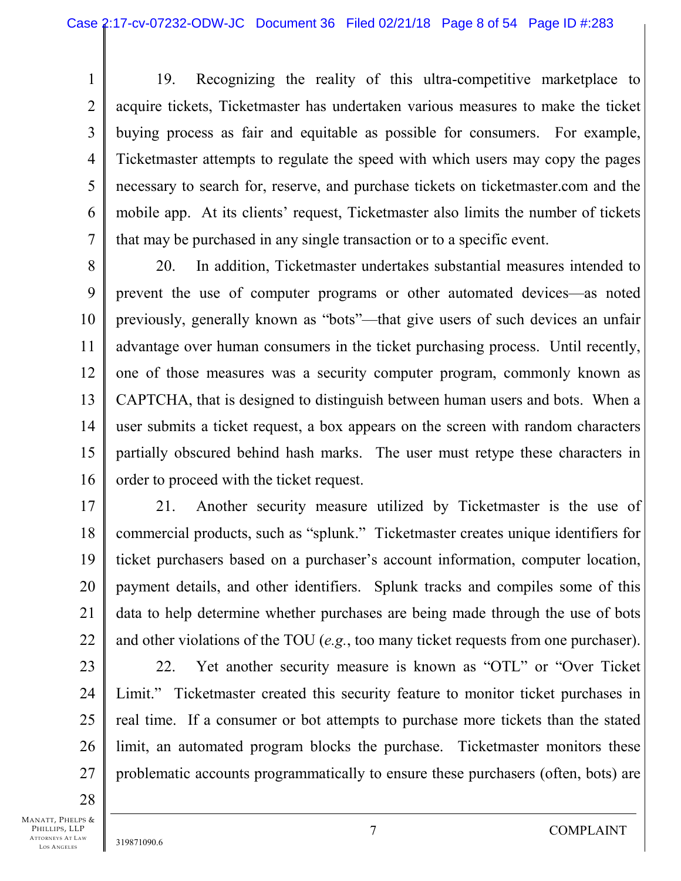19. Recognizing the reality of this ultra-competitive marketplace to acquire tickets, Ticketmaster has undertaken various measures to make the ticket buying process as fair and equitable as possible for consumers. For example, Ticketmaster attempts to regulate the speed with which users may copy the pages necessary to search for, reserve, and purchase tickets on ticketmaster.com and the mobile app. At its clients' request, Ticketmaster also limits the number of tickets that may be purchased in any single transaction or to a specific event.

20. In addition, Ticketmaster undertakes substantial measures intended to prevent the use of computer programs or other automated devices—as noted previously, generally known as "bots"—that give users of such devices an unfair advantage over human consumers in the ticket purchasing process. Until recently, one of those measures was a security computer program, commonly known as CAPTCHA, that is designed to distinguish between human users and bots. When a user submits a ticket request, a box appears on the screen with random characters partially obscured behind hash marks. The user must retype these characters in order to proceed with the ticket request.

21. Another security measure utilized by Ticketmaster is the use of commercial products, such as "splunk." Ticketmaster creates unique identifiers for ticket purchasers based on a purchaser's account information, computer location, payment details, and other identifiers. Splunk tracks and compiles some of this data to help determine whether purchases are being made through the use of bots and other violations of the TOU (*e.g.*, too many ticket requests from one purchaser).

22. Yet another security measure is known as "OTL" or "Over Ticket Limit." Ticketmaster created this security feature to monitor ticket purchases in real time. If a consumer or bot attempts to purchase more tickets than the stated limit, an automated program blocks the purchase. Ticketmaster monitors these problematic accounts programmatically to ensure these purchasers (often, bots) are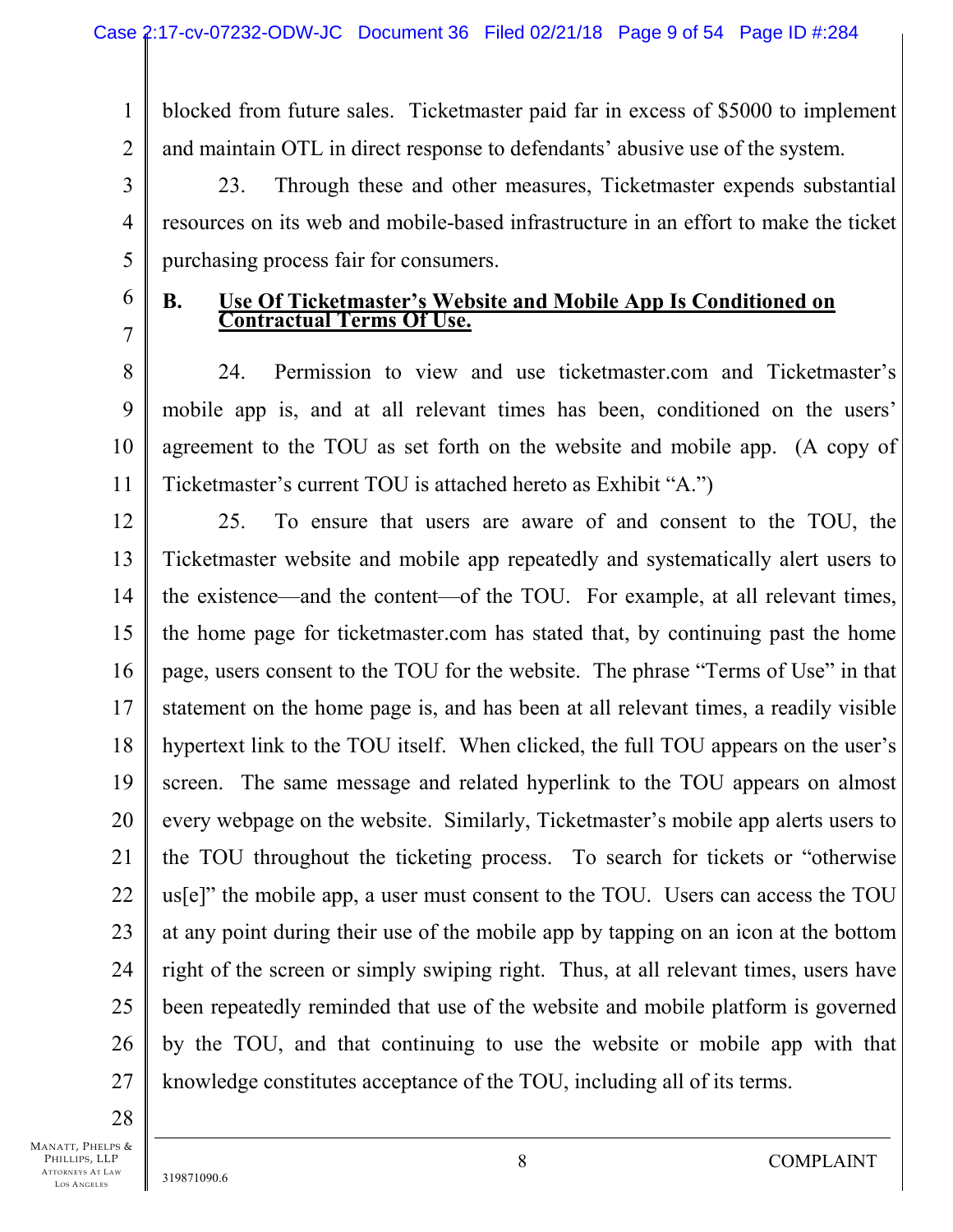blocked from future sales. Ticketmaster paid far in excess of $5000 to implement and maintain OTL in direct response to defendants' abusive use of the system.

23. Through these and other measures, Ticketmaster expends substantial resources on its web and mobile-based infrastructure in an effort to make the ticket purchasing process fair for consumers.

## B. Use Of Ticketmaster's Website and Mobile App Is Conditioned on Contractual Terms Of Use.

24. Permission to view and use ticketmaster.com and Ticketmaster's mobile app is, and at all relevant times has been, conditioned on the users' agreement to the TOU as set forth on the website and mobile app. (A copy of Ticketmaster's current TOU is attached hereto as Exhibit "A.")

25. To ensure that users are aware of and consent to the TOU, the Ticketmaster website and mobile app repeatedly and systematically alert users to the existence—and the content—of the TOU. For example, at all relevant times, the home page for ticketmaster.com has stated that, by continuing past the home page, users consent to the TOU for the website. The phrase "Terms of Use" in that statement on the home page is, and has been at all relevant times, a readily visible hypertext link to the TOU itself. When clicked, the full TOU appears on the user's screen. The same message and related hyperlink to the TOU appears on almost every webpage on the website. Similarly, Ticketmaster's mobile app alerts users to the TOU throughout the ticketing process. To search for tickets or "otherwise us[e]" the mobile app, a user must consent to the TOU. Users can access the TOU at any point during their use of the mobile app by tapping on an icon at the bottom right of the screen or simply swiping right. Thus, at all relevant times, users have been repeatedly reminded that use of the website and mobile platform is governed by the TOU, and that continuing to use the website or mobile app with that knowledge constitutes acceptance of the TOU, including all of its terms.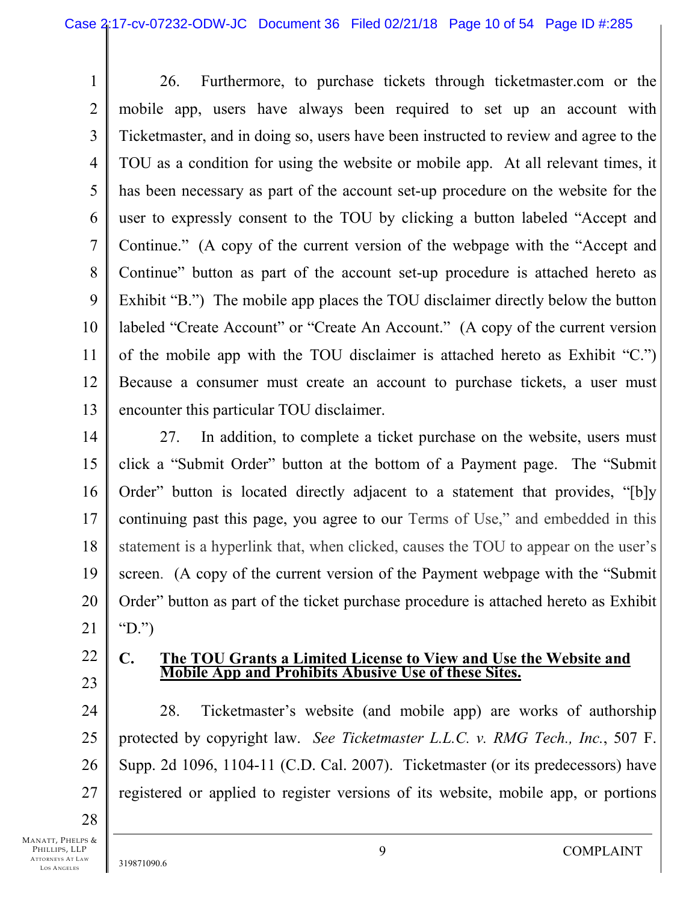26. Furthermore, to purchase tickets through ticketmaster.com or the mobile app, users have always been required to set up an account with Ticketmaster, and in doing so, users have been instructed to review and agree to the TOU as a condition for using the website or mobile app. At all relevant times, it has been necessary as part of the account set-up procedure on the website for the user to expressly consent to the TOU by clicking a button labeled "Accept and Continue." (A copy of the current version of the webpage with the "Accept and Continue" button as part of the account set-up procedure is attached hereto as Exhibit "B.") The mobile app places the TOU disclaimer directly below the button labeled "Create Account" or "Create An Account." (A copy of the current version of the mobile app with the TOU disclaimer is attached hereto as Exhibit "C.") Because a consumer must create an account to purchase tickets, a user must encounter this particular TOU disclaimer.

27. In addition, to complete a ticket purchase on the website, users must click a "Submit Order" button at the bottom of a Payment page. The "Submit Order" button is located directly adjacent to a statement that provides, "[b]y continuing past this page, you agree to our Terms of Use," and embedded in this statement is a hyperlink that, when clicked, causes the TOU to appear on the user's screen. (A copy of the current version of the Payment webpage with the "Submit Order" button as part of the ticket purchase procedure is attached hereto as Exhibit "D.")

## C. The TOU Grants a Limited License to View and Use the Website and Mobile App and Prohibits Abusive Use of these Sites.

28. Ticketmaster's website (and mobile app) are works of authorship protected by copyright law. *See Ticketmaster L.L.C. v. RMG Tech., Inc.*, 507 F. Supp. 2d 1096, 1104-11 (C.D. Cal. 2007). Ticketmaster (or its predecessors) have registered or applied to register versions of its website, mobile app, or portions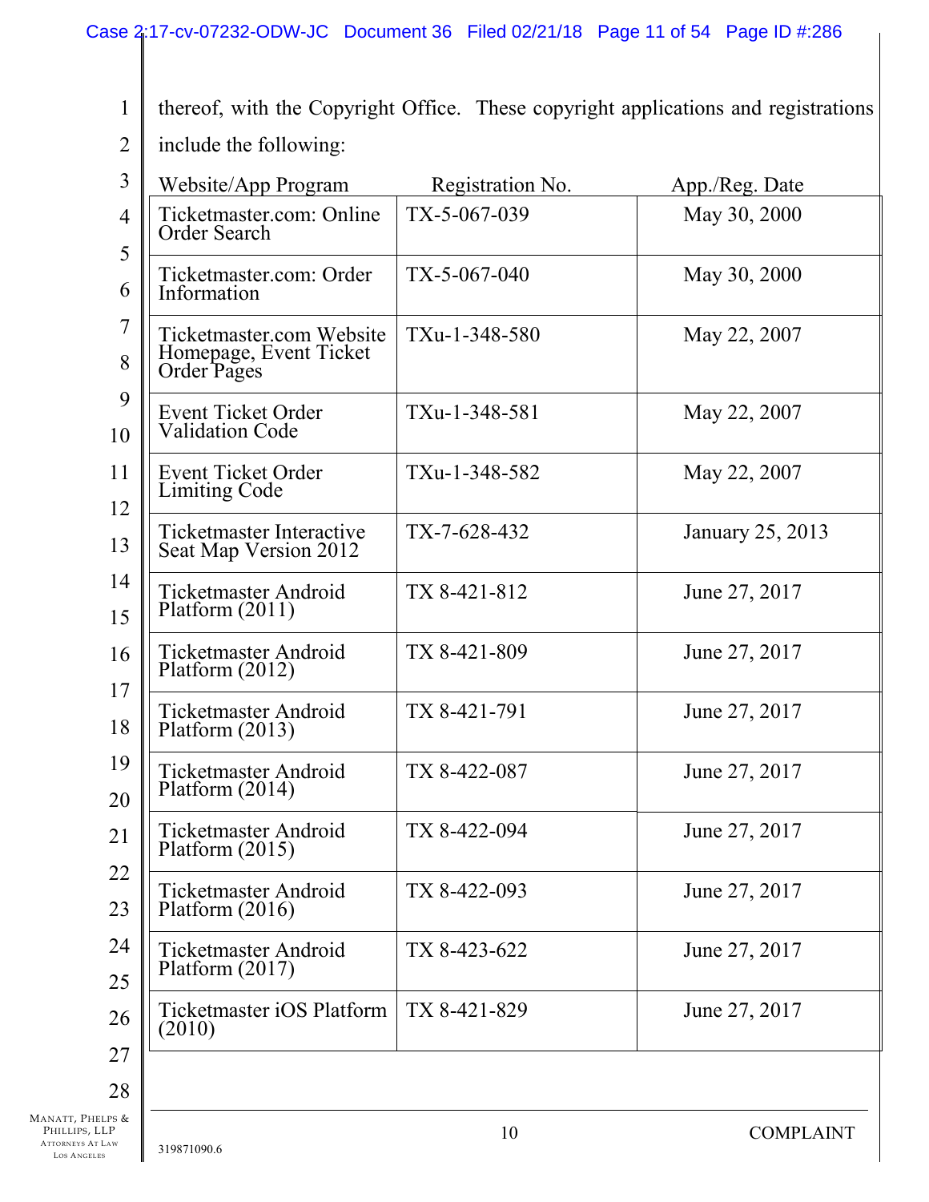thereof, with the Copyright Office. These copyright applications and registrations include the following:

| Website/App Program | Registration No. | App./Reg. Date |
| --- | --- | --- |
| Ticketmaster.com: Online Order Search | TX-5-067-039 | May 30, 2000 |
| Ticketmaster.com: Order Information | TX-5-067-040 | May 30, 2000 |
| Ticketmaster.com Website Homepage, Event Ticket Order Pages | TXu-1-348-580 | May 22, 2007 |
| Event Ticket Order Validation Code | TXu-1-348-581 | May 22, 2007 |
| Event Ticket Order Limiting Code | TXu-1-348-582 | May 22, 2007 |
| Ticketmaster Interactive Seat Map Version 2012 | TX-7-628-432 | January 25, 2013 |
| Ticketmaster Android Platform (2011) | TX 8-421-812 | June 27, 2017 |
| Ticketmaster Android Platform (2012) | TX 8-421-809 | June 27, 2017 |
| Ticketmaster Android Platform (2013) | TX 8-421-791 | June 27, 2017 |
| Ticketmaster Android Platform (2014) | TX 8-422-087 | June 27, 2017 |
| Ticketmaster Android Platform (2015) | TX 8-422-094 | June 27, 2017 |
| Ticketmaster Android Platform (2016) | TX 8-422-093 | June 27, 2017 |
| Ticketmaster Android Platform (2017) | TX 8-423-622 | June 27, 2017 |
| Ticketmaster iOS Platform (2010) | TX 8-421-829 | June 27, 2017 |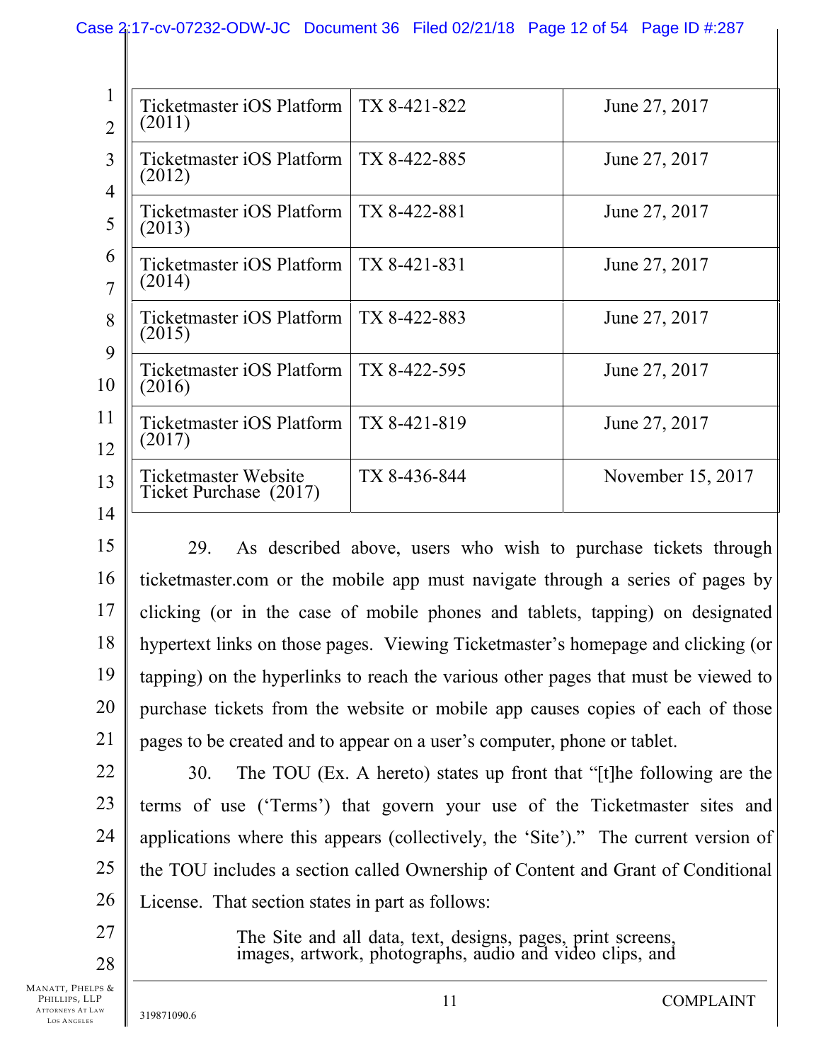| Ticketmaster iOS Platform (2011) | TX 8-421-822 | June 27, 2017 |
|---|---|---|
| Ticketmaster iOS Platform (2012) | TX 8-422-885 | June 27, 2017 |
| Ticketmaster iOS Platform (2013) | TX 8-422-881 | June 27, 2017 |
| Ticketmaster iOS Platform (2014) | TX 8-421-831 | June 27, 2017 |
| Ticketmaster iOS Platform (2015) | TX 8-422-883 | June 27, 2017 |
| Ticketmaster iOS Platform (2016) | TX 8-422-595 | June 27, 2017 |
| Ticketmaster iOS Platform (2017) | TX 8-421-819 | June 27, 2017 |
| Ticketmaster Website Ticket Purchase (2017) | TX 8-436-844 | November 15, 2017 |

29. As described above, users who wish to purchase tickets through ticketmaster.com or the mobile app must navigate through a series of pages by clicking (or in the case of mobile phones and tablets, tapping) on designated hypertext links on those pages. Viewing Ticketmaster's homepage and clicking (or tapping) on the hyperlinks to reach the various other pages that must be viewed to purchase tickets from the website or mobile app causes copies of each of those pages to be created and to appear on a user's computer, phone or tablet.

30. The TOU (Ex. A hereto) states up front that "[t]he following are the terms of use ('Terms') that govern your use of the Ticketmaster sites and applications where this appears (collectively, the 'Site')." The current version of the TOU includes a section called Ownership of Content and Grant of Conditional License. That section states in part as follows:

> The Site and all data, text, designs, pages, print screens, images, artwork, photographs, audio and video clips, and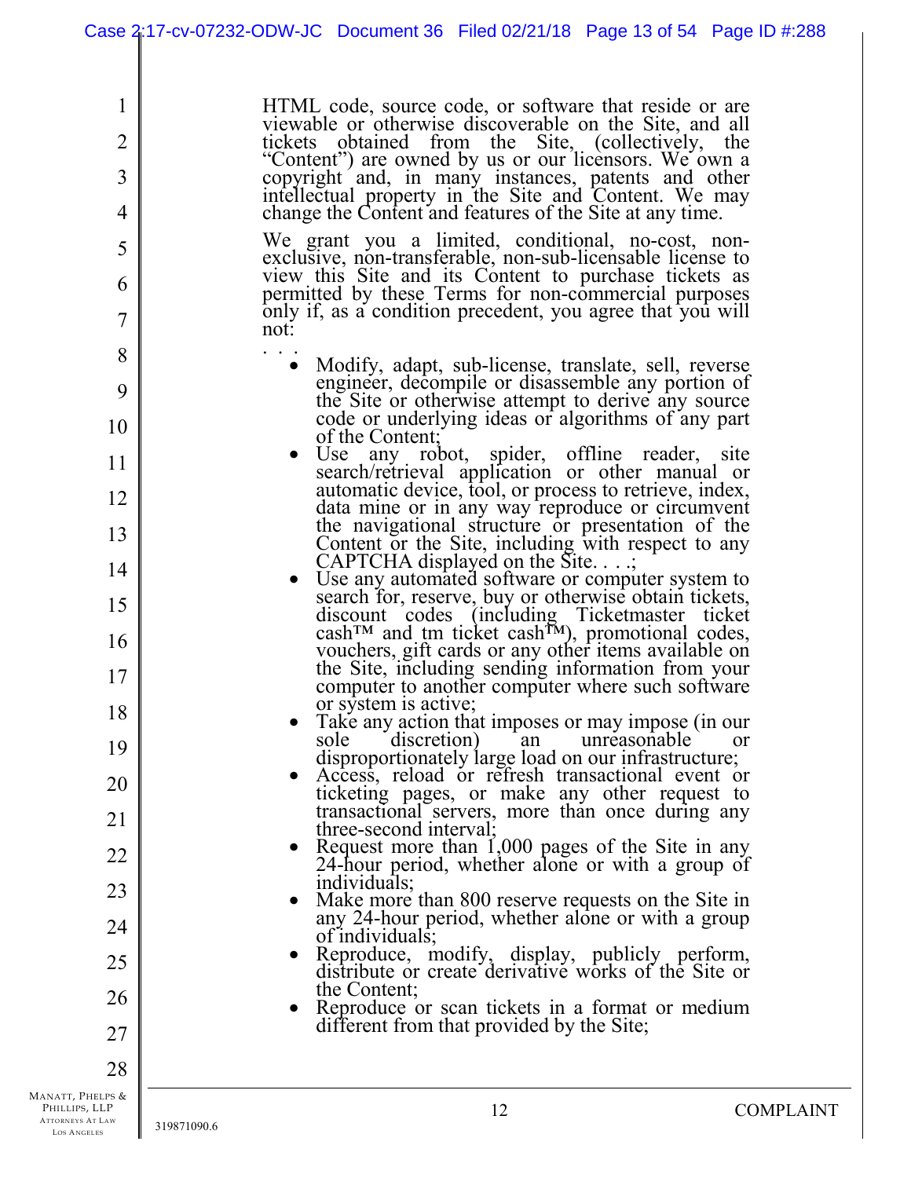HTML code, source code, or software that reside or are viewable or otherwise discoverable on the Site, and all tickets obtained from the Site, (collectively, the "Content") are owned by us or our licensors. We own a copyright and, in many instances, patents and other intellectual property in the Site and Content. We may change the Content and features of the Site at any time.

We grant you a limited, conditional, no-cost, non-exclusive, non-transferable, non-sub-licensable license to view this Site and its Content to purchase tickets as permitted by these Terms for non-commercial purposes only if, as a condition precedent, you agree that you will not:

. . .

- Modify, adapt, sub-license, translate, sell, reverse engineer, decompile or disassemble any portion of the Site or otherwise attempt to derive any source code or underlying ideas or algorithms of any part of the Content;
- Use any robot, spider, offline reader, site search/retrieval application or other manual or automatic device, tool, or process to retrieve, index, data mine or in any way reproduce or circumvent the navigational structure or presentation of the Content or the Site, including with respect to any CAPTCHA displayed on the Site. . . .;
- Use any automated software or computer system to search for, reserve, buy or otherwise obtain tickets, discount codes (including Ticketmaster ticket cash™ and tm ticket cash™), promotional codes, vouchers, gift cards or any other items available on the Site, including sending information from your computer to another computer where such software or system is active;
- Take any action that imposes or may impose (in our sole discretion) an unreasonable or disproportionately large load on our infrastructure;
- Access, reload or refresh transactional event or ticketing pages, or make any other request to transactional servers, more than once during any three-second interval;
- Request more than 1,000 pages of the Site in any 24-hour period, whether alone or with a group of individuals;
- Make more than 800 reserve requests on the Site in any 24-hour period, whether alone or with a group of individuals;
- Reproduce, modify, display, publicly perform, distribute or create derivative works of the Site or the Content;
- Reproduce or scan tickets in a format or medium different from that provided by the Site;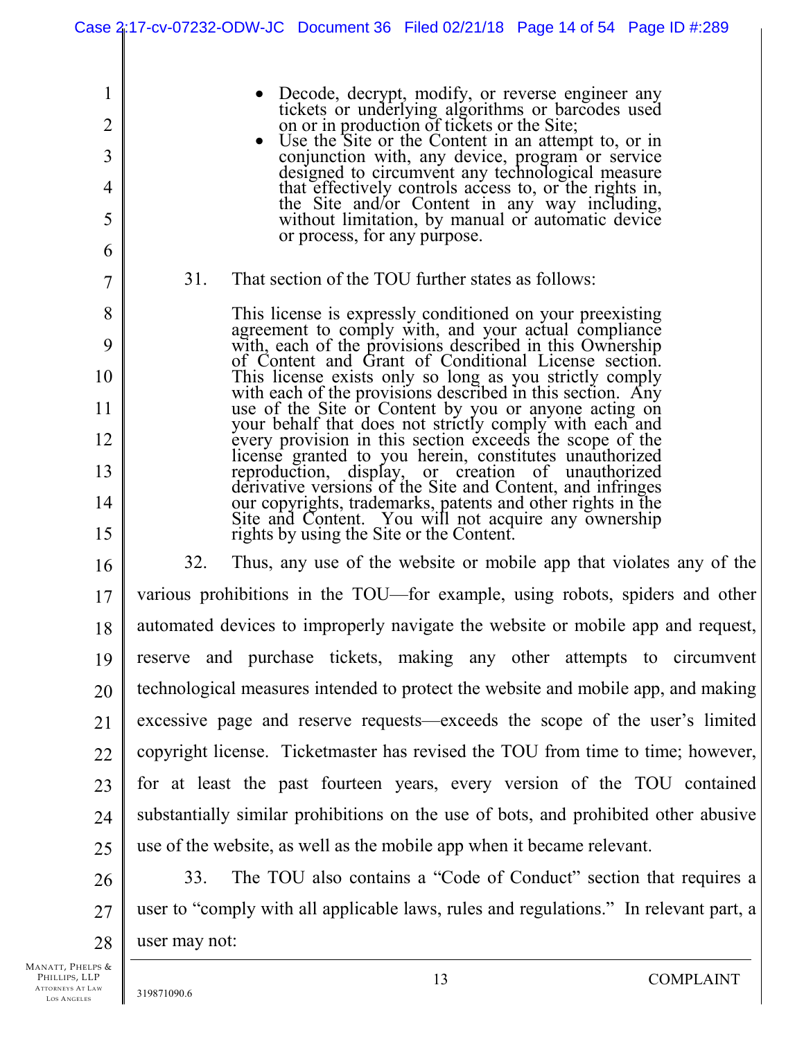- Decode, decrypt, modify, or reverse engineer any tickets or underlying algorithms or barcodes used on or in production of tickets or the Site;
- Use the Site or the Content in an attempt to, or in conjunction with, any device, program or service designed to circumvent any technological measure that effectively controls access to, or the rights in, the Site and/or Content in any way including, without limitation, by manual or automatic device or process, for any purpose.

31. That section of the TOU further states as follows:

> This license is expressly conditioned on your preexisting agreement to comply with, and your actual compliance with, each of the provisions described in this Ownership of Content and Grant of Conditional License section. This license exists only so long as you strictly comply with each of the provisions described in this section. Any use of the Site or Content by you or anyone acting on your behalf that does not strictly comply with each and every provision in this section exceeds the scope of the license granted to you herein, constitutes unauthorized reproduction, display, or creation of unauthorized derivative versions of the Site and Content, and infringes our copyrights, trademarks, patents and other rights in the Site and Content. You will not acquire any ownership rights by using the Site or the Content.

32. Thus, any use of the website or mobile app that violates any of the various prohibitions in the TOU—for example, using robots, spiders and other automated devices to improperly navigate the website or mobile app and request, reserve and purchase tickets, making any other attempts to circumvent technological measures intended to protect the website and mobile app, and making excessive page and reserve requests—exceeds the scope of the user's limited copyright license. Ticketmaster has revised the TOU from time to time; however, for at least the past fourteen years, every version of the TOU contained substantially similar prohibitions on the use of bots, and prohibited other abusive use of the website, as well as the mobile app when it became relevant.

33. The TOU also contains a "Code of Conduct" section that requires a user to "comply with all applicable laws, rules and regulations." In relevant part, a user may not: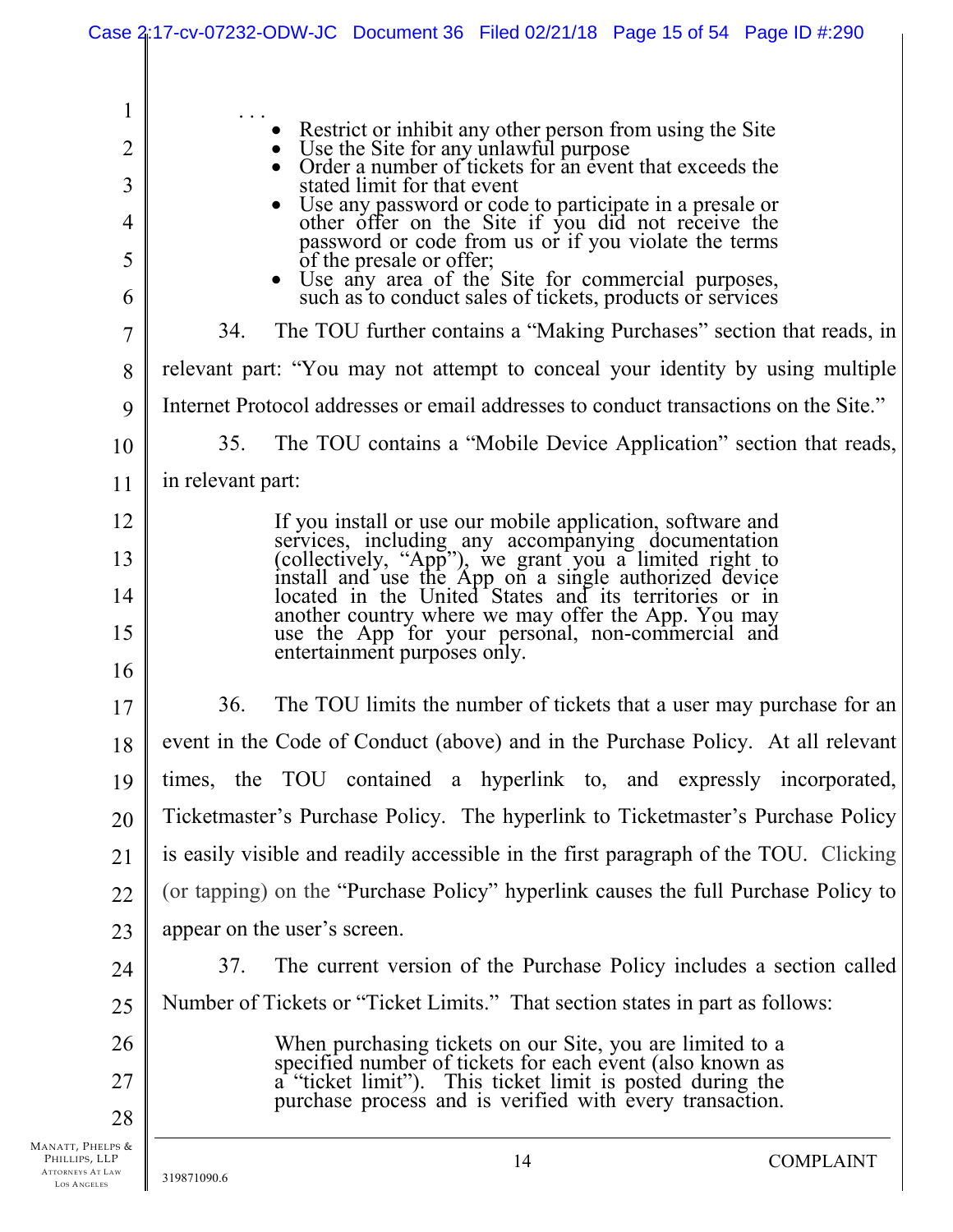> . . .
> - Restrict or inhibit any other person from using the Site
> - Use the Site for any unlawful purpose
> - Order a number of tickets for an event that exceeds the stated limit for that event
> - Use any password or code to participate in a presale or other offer on the Site if you did not receive the password or code from us or if you violate the terms of the presale or offer;
> - Use any area of the Site for commercial purposes, such as to conduct sales of tickets, products or services

34. The TOU further contains a "Making Purchases" section that reads, in relevant part: "You may not attempt to conceal your identity by using multiple Internet Protocol addresses or email addresses to conduct transactions on the Site."

35. The TOU contains a "Mobile Device Application" section that reads, in relevant part:

> If you install or use our mobile application, software and services, including any accompanying documentation (collectively, "App"), we grant you a limited right to install and use the App on a single authorized device located in the United States and its territories or in another country where we may offer the App. You may use the App for your personal, non-commercial and entertainment purposes only.

36. The TOU limits the number of tickets that a user may purchase for an event in the Code of Conduct (above) and in the Purchase Policy. At all relevant times, the TOU contained a hyperlink to, and expressly incorporated, Ticketmaster's Purchase Policy. The hyperlink to Ticketmaster's Purchase Policy is easily visible and readily accessible in the first paragraph of the TOU. Clicking (or tapping) on the "Purchase Policy" hyperlink causes the full Purchase Policy to appear on the user's screen.

37. The current version of the Purchase Policy includes a section called Number of Tickets or "Ticket Limits." That section states in part as follows:

> When purchasing tickets on our Site, you are limited to a specified number of tickets for each event (also known as a "ticket limit"). This ticket limit is posted during the purchase process and is verified with every transaction.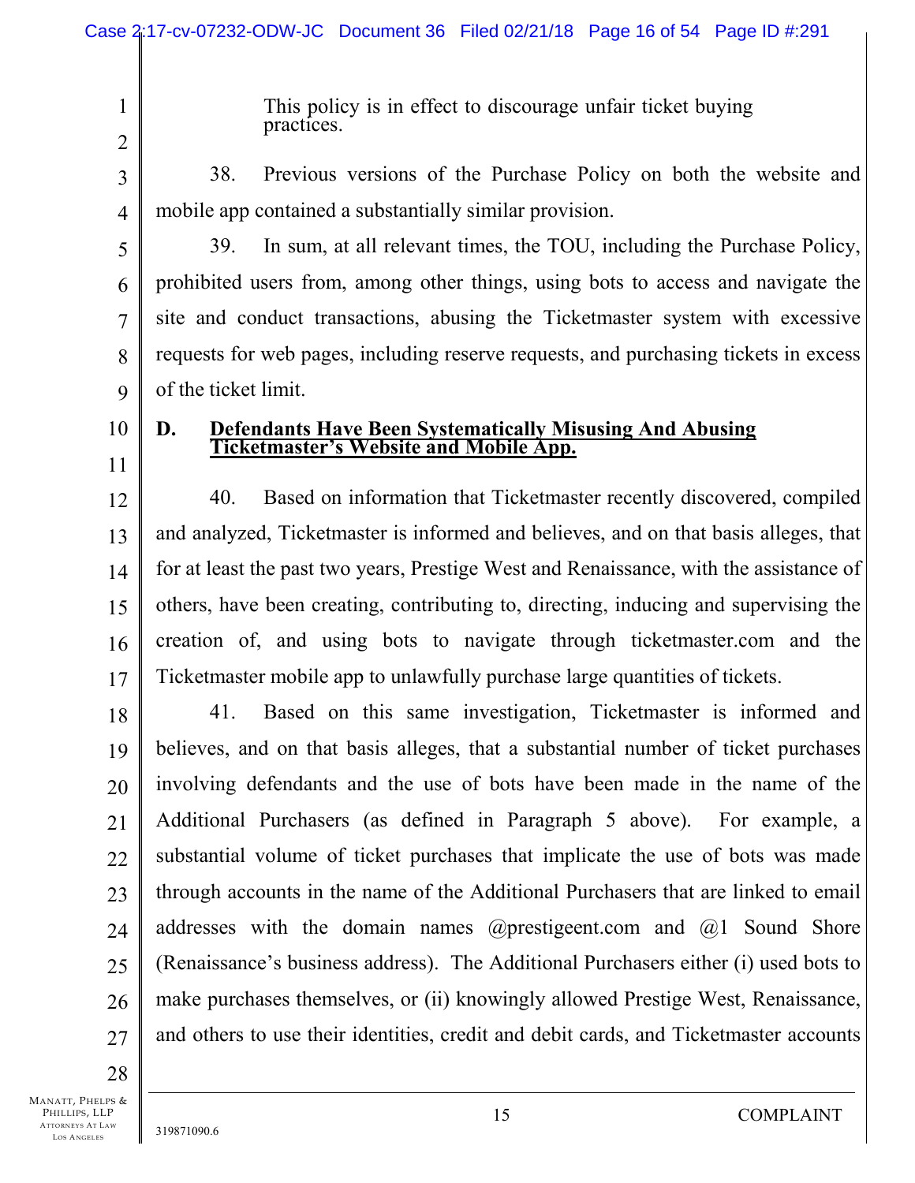This policy is in effect to discourage unfair ticket buying practices.

38. Previous versions of the Purchase Policy on both the website and mobile app contained a substantially similar provision.

39. In sum, at all relevant times, the TOU, including the Purchase Policy, prohibited users from, among other things, using bots to access and navigate the site and conduct transactions, abusing the Ticketmaster system with excessive requests for web pages, including reserve requests, and purchasing tickets in excess of the ticket limit.

## D. Defendants Have Been Systematically Misusing And Abusing Ticketmaster's Website and Mobile App.

40. Based on information that Ticketmaster recently discovered, compiled and analyzed, Ticketmaster is informed and believes, and on that basis alleges, that for at least the past two years, Prestige West and Renaissance, with the assistance of others, have been creating, contributing to, directing, inducing and supervising the creation of, and using bots to navigate through ticketmaster.com and the Ticketmaster mobile app to unlawfully purchase large quantities of tickets.

41. Based on this same investigation, Ticketmaster is informed and believes, and on that basis alleges, that a substantial number of ticket purchases involving defendants and the use of bots have been made in the name of the Additional Purchasers (as defined in Paragraph 5 above). For example, a substantial volume of ticket purchases that implicate the use of bots was made through accounts in the name of the Additional Purchasers that are linked to email addresses with the domain names @prestigeent.com and @1 Sound Shore (Renaissance's business address). The Additional Purchasers either (i) used bots to make purchases themselves, or (ii) knowingly allowed Prestige West, Renaissance, and others to use their identities, credit and debit cards, and Ticketmaster accounts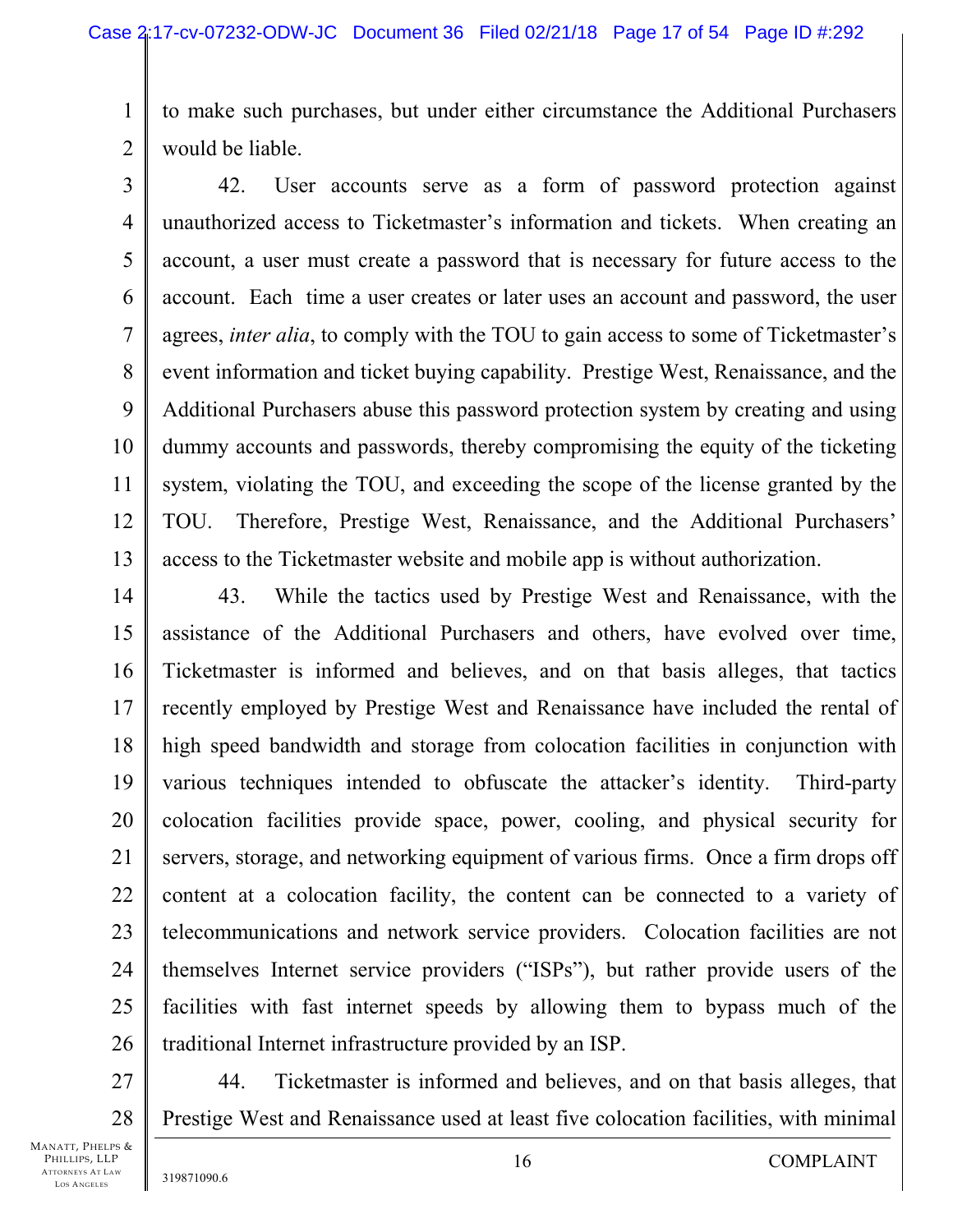to make such purchases, but under either circumstance the Additional Purchasers would be liable.

42. User accounts serve as a form of password protection against unauthorized access to Ticketmaster's information and tickets. When creating an account, a user must create a password that is necessary for future access to the account. Each time a user creates or later uses an account and password, the user agrees, *inter alia*, to comply with the TOU to gain access to some of Ticketmaster's event information and ticket buying capability. Prestige West, Renaissance, and the Additional Purchasers abuse this password protection system by creating and using dummy accounts and passwords, thereby compromising the equity of the ticketing system, violating the TOU, and exceeding the scope of the license granted by the TOU. Therefore, Prestige West, Renaissance, and the Additional Purchasers' access to the Ticketmaster website and mobile app is without authorization.

43. While the tactics used by Prestige West and Renaissance, with the assistance of the Additional Purchasers and others, have evolved over time, Ticketmaster is informed and believes, and on that basis alleges, that tactics recently employed by Prestige West and Renaissance have included the rental of high speed bandwidth and storage from colocation facilities in conjunction with various techniques intended to obfuscate the attacker's identity. Third-party colocation facilities provide space, power, cooling, and physical security for servers, storage, and networking equipment of various firms. Once a firm drops off content at a colocation facility, the content can be connected to a variety of telecommunications and network service providers. Colocation facilities are not themselves Internet service providers ("ISPs"), but rather provide users of the facilities with fast internet speeds by allowing them to bypass much of the traditional Internet infrastructure provided by an ISP.

44. Ticketmaster is informed and believes, and on that basis alleges, that Prestige West and Renaissance used at least five colocation facilities, with minimal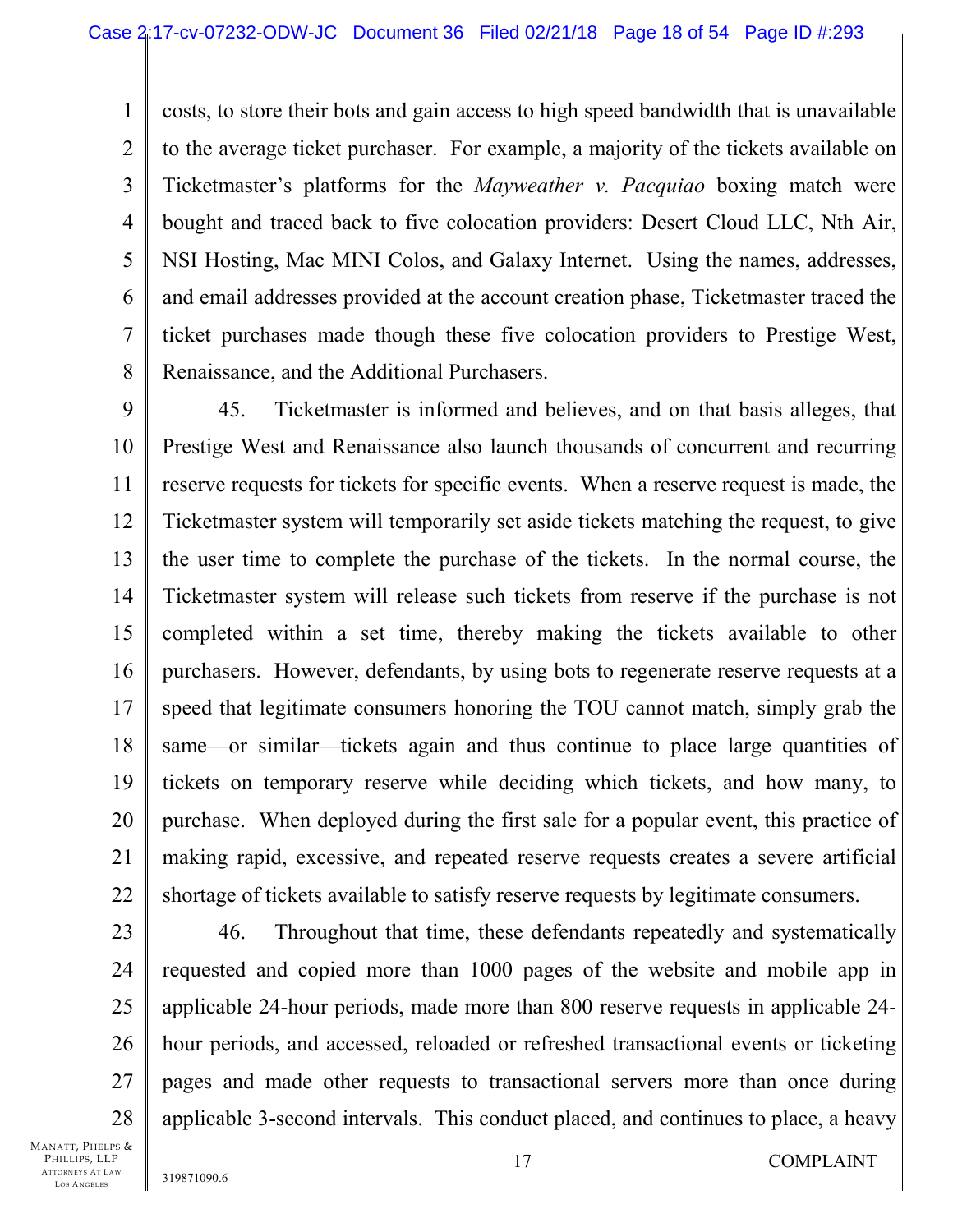costs, to store their bots and gain access to high speed bandwidth that is unavailable to the average ticket purchaser. For example, a majority of the tickets available on Ticketmaster's platforms for the *Mayweather v. Pacquiao* boxing match were bought and traced back to five colocation providers: Desert Cloud LLC, Nth Air, NSI Hosting, Mac MINI Colos, and Galaxy Internet. Using the names, addresses, and email addresses provided at the account creation phase, Ticketmaster traced the ticket purchases made though these five colocation providers to Prestige West, Renaissance, and the Additional Purchasers.

45. Ticketmaster is informed and believes, and on that basis alleges, that Prestige West and Renaissance also launch thousands of concurrent and recurring reserve requests for tickets for specific events. When a reserve request is made, the Ticketmaster system will temporarily set aside tickets matching the request, to give the user time to complete the purchase of the tickets. In the normal course, the Ticketmaster system will release such tickets from reserve if the purchase is not completed within a set time, thereby making the tickets available to other purchasers. However, defendants, by using bots to regenerate reserve requests at a speed that legitimate consumers honoring the TOU cannot match, simply grab the same—or similar—tickets again and thus continue to place large quantities of tickets on temporary reserve while deciding which tickets, and how many, to purchase. When deployed during the first sale for a popular event, this practice of making rapid, excessive, and repeated reserve requests creates a severe artificial shortage of tickets available to satisfy reserve requests by legitimate consumers.

46. Throughout that time, these defendants repeatedly and systematically requested and copied more than 1000 pages of the website and mobile app in applicable 24-hour periods, made more than 800 reserve requests in applicable 24-hour periods, and accessed, reloaded or refreshed transactional events or ticketing pages and made other requests to transactional servers more than once during applicable 3-second intervals. This conduct placed, and continues to place, a heavy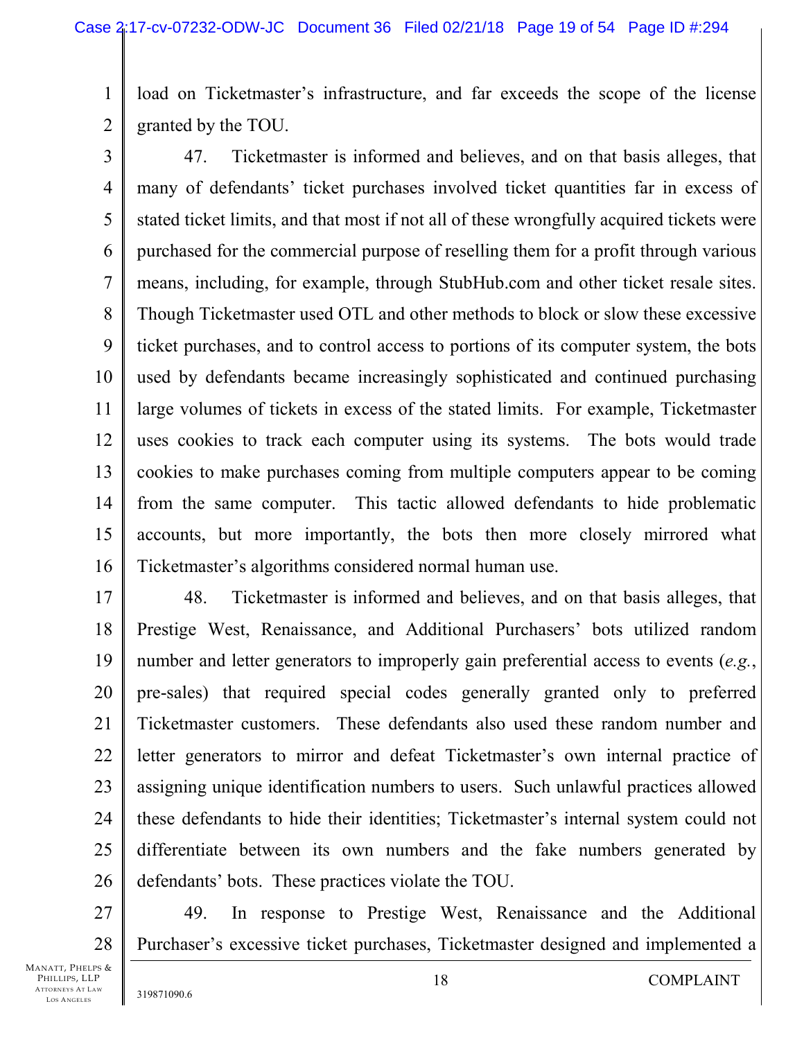load on Ticketmaster's infrastructure, and far exceeds the scope of the license granted by the TOU.

47. Ticketmaster is informed and believes, and on that basis alleges, that many of defendants' ticket purchases involved ticket quantities far in excess of stated ticket limits, and that most if not all of these wrongfully acquired tickets were purchased for the commercial purpose of reselling them for a profit through various means, including, for example, through StubHub.com and other ticket resale sites. Though Ticketmaster used OTL and other methods to block or slow these excessive ticket purchases, and to control access to portions of its computer system, the bots used by defendants became increasingly sophisticated and continued purchasing large volumes of tickets in excess of the stated limits. For example, Ticketmaster uses cookies to track each computer using its systems. The bots would trade cookies to make purchases coming from multiple computers appear to be coming from the same computer. This tactic allowed defendants to hide problematic accounts, but more importantly, the bots then more closely mirrored what Ticketmaster's algorithms considered normal human use.

48. Ticketmaster is informed and believes, and on that basis alleges, that Prestige West, Renaissance, and Additional Purchasers' bots utilized random number and letter generators to improperly gain preferential access to events (*e.g.*, pre-sales) that required special codes generally granted only to preferred Ticketmaster customers. These defendants also used these random number and letter generators to mirror and defeat Ticketmaster's own internal practice of assigning unique identification numbers to users. Such unlawful practices allowed these defendants to hide their identities; Ticketmaster's internal system could not differentiate between its own numbers and the fake numbers generated by defendants' bots. These practices violate the TOU.

49. In response to Prestige West, Renaissance and the Additional Purchaser's excessive ticket purchases, Ticketmaster designed and implemented a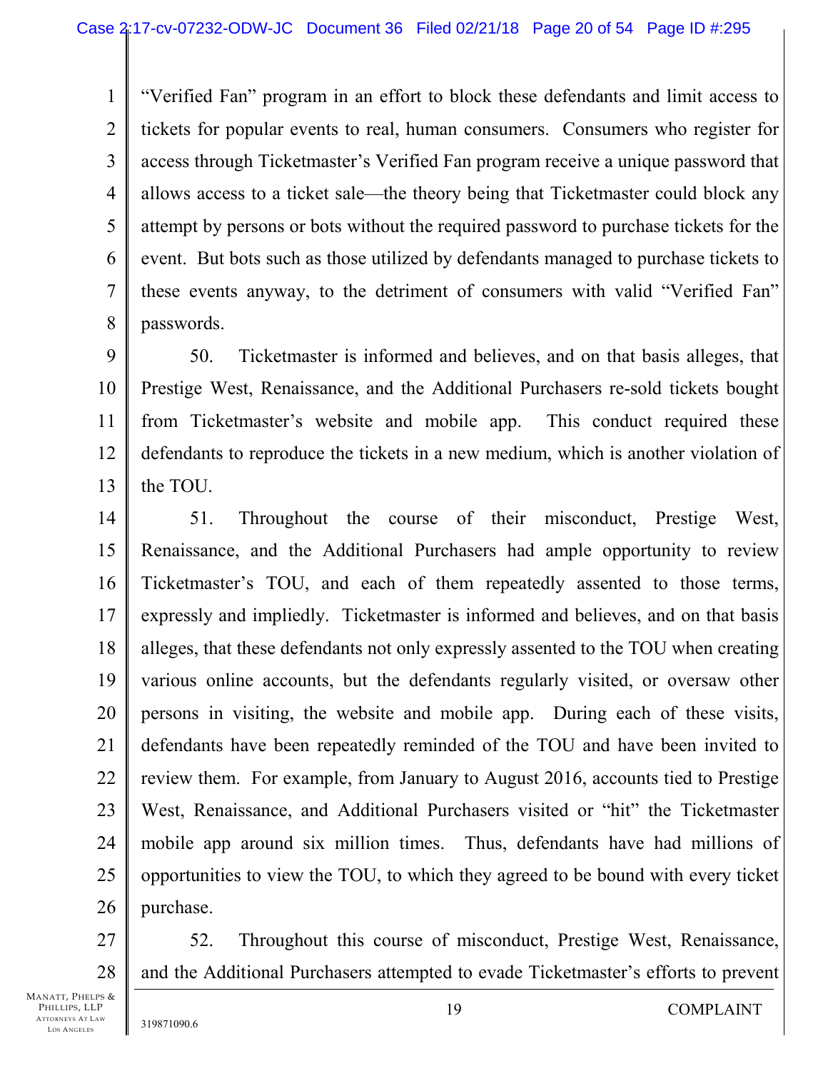"Verified Fan" program in an effort to block these defendants and limit access to tickets for popular events to real, human consumers. Consumers who register for access through Ticketmaster's Verified Fan program receive a unique password that allows access to a ticket sale—the theory being that Ticketmaster could block any attempt by persons or bots without the required password to purchase tickets for the event. But bots such as those utilized by defendants managed to purchase tickets to these events anyway, to the detriment of consumers with valid "Verified Fan" passwords.

50. Ticketmaster is informed and believes, and on that basis alleges, that Prestige West, Renaissance, and the Additional Purchasers re-sold tickets bought from Ticketmaster's website and mobile app. This conduct required these defendants to reproduce the tickets in a new medium, which is another violation of the TOU.

51. Throughout the course of their misconduct, Prestige West, Renaissance, and the Additional Purchasers had ample opportunity to review Ticketmaster's TOU, and each of them repeatedly assented to those terms, expressly and impliedly. Ticketmaster is informed and believes, and on that basis alleges, that these defendants not only expressly assented to the TOU when creating various online accounts, but the defendants regularly visited, or oversaw other persons in visiting, the website and mobile app. During each of these visits, defendants have been repeatedly reminded of the TOU and have been invited to review them. For example, from January to August 2016, accounts tied to Prestige West, Renaissance, and Additional Purchasers visited or "hit" the Ticketmaster mobile app around six million times. Thus, defendants have had millions of opportunities to view the TOU, to which they agreed to be bound with every ticket purchase.

52. Throughout this course of misconduct, Prestige West, Renaissance, and the Additional Purchasers attempted to evade Ticketmaster's efforts to prevent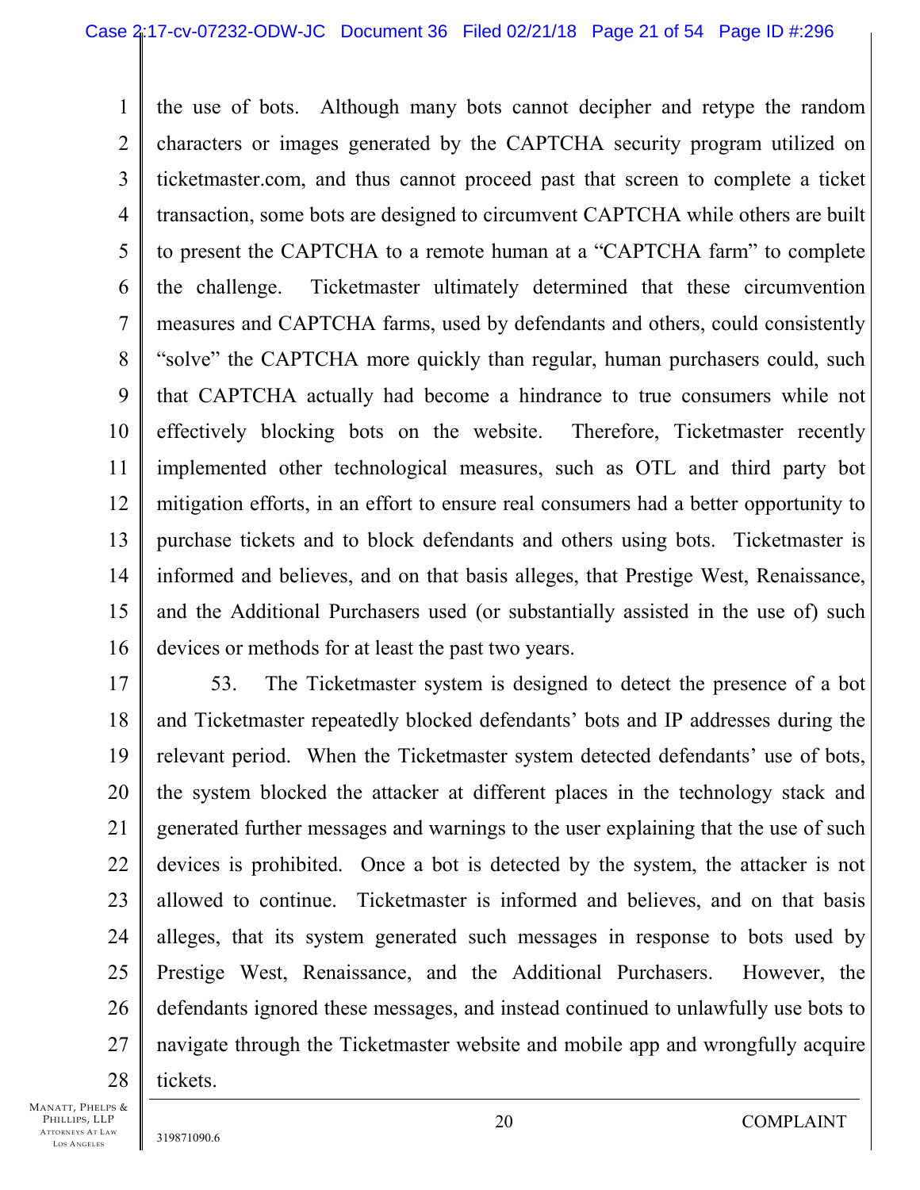the use of bots. Although many bots cannot decipher and retype the random characters or images generated by the CAPTCHA security program utilized on ticketmaster.com, and thus cannot proceed past that screen to complete a ticket transaction, some bots are designed to circumvent CAPTCHA while others are built to present the CAPTCHA to a remote human at a "CAPTCHA farm" to complete the challenge. Ticketmaster ultimately determined that these circumvention measures and CAPTCHA farms, used by defendants and others, could consistently "solve" the CAPTCHA more quickly than regular, human purchasers could, such that CAPTCHA actually had become a hindrance to true consumers while not effectively blocking bots on the website. Therefore, Ticketmaster recently implemented other technological measures, such as OTL and third party bot mitigation efforts, in an effort to ensure real consumers had a better opportunity to purchase tickets and to block defendants and others using bots. Ticketmaster is informed and believes, and on that basis alleges, that Prestige West, Renaissance, and the Additional Purchasers used (or substantially assisted in the use of) such devices or methods for at least the past two years.

53. The Ticketmaster system is designed to detect the presence of a bot and Ticketmaster repeatedly blocked defendants' bots and IP addresses during the relevant period. When the Ticketmaster system detected defendants' use of bots, the system blocked the attacker at different places in the technology stack and generated further messages and warnings to the user explaining that the use of such devices is prohibited. Once a bot is detected by the system, the attacker is not allowed to continue. Ticketmaster is informed and believes, and on that basis alleges, that its system generated such messages in response to bots used by Prestige West, Renaissance, and the Additional Purchasers. However, the defendants ignored these messages, and instead continued to unlawfully use bots to navigate through the Ticketmaster website and mobile app and wrongfully acquire tickets.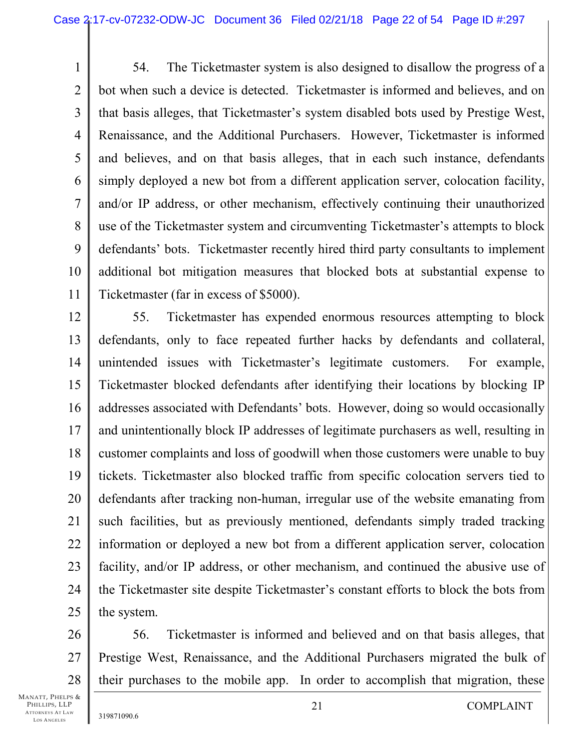54. The Ticketmaster system is also designed to disallow the progress of a bot when such a device is detected. Ticketmaster is informed and believes, and on that basis alleges, that Ticketmaster's system disabled bots used by Prestige West, Renaissance, and the Additional Purchasers. However, Ticketmaster is informed and believes, and on that basis alleges, that in each such instance, defendants simply deployed a new bot from a different application server, colocation facility, and/or IP address, or other mechanism, effectively continuing their unauthorized use of the Ticketmaster system and circumventing Ticketmaster's attempts to block defendants' bots. Ticketmaster recently hired third party consultants to implement additional bot mitigation measures that blocked bots at substantial expense to Ticketmaster (far in excess of $5000).

55. Ticketmaster has expended enormous resources attempting to block defendants, only to face repeated further hacks by defendants and collateral, unintended issues with Ticketmaster's legitimate customers. For example, Ticketmaster blocked defendants after identifying their locations by blocking IP addresses associated with Defendants' bots. However, doing so would occasionally and unintentionally block IP addresses of legitimate purchasers as well, resulting in customer complaints and loss of goodwill when those customers were unable to buy tickets. Ticketmaster also blocked traffic from specific colocation servers tied to defendants after tracking non-human, irregular use of the website emanating from such facilities, but as previously mentioned, defendants simply traded tracking information or deployed a new bot from a different application server, colocation facility, and/or IP address, or other mechanism, and continued the abusive use of the Ticketmaster site despite Ticketmaster's constant efforts to block the bots from the system.

56. Ticketmaster is informed and believed and on that basis alleges, that Prestige West, Renaissance, and the Additional Purchasers migrated the bulk of their purchases to the mobile app. In order to accomplish that migration, these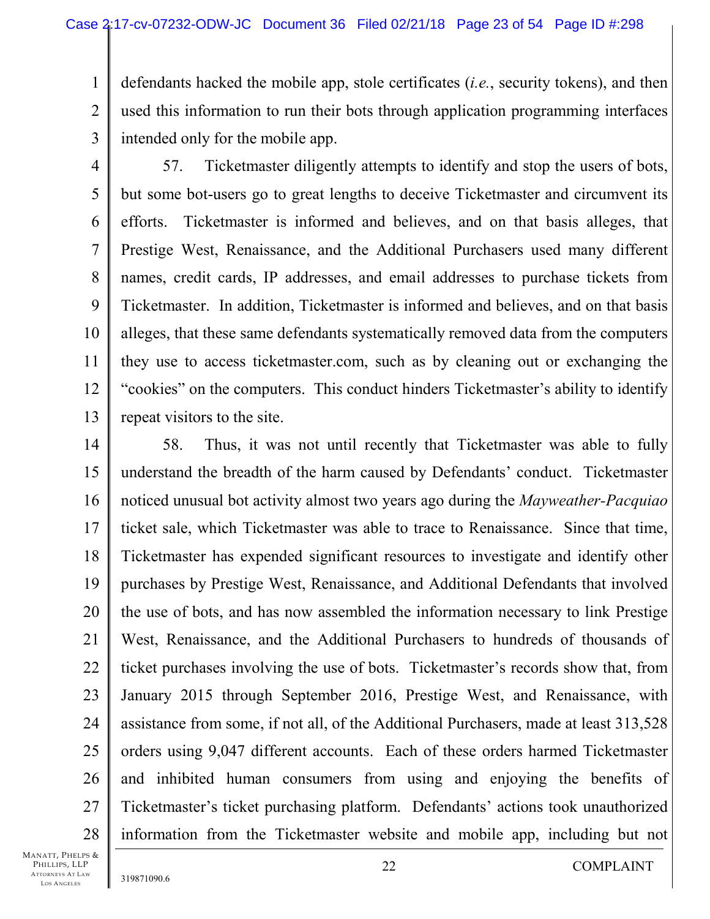defendants hacked the mobile app, stole certificates (*i.e.*, security tokens), and then used this information to run their bots through application programming interfaces intended only for the mobile app.

57. Ticketmaster diligently attempts to identify and stop the users of bots, but some bot-users go to great lengths to deceive Ticketmaster and circumvent its efforts. Ticketmaster is informed and believes, and on that basis alleges, that Prestige West, Renaissance, and the Additional Purchasers used many different names, credit cards, IP addresses, and email addresses to purchase tickets from Ticketmaster. In addition, Ticketmaster is informed and believes, and on that basis alleges, that these same defendants systematically removed data from the computers they use to access ticketmaster.com, such as by cleaning out or exchanging the "cookies" on the computers. This conduct hinders Ticketmaster's ability to identify repeat visitors to the site.

58. Thus, it was not until recently that Ticketmaster was able to fully understand the breadth of the harm caused by Defendants' conduct. Ticketmaster noticed unusual bot activity almost two years ago during the *Mayweather-Pacquiao* ticket sale, which Ticketmaster was able to trace to Renaissance. Since that time, Ticketmaster has expended significant resources to investigate and identify other purchases by Prestige West, Renaissance, and Additional Defendants that involved the use of bots, and has now assembled the information necessary to link Prestige West, Renaissance, and the Additional Purchasers to hundreds of thousands of ticket purchases involving the use of bots. Ticketmaster's records show that, from January 2015 through September 2016, Prestige West, and Renaissance, with assistance from some, if not all, of the Additional Purchasers, made at least 313,528 orders using 9,047 different accounts. Each of these orders harmed Ticketmaster and inhibited human consumers from using and enjoying the benefits of Ticketmaster's ticket purchasing platform. Defendants' actions took unauthorized information from the Ticketmaster website and mobile app, including but not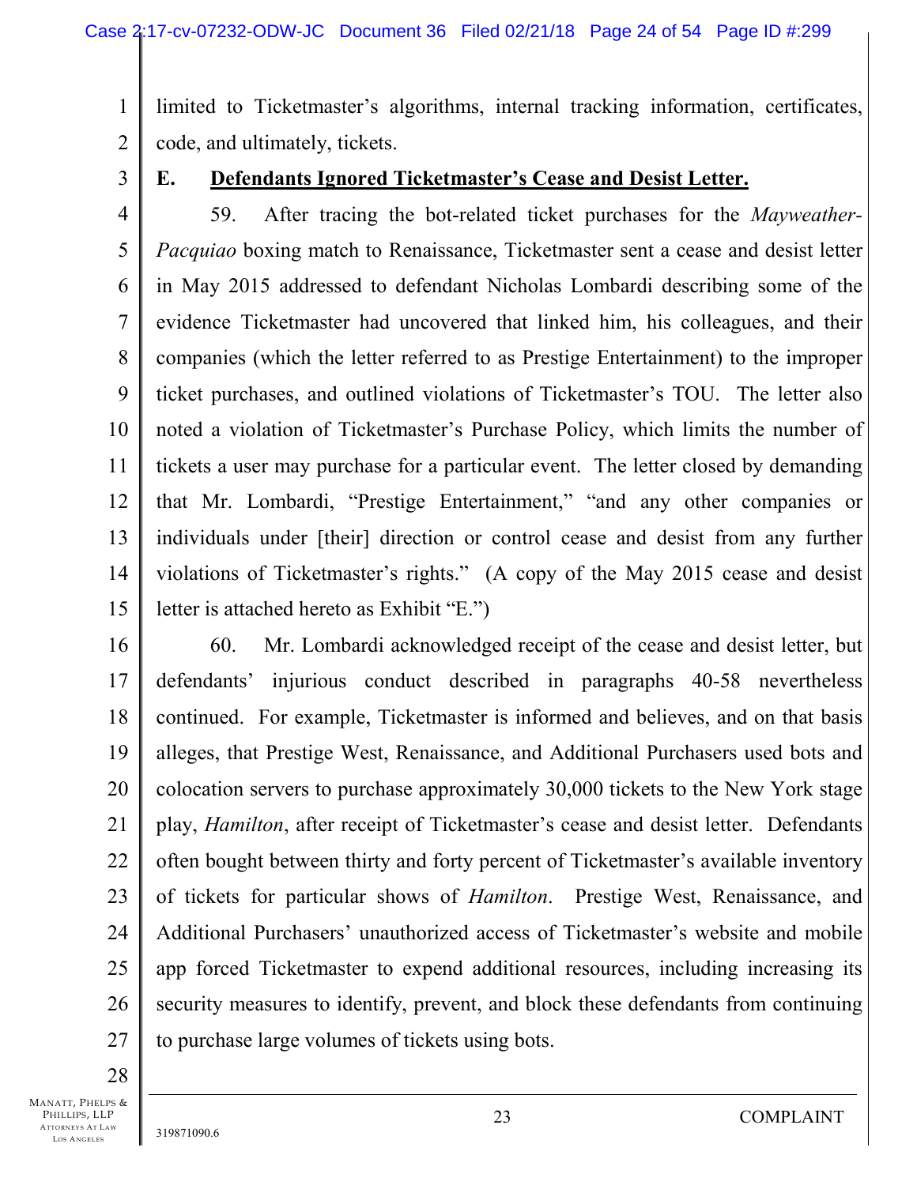limited to Ticketmaster's algorithms, internal tracking information, certificates, code, and ultimately, tickets.

**E. <u>Defendants Ignored Ticketmaster's Cease and Desist Letter.</u>**

59. After tracing the bot-related ticket purchases for the *Mayweather-Pacquiao* boxing match to Renaissance, Ticketmaster sent a cease and desist letter in May 2015 addressed to defendant Nicholas Lombardi describing some of the evidence Ticketmaster had uncovered that linked him, his colleagues, and their companies (which the letter referred to as Prestige Entertainment) to the improper ticket purchases, and outlined violations of Ticketmaster's TOU. The letter also noted a violation of Ticketmaster's Purchase Policy, which limits the number of tickets a user may purchase for a particular event. The letter closed by demanding that Mr. Lombardi, "Prestige Entertainment," "and any other companies or individuals under [their] direction or control cease and desist from any further violations of Ticketmaster's rights." (A copy of the May 2015 cease and desist letter is attached hereto as Exhibit "E.")

60. Mr. Lombardi acknowledged receipt of the cease and desist letter, but defendants' injurious conduct described in paragraphs 40-58 nevertheless continued. For example, Ticketmaster is informed and believes, and on that basis alleges, that Prestige West, Renaissance, and Additional Purchasers used bots and colocation servers to purchase approximately 30,000 tickets to the New York stage play, *Hamilton*, after receipt of Ticketmaster's cease and desist letter. Defendants often bought between thirty and forty percent of Ticketmaster's available inventory of tickets for particular shows of *Hamilton*. Prestige West, Renaissance, and Additional Purchasers' unauthorized access of Ticketmaster's website and mobile app forced Ticketmaster to expend additional resources, including increasing its security measures to identify, prevent, and block these defendants from continuing to purchase large volumes of tickets using bots.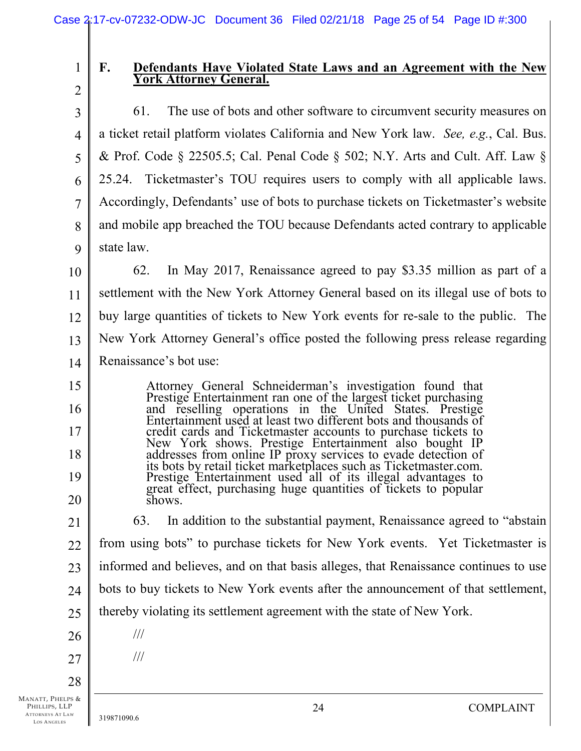### F. Defendants Have Violated State Laws and an Agreement with the New York Attorney General.

61. The use of bots and other software to circumvent security measures on a ticket retail platform violates California and New York law. *See, e.g.*, Cal. Bus. & Prof. Code § 22505.5; Cal. Penal Code § 502; N.Y. Arts and Cult. Aff. Law § 25.24. Ticketmaster's TOU requires users to comply with all applicable laws. Accordingly, Defendants' use of bots to purchase tickets on Ticketmaster's website and mobile app breached the TOU because Defendants acted contrary to applicable state law.

62. In May 2017, Renaissance agreed to pay $3.35 million as part of a settlement with the New York Attorney General based on its illegal use of bots to buy large quantities of tickets to New York events for re-sale to the public. The New York Attorney General's office posted the following press release regarding Renaissance's bot use:

> Attorney General Schneiderman's investigation found that Prestige Entertainment ran one of the largest ticket purchasing and reselling operations in the United States. Prestige Entertainment used at least two different bots and thousands of credit cards and Ticketmaster accounts to purchase tickets to New York shows. Prestige Entertainment also bought IP addresses from online IP proxy services to evade detection of its bots by retail ticket marketplaces such as Ticketmaster.com. Prestige Entertainment used all of its illegal advantages to great effect, purchasing huge quantities of tickets to popular shows.

63. In addition to the substantial payment, Renaissance agreed to "abstain from using bots" to purchase tickets for New York events. Yet Ticketmaster is informed and believes, and on that basis alleges, that Renaissance continues to use bots to buy tickets to New York events after the announcement of that settlement, thereby violating its settlement agreement with the state of New York.

///

///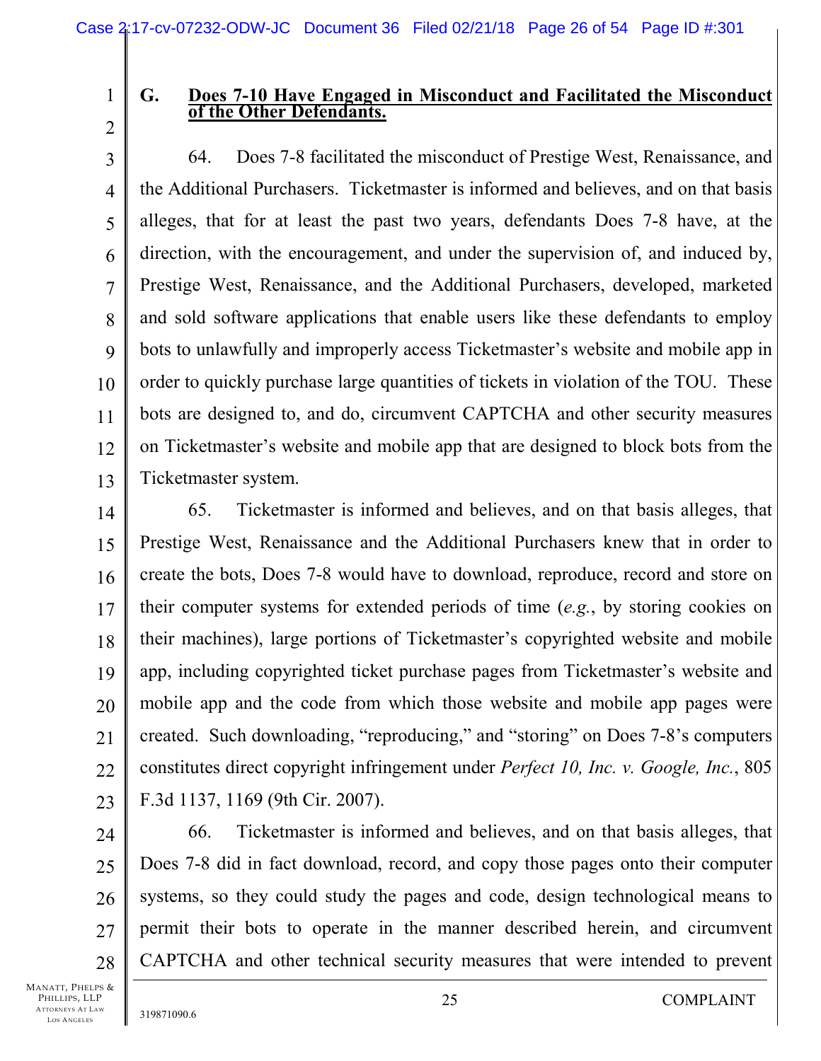## G. Does 7-10 Have Engaged in Misconduct and Facilitated the Misconduct of the Other Defendants.

64. Does 7-8 facilitated the misconduct of Prestige West, Renaissance, and the Additional Purchasers. Ticketmaster is informed and believes, and on that basis alleges, that for at least the past two years, defendants Does 7-8 have, at the direction, with the encouragement, and under the supervision of, and induced by, Prestige West, Renaissance, and the Additional Purchasers, developed, marketed and sold software applications that enable users like these defendants to employ bots to unlawfully and improperly access Ticketmaster's website and mobile app in order to quickly purchase large quantities of tickets in violation of the TOU. These bots are designed to, and do, circumvent CAPTCHA and other security measures on Ticketmaster's website and mobile app that are designed to block bots from the Ticketmaster system.

65. Ticketmaster is informed and believes, and on that basis alleges, that Prestige West, Renaissance and the Additional Purchasers knew that in order to create the bots, Does 7-8 would have to download, reproduce, record and store on their computer systems for extended periods of time (*e.g.*, by storing cookies on their machines), large portions of Ticketmaster's copyrighted website and mobile app, including copyrighted ticket purchase pages from Ticketmaster's website and mobile app and the code from which those website and mobile app pages were created. Such downloading, "reproducing," and "storing" on Does 7-8's computers constitutes direct copyright infringement under *Perfect 10, Inc. v. Google, Inc.*, 805 F.3d 1137, 1169 (9th Cir. 2007).

66. Ticketmaster is informed and believes, and on that basis alleges, that Does 7-8 did in fact download, record, and copy those pages onto their computer systems, so they could study the pages and code, design technological means to permit their bots to operate in the manner described herein, and circumvent CAPTCHA and other technical security measures that were intended to prevent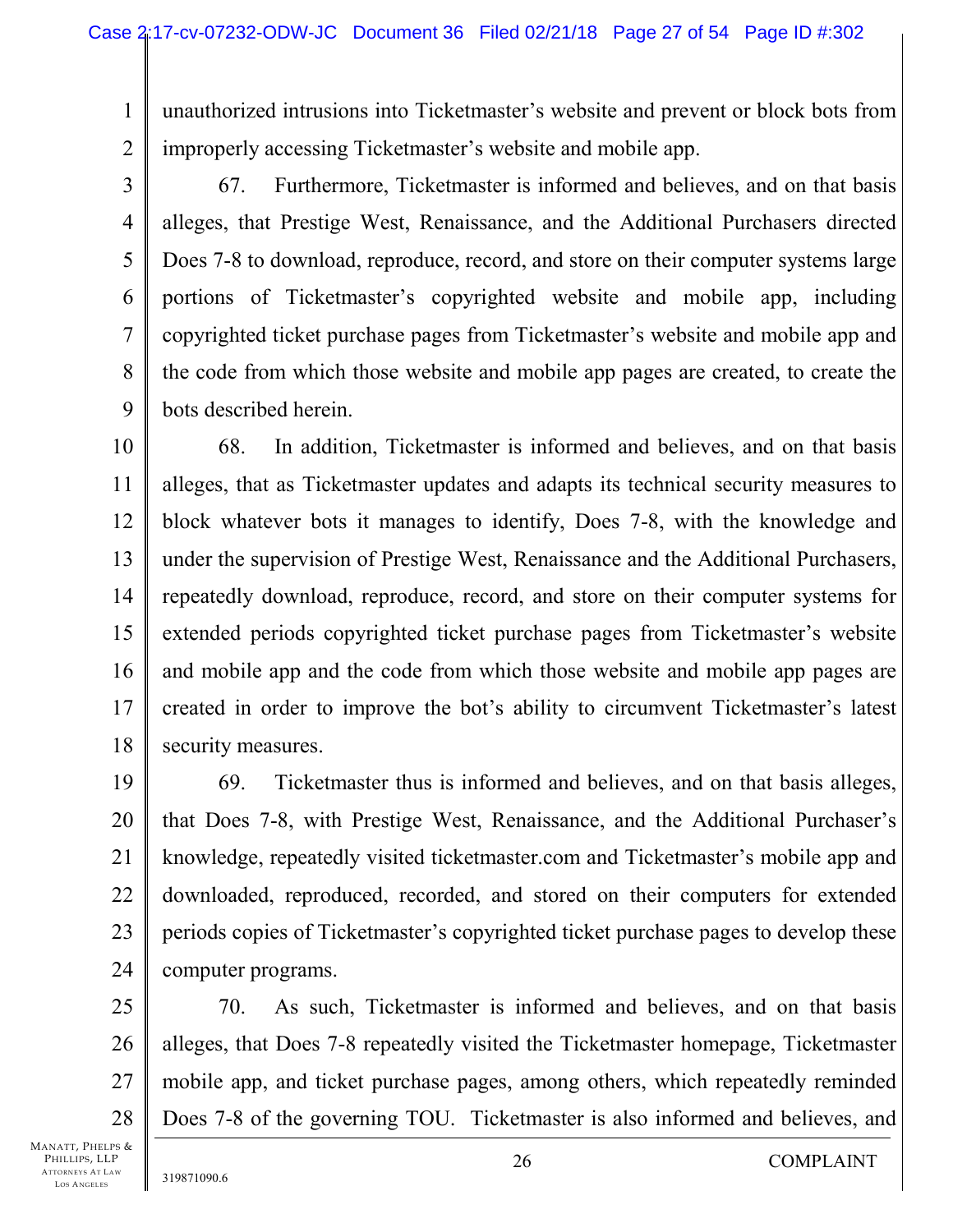unauthorized intrusions into Ticketmaster's website and prevent or block bots from improperly accessing Ticketmaster's website and mobile app.

67. Furthermore, Ticketmaster is informed and believes, and on that basis alleges, that Prestige West, Renaissance, and the Additional Purchasers directed Does 7-8 to download, reproduce, record, and store on their computer systems large portions of Ticketmaster's copyrighted website and mobile app, including copyrighted ticket purchase pages from Ticketmaster's website and mobile app and the code from which those website and mobile app pages are created, to create the bots described herein.

68. In addition, Ticketmaster is informed and believes, and on that basis alleges, that as Ticketmaster updates and adapts its technical security measures to block whatever bots it manages to identify, Does 7-8, with the knowledge and under the supervision of Prestige West, Renaissance and the Additional Purchasers, repeatedly download, reproduce, record, and store on their computer systems for extended periods copyrighted ticket purchase pages from Ticketmaster's website and mobile app and the code from which those website and mobile app pages are created in order to improve the bot's ability to circumvent Ticketmaster's latest security measures.

69. Ticketmaster thus is informed and believes, and on that basis alleges, that Does 7-8, with Prestige West, Renaissance, and the Additional Purchaser's knowledge, repeatedly visited ticketmaster.com and Ticketmaster's mobile app and downloaded, reproduced, recorded, and stored on their computers for extended periods copies of Ticketmaster's copyrighted ticket purchase pages to develop these computer programs.

70. As such, Ticketmaster is informed and believes, and on that basis alleges, that Does 7-8 repeatedly visited the Ticketmaster homepage, Ticketmaster mobile app, and ticket purchase pages, among others, which repeatedly reminded Does 7-8 of the governing TOU. Ticketmaster is also informed and believes, and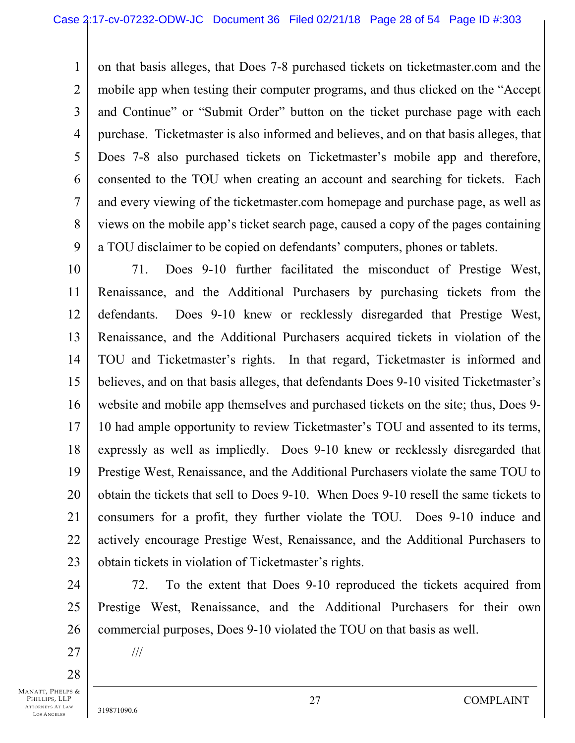on that basis alleges, that Does 7-8 purchased tickets on ticketmaster.com and the mobile app when testing their computer programs, and thus clicked on the "Accept and Continue" or "Submit Order" button on the ticket purchase page with each purchase. Ticketmaster is also informed and believes, and on that basis alleges, that Does 7-8 also purchased tickets on Ticketmaster's mobile app and therefore, consented to the TOU when creating an account and searching for tickets. Each and every viewing of the ticketmaster.com homepage and purchase page, as well as views on the mobile app's ticket search page, caused a copy of the pages containing a TOU disclaimer to be copied on defendants' computers, phones or tablets.

71. Does 9-10 further facilitated the misconduct of Prestige West, Renaissance, and the Additional Purchasers by purchasing tickets from the defendants. Does 9-10 knew or recklessly disregarded that Prestige West, Renaissance, and the Additional Purchasers acquired tickets in violation of the TOU and Ticketmaster's rights. In that regard, Ticketmaster is informed and believes, and on that basis alleges, that defendants Does 9-10 visited Ticketmaster's website and mobile app themselves and purchased tickets on the site; thus, Does 9-10 had ample opportunity to review Ticketmaster's TOU and assented to its terms, expressly as well as impliedly. Does 9-10 knew or recklessly disregarded that Prestige West, Renaissance, and the Additional Purchasers violate the same TOU to obtain the tickets that sell to Does 9-10. When Does 9-10 resell the same tickets to consumers for a profit, they further violate the TOU. Does 9-10 induce and actively encourage Prestige West, Renaissance, and the Additional Purchasers to obtain tickets in violation of Ticketmaster's rights.

72. To the extent that Does 9-10 reproduced the tickets acquired from Prestige West, Renaissance, and the Additional Purchasers for their own commercial purposes, Does 9-10 violated the TOU on that basis as well.

///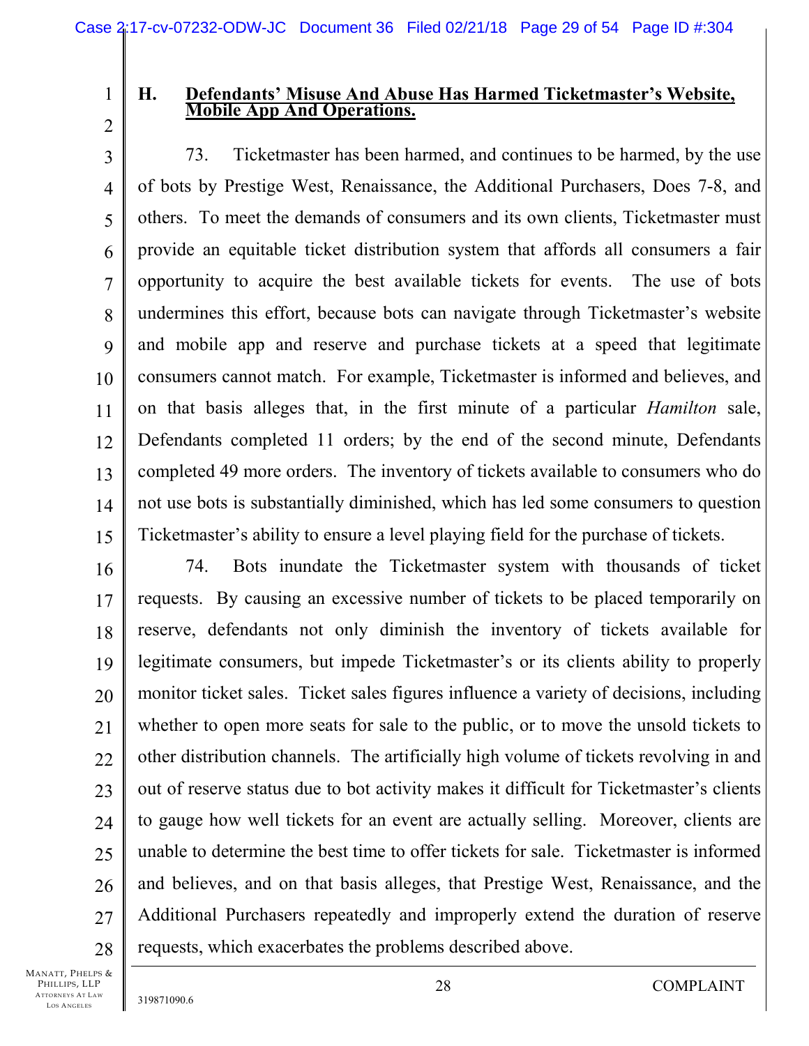### H. Defendants' Misuse And Abuse Has Harmed Ticketmaster's Website, Mobile App And Operations.

73. Ticketmaster has been harmed, and continues to be harmed, by the use of bots by Prestige West, Renaissance, the Additional Purchasers, Does 7-8, and others. To meet the demands of consumers and its own clients, Ticketmaster must provide an equitable ticket distribution system that affords all consumers a fair opportunity to acquire the best available tickets for events. The use of bots undermines this effort, because bots can navigate through Ticketmaster's website and mobile app and reserve and purchase tickets at a speed that legitimate consumers cannot match. For example, Ticketmaster is informed and believes, and on that basis alleges that, in the first minute of a particular *Hamilton* sale, Defendants completed 11 orders; by the end of the second minute, Defendants completed 49 more orders. The inventory of tickets available to consumers who do not use bots is substantially diminished, which has led some consumers to question Ticketmaster's ability to ensure a level playing field for the purchase of tickets.

74. Bots inundate the Ticketmaster system with thousands of ticket requests. By causing an excessive number of tickets to be placed temporarily on reserve, defendants not only diminish the inventory of tickets available for legitimate consumers, but impede Ticketmaster's or its clients ability to properly monitor ticket sales. Ticket sales figures influence a variety of decisions, including whether to open more seats for sale to the public, or to move the unsold tickets to other distribution channels. The artificially high volume of tickets revolving in and out of reserve status due to bot activity makes it difficult for Ticketmaster's clients to gauge how well tickets for an event are actually selling. Moreover, clients are unable to determine the best time to offer tickets for sale. Ticketmaster is informed and believes, and on that basis alleges, that Prestige West, Renaissance, and the Additional Purchasers repeatedly and improperly extend the duration of reserve requests, which exacerbates the problems described above.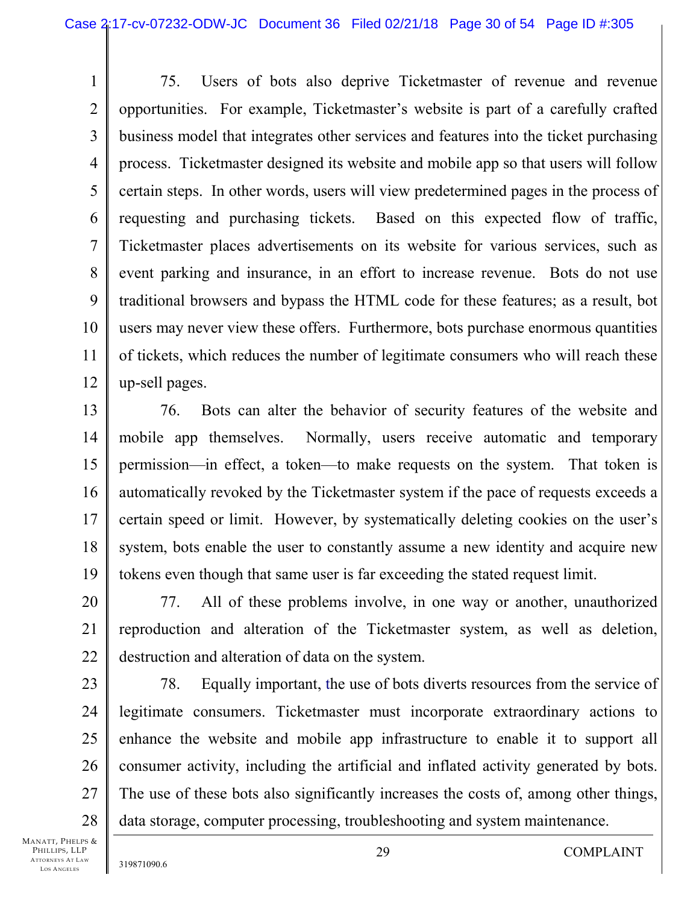75. Users of bots also deprive Ticketmaster of revenue and revenue opportunities. For example, Ticketmaster's website is part of a carefully crafted business model that integrates other services and features into the ticket purchasing process. Ticketmaster designed its website and mobile app so that users will follow certain steps. In other words, users will view predetermined pages in the process of requesting and purchasing tickets. Based on this expected flow of traffic, Ticketmaster places advertisements on its website for various services, such as event parking and insurance, in an effort to increase revenue. Bots do not use traditional browsers and bypass the HTML code for these features; as a result, bot users may never view these offers. Furthermore, bots purchase enormous quantities of tickets, which reduces the number of legitimate consumers who will reach these up-sell pages.

76. Bots can alter the behavior of security features of the website and mobile app themselves. Normally, users receive automatic and temporary permission—in effect, a token—to make requests on the system. That token is automatically revoked by the Ticketmaster system if the pace of requests exceeds a certain speed or limit. However, by systematically deleting cookies on the user's system, bots enable the user to constantly assume a new identity and acquire new tokens even though that same user is far exceeding the stated request limit.

77. All of these problems involve, in one way or another, unauthorized reproduction and alteration of the Ticketmaster system, as well as deletion, destruction and alteration of data on the system.

78. Equally important, the use of bots diverts resources from the service of legitimate consumers. Ticketmaster must incorporate extraordinary actions to enhance the website and mobile app infrastructure to enable it to support all consumer activity, including the artificial and inflated activity generated by bots. The use of these bots also significantly increases the costs of, among other things, data storage, computer processing, troubleshooting and system maintenance.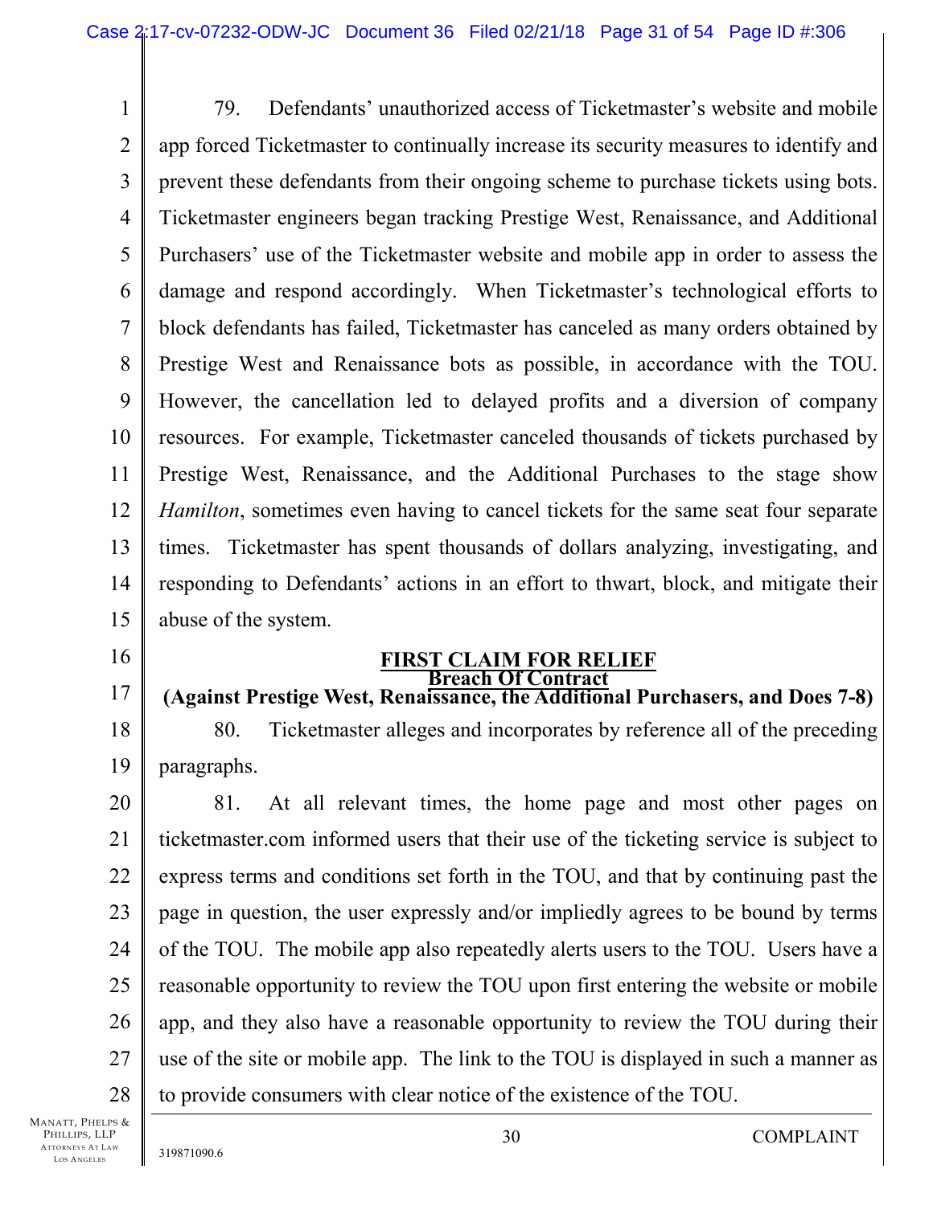79. Defendants' unauthorized access of Ticketmaster's website and mobile app forced Ticketmaster to continually increase its security measures to identify and prevent these defendants from their ongoing scheme to purchase tickets using bots. Ticketmaster engineers began tracking Prestige West, Renaissance, and Additional Purchasers' use of the Ticketmaster website and mobile app in order to assess the damage and respond accordingly. When Ticketmaster's technological efforts to block defendants has failed, Ticketmaster has canceled as many orders obtained by Prestige West and Renaissance bots as possible, in accordance with the TOU. However, the cancellation led to delayed profits and a diversion of company resources. For example, Ticketmaster canceled thousands of tickets purchased by Prestige West, Renaissance, and the Additional Purchases to the stage show *Hamilton*, sometimes even having to cancel tickets for the same seat four separate times. Ticketmaster has spent thousands of dollars analyzing, investigating, and responding to Defendants' actions in an effort to thwart, block, and mitigate their abuse of the system.

## FIRST CLAIM FOR RELIEF
## Breach Of Contract
## (Against Prestige West, Renaissance, the Additional Purchasers, and Does 7-8)

80. Ticketmaster alleges and incorporates by reference all of the preceding paragraphs.

81. At all relevant times, the home page and most other pages on ticketmaster.com informed users that their use of the ticketing service is subject to express terms and conditions set forth in the TOU, and that by continuing past the page in question, the user expressly and/or impliedly agrees to be bound by terms of the TOU. The mobile app also repeatedly alerts users to the TOU. Users have a reasonable opportunity to review the TOU upon first entering the website or mobile app, and they also have a reasonable opportunity to review the TOU during their use of the site or mobile app. The link to the TOU is displayed in such a manner as to provide consumers with clear notice of the existence of the TOU.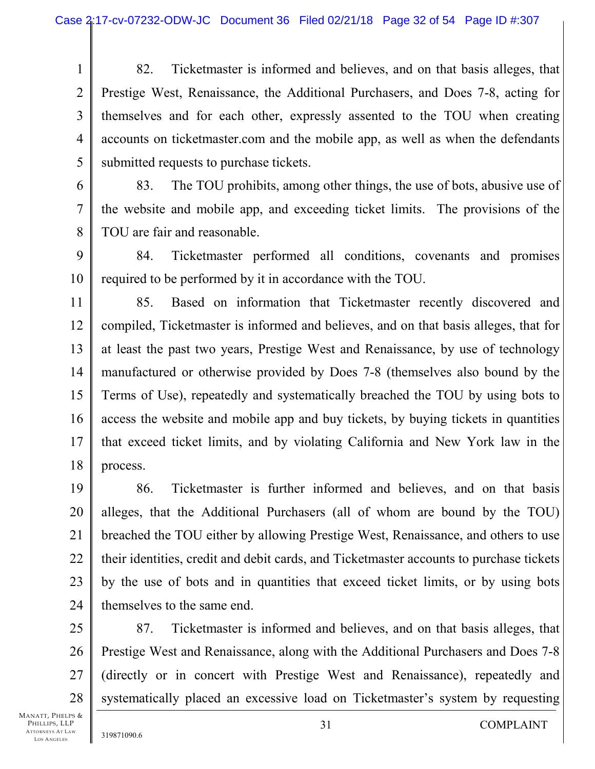82. Ticketmaster is informed and believes, and on that basis alleges, that Prestige West, Renaissance, the Additional Purchasers, and Does 7-8, acting for themselves and for each other, expressly assented to the TOU when creating accounts on ticketmaster.com and the mobile app, as well as when the defendants submitted requests to purchase tickets.

83. The TOU prohibits, among other things, the use of bots, abusive use of the website and mobile app, and exceeding ticket limits. The provisions of the TOU are fair and reasonable.

84. Ticketmaster performed all conditions, covenants and promises required to be performed by it in accordance with the TOU.

85. Based on information that Ticketmaster recently discovered and compiled, Ticketmaster is informed and believes, and on that basis alleges, that for at least the past two years, Prestige West and Renaissance, by use of technology manufactured or otherwise provided by Does 7-8 (themselves also bound by the Terms of Use), repeatedly and systematically breached the TOU by using bots to access the website and mobile app and buy tickets, by buying tickets in quantities that exceed ticket limits, and by violating California and New York law in the process.

86. Ticketmaster is further informed and believes, and on that basis alleges, that the Additional Purchasers (all of whom are bound by the TOU) breached the TOU either by allowing Prestige West, Renaissance, and others to use their identities, credit and debit cards, and Ticketmaster accounts to purchase tickets by the use of bots and in quantities that exceed ticket limits, or by using bots themselves to the same end.

87. Ticketmaster is informed and believes, and on that basis alleges, that Prestige West and Renaissance, along with the Additional Purchasers and Does 7-8 (directly or in concert with Prestige West and Renaissance), repeatedly and systematically placed an excessive load on Ticketmaster's system by requesting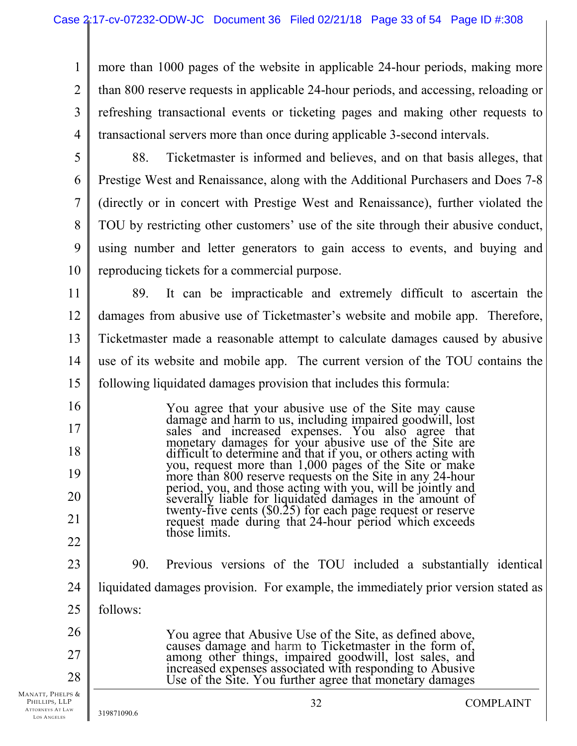more than 1000 pages of the website in applicable 24-hour periods, making more than 800 reserve requests in applicable 24-hour periods, and accessing, reloading or refreshing transactional events or ticketing pages and making other requests to transactional servers more than once during applicable 3-second intervals.

88. Ticketmaster is informed and believes, and on that basis alleges, that Prestige West and Renaissance, along with the Additional Purchasers and Does 7-8 (directly or in concert with Prestige West and Renaissance), further violated the TOU by restricting other customers' use of the site through their abusive conduct, using number and letter generators to gain access to events, and buying and reproducing tickets for a commercial purpose.

89. It can be impracticable and extremely difficult to ascertain the damages from abusive use of Ticketmaster's website and mobile app. Therefore, Ticketmaster made a reasonable attempt to calculate damages caused by abusive use of its website and mobile app. The current version of the TOU contains the following liquidated damages provision that includes this formula:

> You agree that your abusive use of the Site may cause damage and harm to us, including impaired goodwill, lost sales and increased expenses. You also agree that monetary damages for your abusive use of the Site are difficult to determine and that if you, or others acting with you, request more than 1,000 pages of the Site or make more than 800 reserve requests on the Site in any 24-hour period, you, and those acting with you, will be jointly and severally liable for liquidated damages in the amount of twenty-five cents ($0.25) for each page request or reserve request made during that 24-hour period which exceeds those limits.

90. Previous versions of the TOU included a substantially identical liquidated damages provision. For example, the immediately prior version stated as follows:

> You agree that Abusive Use of the Site, as defined above, causes damage and harm to Ticketmaster in the form of, among other things, impaired goodwill, lost sales, and increased expenses associated with responding to Abusive Use of the Site. You further agree that monetary damages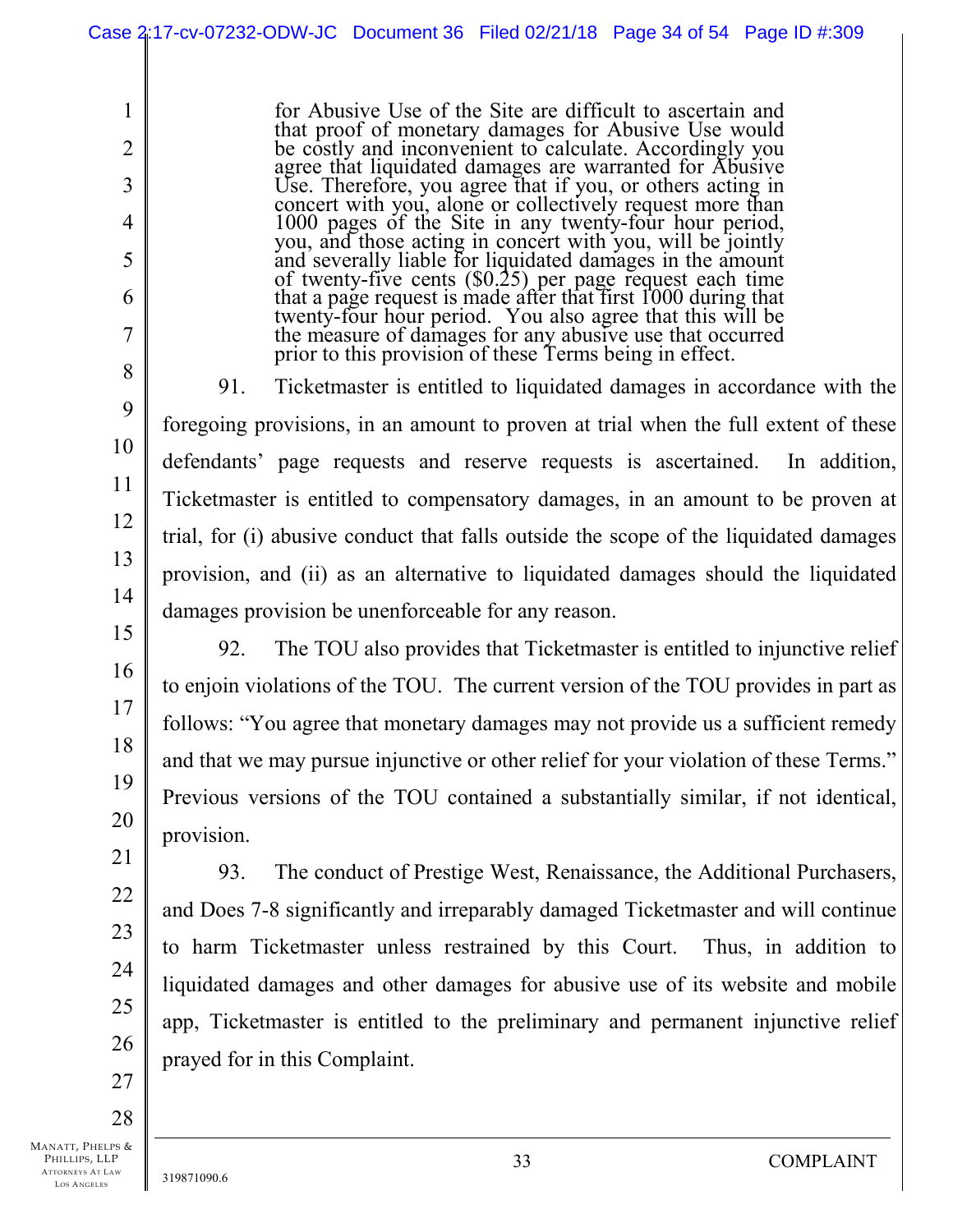> for Abusive Use of the Site are difficult to ascertain and that proof of monetary damages for Abusive Use would be costly and inconvenient to calculate. Accordingly you agree that liquidated damages are warranted for Abusive Use. Therefore, you agree that if you, or others acting in concert with you, alone or collectively request more than 1000 pages of the Site in any twenty-four hour period, you, and those acting in concert with you, will be jointly and severally liable for liquidated damages in the amount of twenty-five cents ($0.25) per page request each time that a page request is made after that first 1000 during that twenty-four hour period. You also agree that this will be the measure of damages for any abusive use that occurred prior to this provision of these Terms being in effect.

91. Ticketmaster is entitled to liquidated damages in accordance with the foregoing provisions, in an amount to proven at trial when the full extent of these defendants' page requests and reserve requests is ascertained. In addition, Ticketmaster is entitled to compensatory damages, in an amount to be proven at trial, for (i) abusive conduct that falls outside the scope of the liquidated damages provision, and (ii) as an alternative to liquidated damages should the liquidated damages provision be unenforceable for any reason.

92. The TOU also provides that Ticketmaster is entitled to injunctive relief to enjoin violations of the TOU. The current version of the TOU provides in part as follows: "You agree that monetary damages may not provide us a sufficient remedy and that we may pursue injunctive or other relief for your violation of these Terms." Previous versions of the TOU contained a substantially similar, if not identical, provision.

93. The conduct of Prestige West, Renaissance, the Additional Purchasers, and Does 7-8 significantly and irreparably damaged Ticketmaster and will continue to harm Ticketmaster unless restrained by this Court. Thus, in addition to liquidated damages and other damages for abusive use of its website and mobile app, Ticketmaster is entitled to the preliminary and permanent injunctive relief prayed for in this Complaint.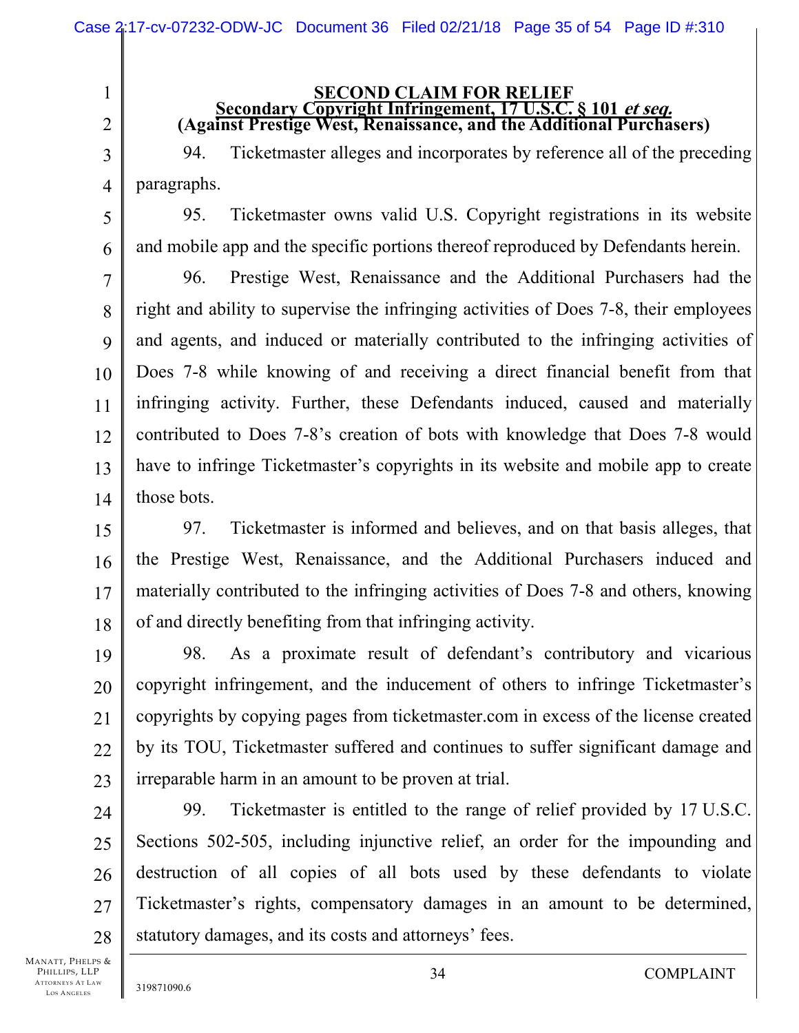## SECOND CLAIM FOR RELIEF

### Secondary Copyright Infringement, 17 U.S.C. § 101 *et seq.*

### (Against Prestige West, Renaissance, and the Additional Purchasers)

94. Ticketmaster alleges and incorporates by reference all of the preceding paragraphs.

95. Ticketmaster owns valid U.S. Copyright registrations in its website and mobile app and the specific portions thereof reproduced by Defendants herein.

96. Prestige West, Renaissance and the Additional Purchasers had the right and ability to supervise the infringing activities of Does 7-8, their employees and agents, and induced or materially contributed to the infringing activities of Does 7-8 while knowing of and receiving a direct financial benefit from that infringing activity. Further, these Defendants induced, caused and materially contributed to Does 7-8's creation of bots with knowledge that Does 7-8 would have to infringe Ticketmaster's copyrights in its website and mobile app to create those bots.

97. Ticketmaster is informed and believes, and on that basis alleges, that the Prestige West, Renaissance, and the Additional Purchasers induced and materially contributed to the infringing activities of Does 7-8 and others, knowing of and directly benefiting from that infringing activity.

98. As a proximate result of defendant's contributory and vicarious copyright infringement, and the inducement of others to infringe Ticketmaster's copyrights by copying pages from ticketmaster.com in excess of the license created by its TOU, Ticketmaster suffered and continues to suffer significant damage and irreparable harm in an amount to be proven at trial.

99. Ticketmaster is entitled to the range of relief provided by 17 U.S.C. Sections 502-505, including injunctive relief, an order for the impounding and destruction of all copies of all bots used by these defendants to violate Ticketmaster's rights, compensatory damages in an amount to be determined, statutory damages, and its costs and attorneys' fees.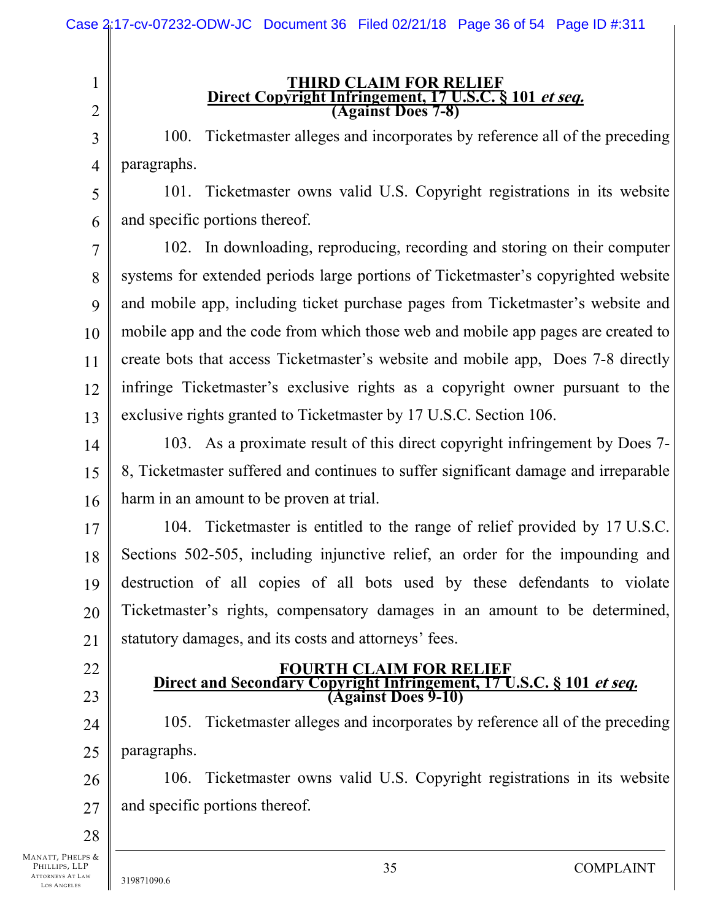## THIRD CLAIM FOR RELIEF
## Direct Copyright Infringement, 17 U.S.C. § 101 *et seq.*
## (Against Does 7-8)

100. Ticketmaster alleges and incorporates by reference all of the preceding paragraphs.

101. Ticketmaster owns valid U.S. Copyright registrations in its website and specific portions thereof.

102. In downloading, reproducing, recording and storing on their computer systems for extended periods large portions of Ticketmaster's copyrighted website and mobile app, including ticket purchase pages from Ticketmaster's website and mobile app and the code from which those web and mobile app pages are created to create bots that access Ticketmaster's website and mobile app, Does 7-8 directly infringe Ticketmaster's exclusive rights as a copyright owner pursuant to the exclusive rights granted to Ticketmaster by 17 U.S.C. Section 106.

103. As a proximate result of this direct copyright infringement by Does 7-8, Ticketmaster suffered and continues to suffer significant damage and irreparable harm in an amount to be proven at trial.

104. Ticketmaster is entitled to the range of relief provided by 17 U.S.C. Sections 502-505, including injunctive relief, an order for the impounding and destruction of all copies of all bots used by these defendants to violate Ticketmaster's rights, compensatory damages in an amount to be determined, statutory damages, and its costs and attorneys' fees.

## FOURTH CLAIM FOR RELIEF
## Direct and Secondary Copyright Infringement, 17 U.S.C. § 101 *et seq.*
## (Against Does 9-10)

105. Ticketmaster alleges and incorporates by reference all of the preceding paragraphs.

106. Ticketmaster owns valid U.S. Copyright registrations in its website and specific portions thereof.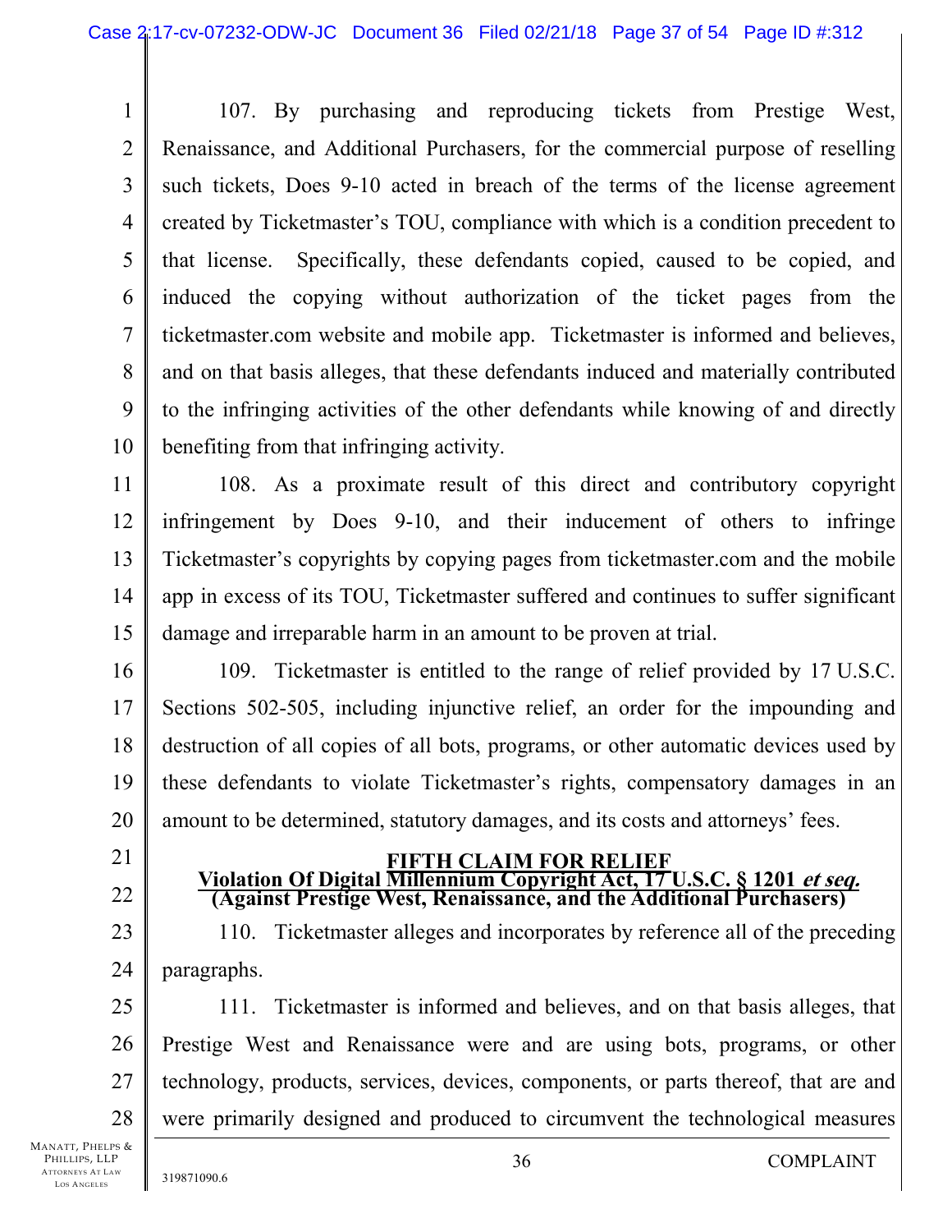107. By purchasing and reproducing tickets from Prestige West, Renaissance, and Additional Purchasers, for the commercial purpose of reselling such tickets, Does 9-10 acted in breach of the terms of the license agreement created by Ticketmaster's TOU, compliance with which is a condition precedent to that license. Specifically, these defendants copied, caused to be copied, and induced the copying without authorization of the ticket pages from the ticketmaster.com website and mobile app. Ticketmaster is informed and believes, and on that basis alleges, that these defendants induced and materially contributed to the infringing activities of the other defendants while knowing of and directly benefiting from that infringing activity.

108. As a proximate result of this direct and contributory copyright infringement by Does 9-10, and their inducement of others to infringe Ticketmaster's copyrights by copying pages from ticketmaster.com and the mobile app in excess of its TOU, Ticketmaster suffered and continues to suffer significant damage and irreparable harm in an amount to be proven at trial.

109. Ticketmaster is entitled to the range of relief provided by 17 U.S.C. Sections 502-505, including injunctive relief, an order for the impounding and destruction of all copies of all bots, programs, or other automatic devices used by these defendants to violate Ticketmaster's rights, compensatory damages in an amount to be determined, statutory damages, and its costs and attorneys' fees.

## FIFTH CLAIM FOR RELIEF

**Violation Of Digital Millennium Copyright Act, 17 U.S.C. § 1201 *et seq.***

**(Against Prestige West, Renaissance, and the Additional Purchasers)**

110. Ticketmaster alleges and incorporates by reference all of the preceding paragraphs.

111. Ticketmaster is informed and believes, and on that basis alleges, that Prestige West and Renaissance were and are using bots, programs, or other technology, products, services, devices, components, or parts thereof, that are and were primarily designed and produced to circumvent the technological measures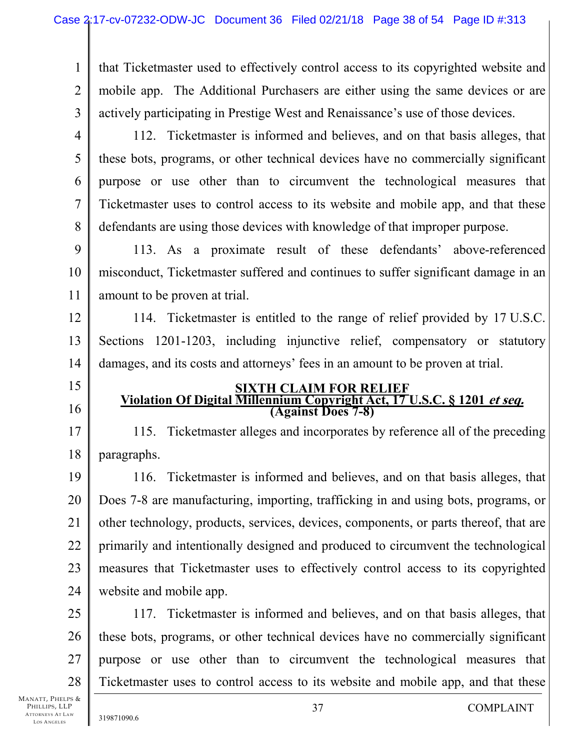that Ticketmaster used to effectively control access to its copyrighted website and mobile app. The Additional Purchasers are either using the same devices or are actively participating in Prestige West and Renaissance's use of those devices.

112. Ticketmaster is informed and believes, and on that basis alleges, that these bots, programs, or other technical devices have no commercially significant purpose or use other than to circumvent the technological measures that Ticketmaster uses to control access to its website and mobile app, and that these defendants are using those devices with knowledge of that improper purpose.

113. As a proximate result of these defendants' above-referenced misconduct, Ticketmaster suffered and continues to suffer significant damage in an amount to be proven at trial.

114. Ticketmaster is entitled to the range of relief provided by 17 U.S.C. Sections 1201-1203, including injunctive relief, compensatory or statutory damages, and its costs and attorneys' fees in an amount to be proven at trial.

**SIXTH CLAIM FOR RELIEF**
**Violation Of Digital Millennium Copyright Act, 17 U.S.C. § 1201 *et seq.***
**(Against Does 7-8)**

115. Ticketmaster alleges and incorporates by reference all of the preceding paragraphs.

116. Ticketmaster is informed and believes, and on that basis alleges, that Does 7-8 are manufacturing, importing, trafficking in and using bots, programs, or other technology, products, services, devices, components, or parts thereof, that are primarily and intentionally designed and produced to circumvent the technological measures that Ticketmaster uses to effectively control access to its copyrighted website and mobile app.

117. Ticketmaster is informed and believes, and on that basis alleges, that these bots, programs, or other technical devices have no commercially significant purpose or use other than to circumvent the technological measures that Ticketmaster uses to control access to its website and mobile app, and that these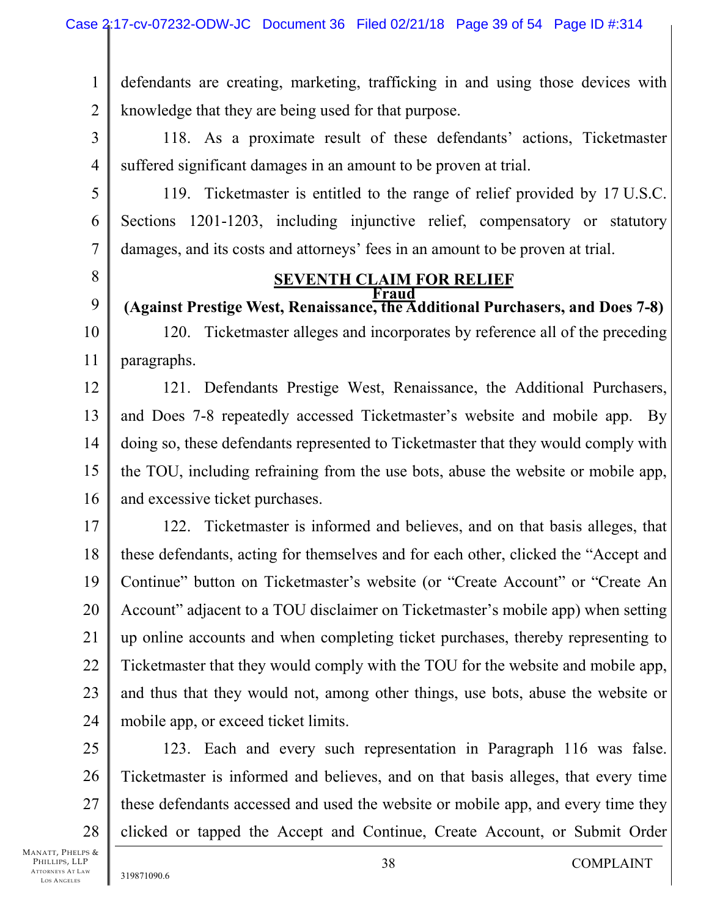defendants are creating, marketing, trafficking in and using those devices with knowledge that they are being used for that purpose.

118. As a proximate result of these defendants' actions, Ticketmaster suffered significant damages in an amount to be proven at trial.

119. Ticketmaster is entitled to the range of relief provided by 17 U.S.C. Sections 1201-1203, including injunctive relief, compensatory or statutory damages, and its costs and attorneys' fees in an amount to be proven at trial.

## SEVENTH CLAIM FOR RELIEF
## Fraud
### (Against Prestige West, Renaissance, the Additional Purchasers, and Does 7-8)

120. Ticketmaster alleges and incorporates by reference all of the preceding paragraphs.

121. Defendants Prestige West, Renaissance, the Additional Purchasers, and Does 7-8 repeatedly accessed Ticketmaster's website and mobile app. By doing so, these defendants represented to Ticketmaster that they would comply with the TOU, including refraining from the use bots, abuse the website or mobile app, and excessive ticket purchases.

122. Ticketmaster is informed and believes, and on that basis alleges, that these defendants, acting for themselves and for each other, clicked the "Accept and Continue" button on Ticketmaster's website (or "Create Account" or "Create An Account" adjacent to a TOU disclaimer on Ticketmaster's mobile app) when setting up online accounts and when completing ticket purchases, thereby representing to Ticketmaster that they would comply with the TOU for the website and mobile app, and thus that they would not, among other things, use bots, abuse the website or mobile app, or exceed ticket limits.

123. Each and every such representation in Paragraph 116 was false. Ticketmaster is informed and believes, and on that basis alleges, that every time these defendants accessed and used the website or mobile app, and every time they clicked or tapped the Accept and Continue, Create Account, or Submit Order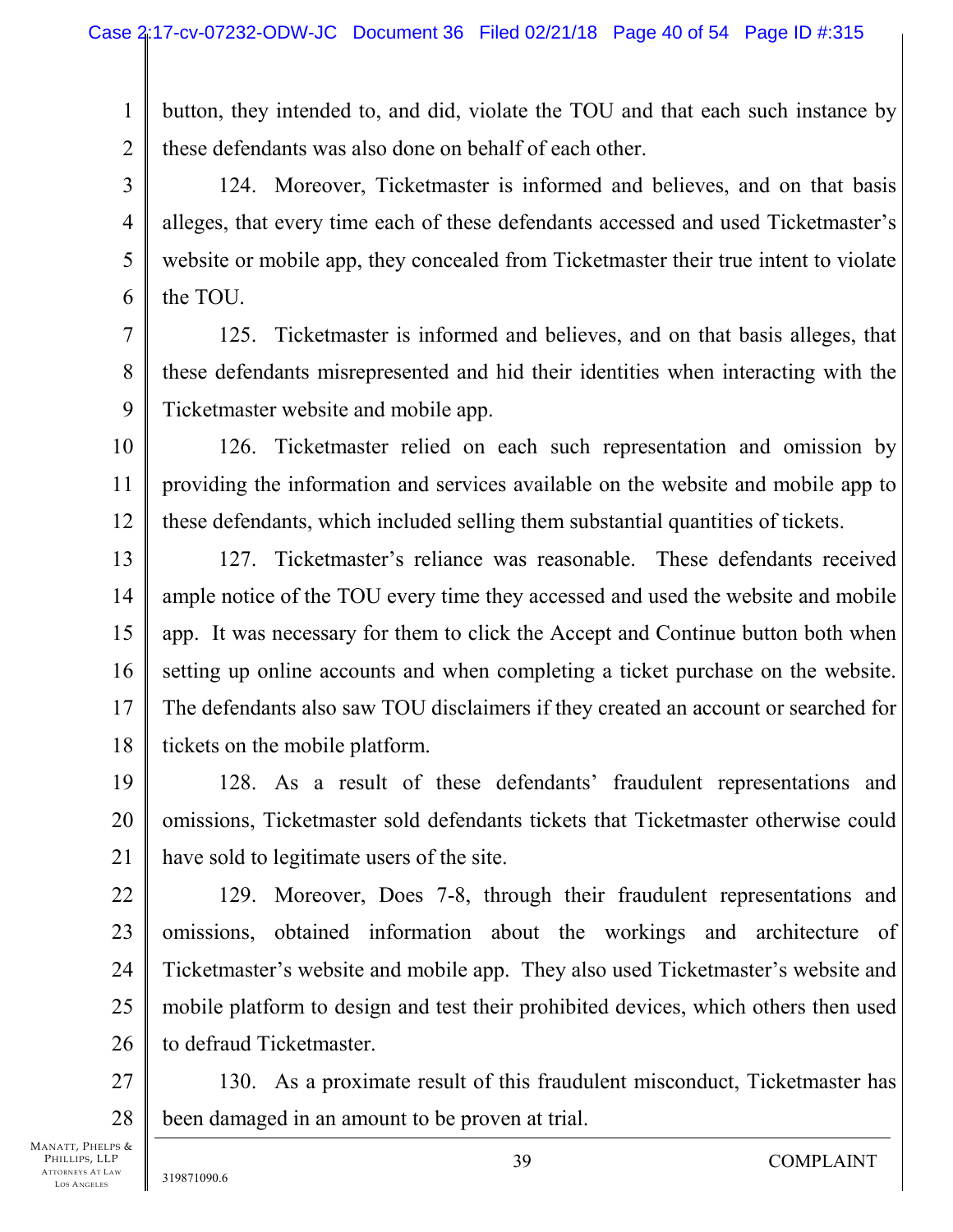button, they intended to, and did, violate the TOU and that each such instance by these defendants was also done on behalf of each other.

124. Moreover, Ticketmaster is informed and believes, and on that basis alleges, that every time each of these defendants accessed and used Ticketmaster's website or mobile app, they concealed from Ticketmaster their true intent to violate the TOU.

125. Ticketmaster is informed and believes, and on that basis alleges, that these defendants misrepresented and hid their identities when interacting with the Ticketmaster website and mobile app.

126. Ticketmaster relied on each such representation and omission by providing the information and services available on the website and mobile app to these defendants, which included selling them substantial quantities of tickets.

127. Ticketmaster's reliance was reasonable. These defendants received ample notice of the TOU every time they accessed and used the website and mobile app. It was necessary for them to click the Accept and Continue button both when setting up online accounts and when completing a ticket purchase on the website. The defendants also saw TOU disclaimers if they created an account or searched for tickets on the mobile platform.

128. As a result of these defendants' fraudulent representations and omissions, Ticketmaster sold defendants tickets that Ticketmaster otherwise could have sold to legitimate users of the site.

129. Moreover, Does 7-8, through their fraudulent representations and omissions, obtained information about the workings and architecture of Ticketmaster's website and mobile app. They also used Ticketmaster's website and mobile platform to design and test their prohibited devices, which others then used to defraud Ticketmaster.

130. As a proximate result of this fraudulent misconduct, Ticketmaster has been damaged in an amount to be proven at trial.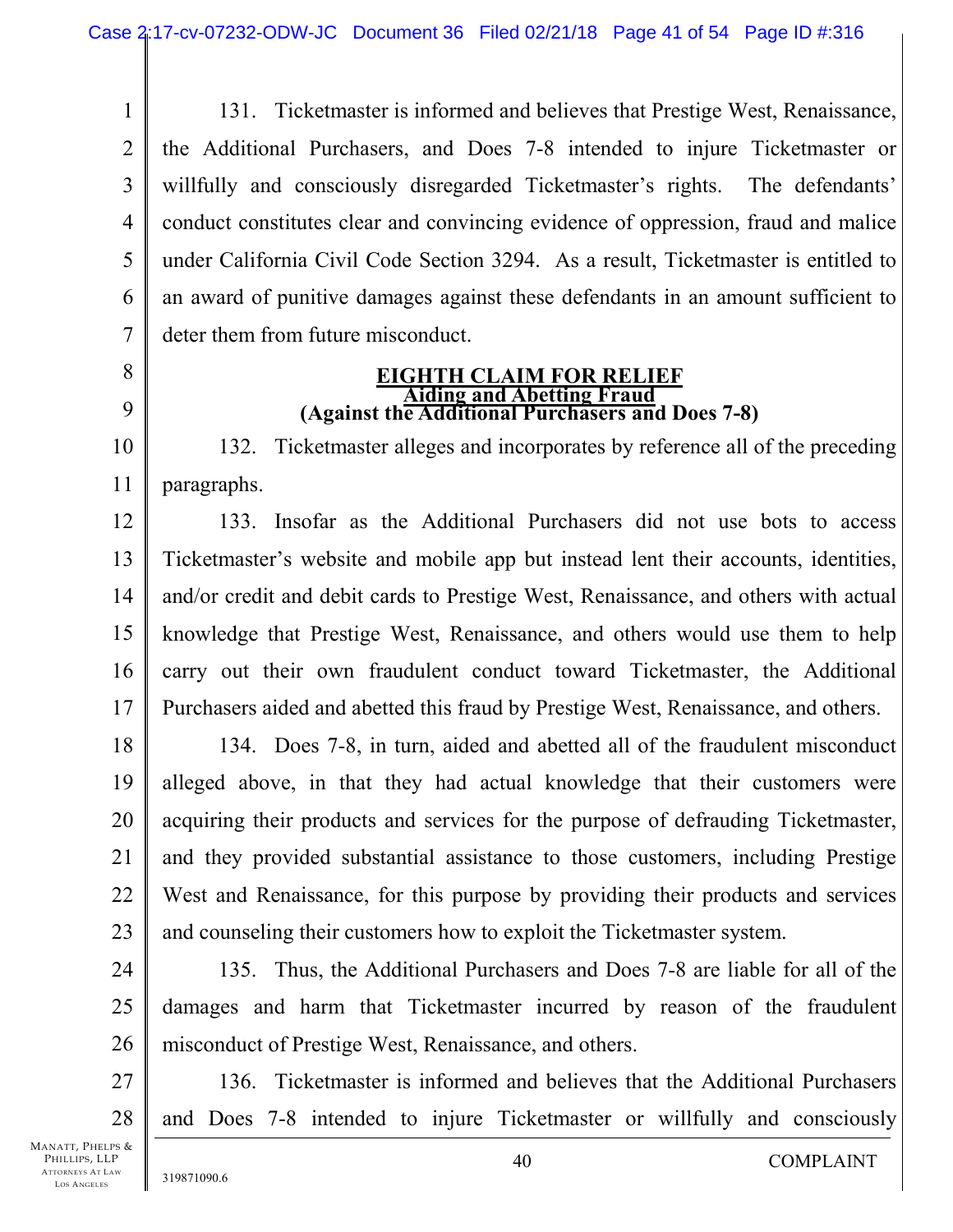131. Ticketmaster is informed and believes that Prestige West, Renaissance, the Additional Purchasers, and Does 7-8 intended to injure Ticketmaster or willfully and consciously disregarded Ticketmaster's rights. The defendants' conduct constitutes clear and convincing evidence of oppression, fraud and malice under California Civil Code Section 3294. As a result, Ticketmaster is entitled to an award of punitive damages against these defendants in an amount sufficient to deter them from future misconduct.

## EIGHTH CLAIM FOR RELIEF
### Aiding and Abetting Fraud
### (Against the Additional Purchasers and Does 7-8)

132. Ticketmaster alleges and incorporates by reference all of the preceding paragraphs.

133. Insofar as the Additional Purchasers did not use bots to access Ticketmaster's website and mobile app but instead lent their accounts, identities, and/or credit and debit cards to Prestige West, Renaissance, and others with actual knowledge that Prestige West, Renaissance, and others would use them to help carry out their own fraudulent conduct toward Ticketmaster, the Additional Purchasers aided and abetted this fraud by Prestige West, Renaissance, and others.

134. Does 7-8, in turn, aided and abetted all of the fraudulent misconduct alleged above, in that they had actual knowledge that their customers were acquiring their products and services for the purpose of defrauding Ticketmaster, and they provided substantial assistance to those customers, including Prestige West and Renaissance, for this purpose by providing their products and services and counseling their customers how to exploit the Ticketmaster system.

135. Thus, the Additional Purchasers and Does 7-8 are liable for all of the damages and harm that Ticketmaster incurred by reason of the fraudulent misconduct of Prestige West, Renaissance, and others.

136. Ticketmaster is informed and believes that the Additional Purchasers and Does 7-8 intended to injure Ticketmaster or willfully and consciously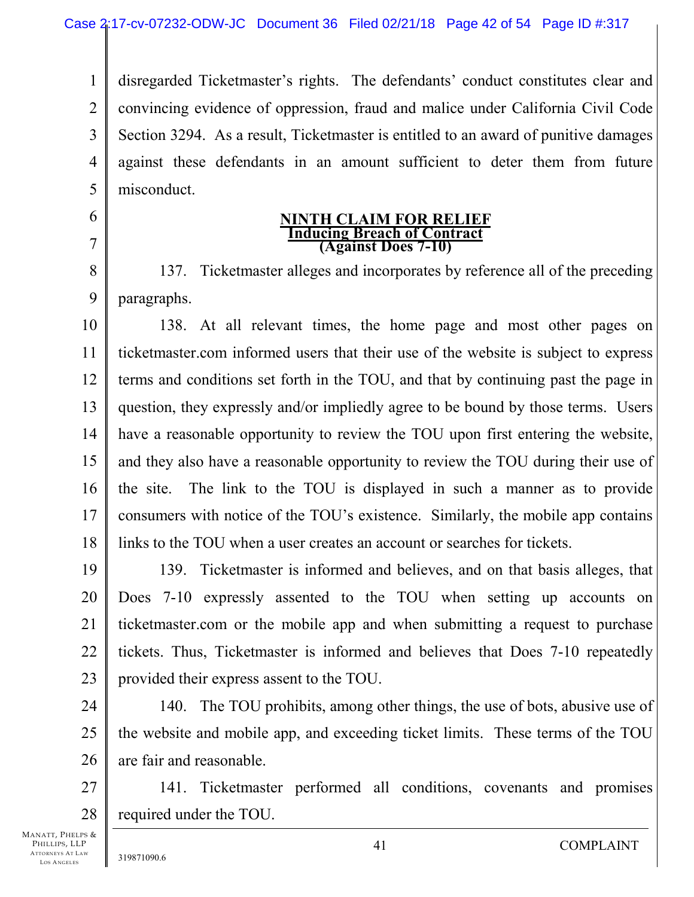disregarded Ticketmaster's rights. The defendants' conduct constitutes clear and convincing evidence of oppression, fraud and malice under California Civil Code Section 3294. As a result, Ticketmaster is entitled to an award of punitive damages against these defendants in an amount sufficient to deter them from future misconduct.

## NINTH CLAIM FOR RELIEF
## Inducing Breach of Contract
## (Against Does 7-10)

137. Ticketmaster alleges and incorporates by reference all of the preceding paragraphs.

138. At all relevant times, the home page and most other pages on ticketmaster.com informed users that their use of the website is subject to express terms and conditions set forth in the TOU, and that by continuing past the page in question, they expressly and/or impliedly agree to be bound by those terms. Users have a reasonable opportunity to review the TOU upon first entering the website, and they also have a reasonable opportunity to review the TOU during their use of the site. The link to the TOU is displayed in such a manner as to provide consumers with notice of the TOU's existence. Similarly, the mobile app contains links to the TOU when a user creates an account or searches for tickets.

139. Ticketmaster is informed and believes, and on that basis alleges, that Does 7-10 expressly assented to the TOU when setting up accounts on ticketmaster.com or the mobile app and when submitting a request to purchase tickets. Thus, Ticketmaster is informed and believes that Does 7-10 repeatedly provided their express assent to the TOU.

140. The TOU prohibits, among other things, the use of bots, abusive use of the website and mobile app, and exceeding ticket limits. These terms of the TOU are fair and reasonable.

141. Ticketmaster performed all conditions, covenants and promises required under the TOU.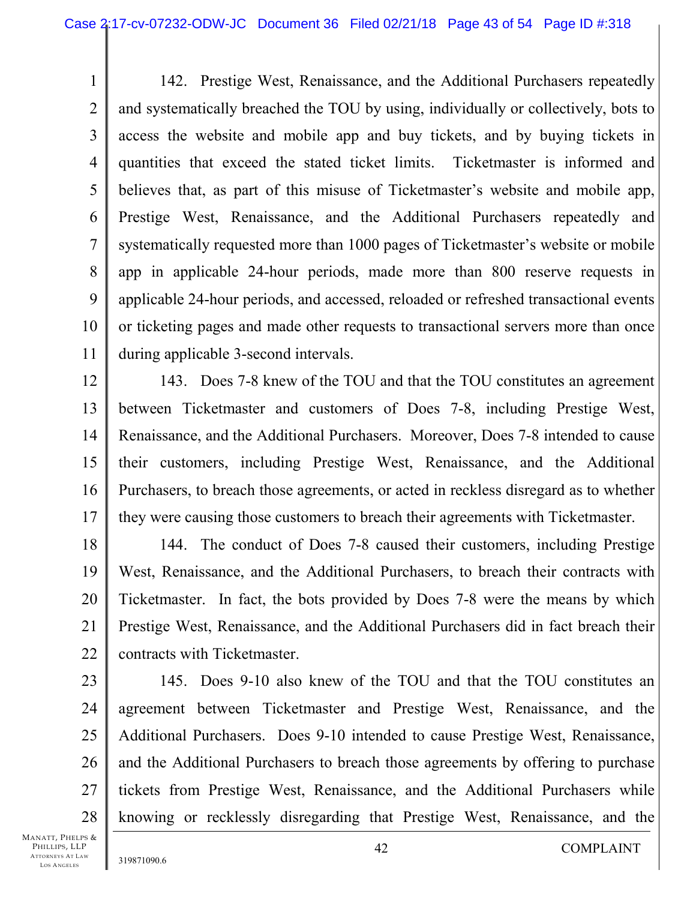142. Prestige West, Renaissance, and the Additional Purchasers repeatedly and systematically breached the TOU by using, individually or collectively, bots to access the website and mobile app and buy tickets, and by buying tickets in quantities that exceed the stated ticket limits. Ticketmaster is informed and believes that, as part of this misuse of Ticketmaster's website and mobile app, Prestige West, Renaissance, and the Additional Purchasers repeatedly and systematically requested more than 1000 pages of Ticketmaster's website or mobile app in applicable 24-hour periods, made more than 800 reserve requests in applicable 24-hour periods, and accessed, reloaded or refreshed transactional events or ticketing pages and made other requests to transactional servers more than once during applicable 3-second intervals.

143. Does 7-8 knew of the TOU and that the TOU constitutes an agreement between Ticketmaster and customers of Does 7-8, including Prestige West, Renaissance, and the Additional Purchasers. Moreover, Does 7-8 intended to cause their customers, including Prestige West, Renaissance, and the Additional Purchasers, to breach those agreements, or acted in reckless disregard as to whether they were causing those customers to breach their agreements with Ticketmaster.

144. The conduct of Does 7-8 caused their customers, including Prestige West, Renaissance, and the Additional Purchasers, to breach their contracts with Ticketmaster. In fact, the bots provided by Does 7-8 were the means by which Prestige West, Renaissance, and the Additional Purchasers did in fact breach their contracts with Ticketmaster.

145. Does 9-10 also knew of the TOU and that the TOU constitutes an agreement between Ticketmaster and Prestige West, Renaissance, and the Additional Purchasers. Does 9-10 intended to cause Prestige West, Renaissance, and the Additional Purchasers to breach those agreements by offering to purchase tickets from Prestige West, Renaissance, and the Additional Purchasers while knowing or recklessly disregarding that Prestige West, Renaissance, and the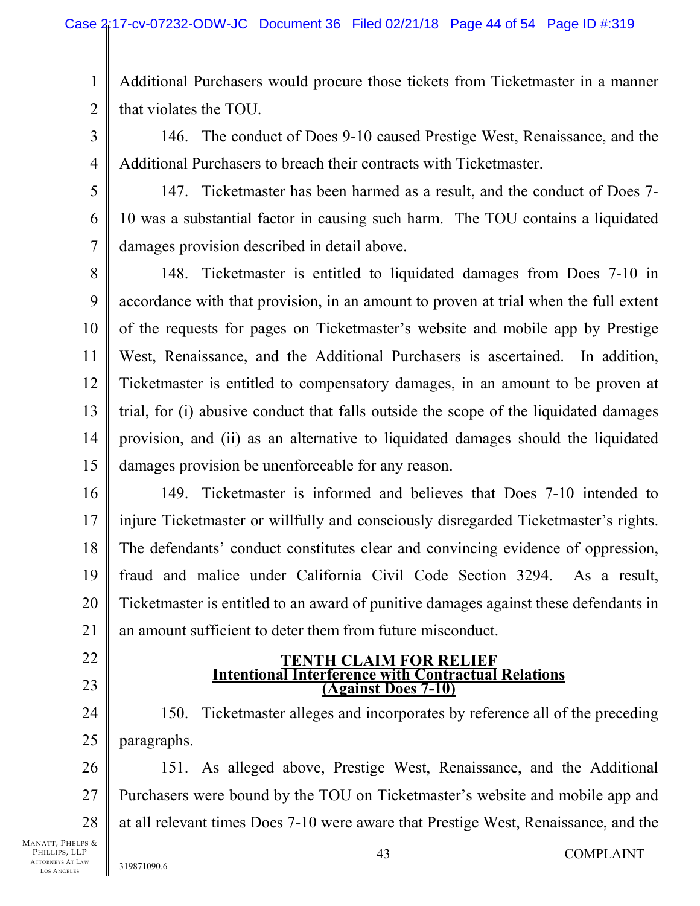Additional Purchasers would procure those tickets from Ticketmaster in a manner that violates the TOU.

146. The conduct of Does 9-10 caused Prestige West, Renaissance, and the Additional Purchasers to breach their contracts with Ticketmaster.

147. Ticketmaster has been harmed as a result, and the conduct of Does 7-10 was a substantial factor in causing such harm. The TOU contains a liquidated damages provision described in detail above.

148. Ticketmaster is entitled to liquidated damages from Does 7-10 in accordance with that provision, in an amount to proven at trial when the full extent of the requests for pages on Ticketmaster's website and mobile app by Prestige West, Renaissance, and the Additional Purchasers is ascertained. In addition, Ticketmaster is entitled to compensatory damages, in an amount to be proven at trial, for (i) abusive conduct that falls outside the scope of the liquidated damages provision, and (ii) as an alternative to liquidated damages should the liquidated damages provision be unenforceable for any reason.

149. Ticketmaster is informed and believes that Does 7-10 intended to injure Ticketmaster or willfully and consciously disregarded Ticketmaster's rights. The defendants' conduct constitutes clear and convincing evidence of oppression, fraud and malice under California Civil Code Section 3294. As a result, Ticketmaster is entitled to an award of punitive damages against these defendants in an amount sufficient to deter them from future misconduct.

## TENTH CLAIM FOR RELIEF
## Intentional Interference with Contractual Relations
## (Against Does 7-10)

150. Ticketmaster alleges and incorporates by reference all of the preceding paragraphs.

151. As alleged above, Prestige West, Renaissance, and the Additional Purchasers were bound by the TOU on Ticketmaster's website and mobile app and at all relevant times Does 7-10 were aware that Prestige West, Renaissance, and the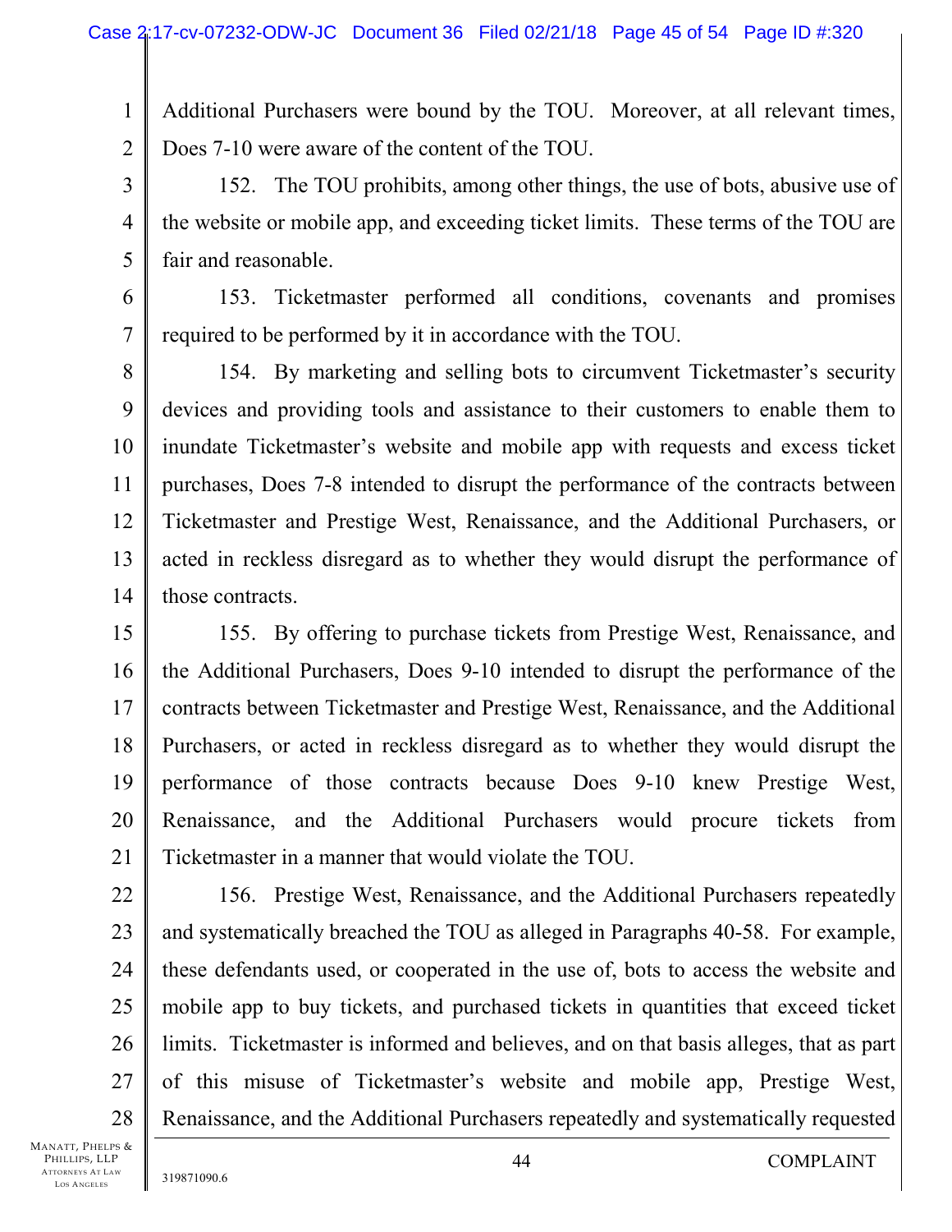Additional Purchasers were bound by the TOU. Moreover, at all relevant times, Does 7-10 were aware of the content of the TOU.

152. The TOU prohibits, among other things, the use of bots, abusive use of the website or mobile app, and exceeding ticket limits. These terms of the TOU are fair and reasonable.

153. Ticketmaster performed all conditions, covenants and promises required to be performed by it in accordance with the TOU.

154. By marketing and selling bots to circumvent Ticketmaster's security devices and providing tools and assistance to their customers to enable them to inundate Ticketmaster's website and mobile app with requests and excess ticket purchases, Does 7-8 intended to disrupt the performance of the contracts between Ticketmaster and Prestige West, Renaissance, and the Additional Purchasers, or acted in reckless disregard as to whether they would disrupt the performance of those contracts.

155. By offering to purchase tickets from Prestige West, Renaissance, and the Additional Purchasers, Does 9-10 intended to disrupt the performance of the contracts between Ticketmaster and Prestige West, Renaissance, and the Additional Purchasers, or acted in reckless disregard as to whether they would disrupt the performance of those contracts because Does 9-10 knew Prestige West, Renaissance, and the Additional Purchasers would procure tickets from Ticketmaster in a manner that would violate the TOU.

156. Prestige West, Renaissance, and the Additional Purchasers repeatedly and systematically breached the TOU as alleged in Paragraphs 40-58. For example, these defendants used, or cooperated in the use of, bots to access the website and mobile app to buy tickets, and purchased tickets in quantities that exceed ticket limits. Ticketmaster is informed and believes, and on that basis alleges, that as part of this misuse of Ticketmaster's website and mobile app, Prestige West, Renaissance, and the Additional Purchasers repeatedly and systematically requested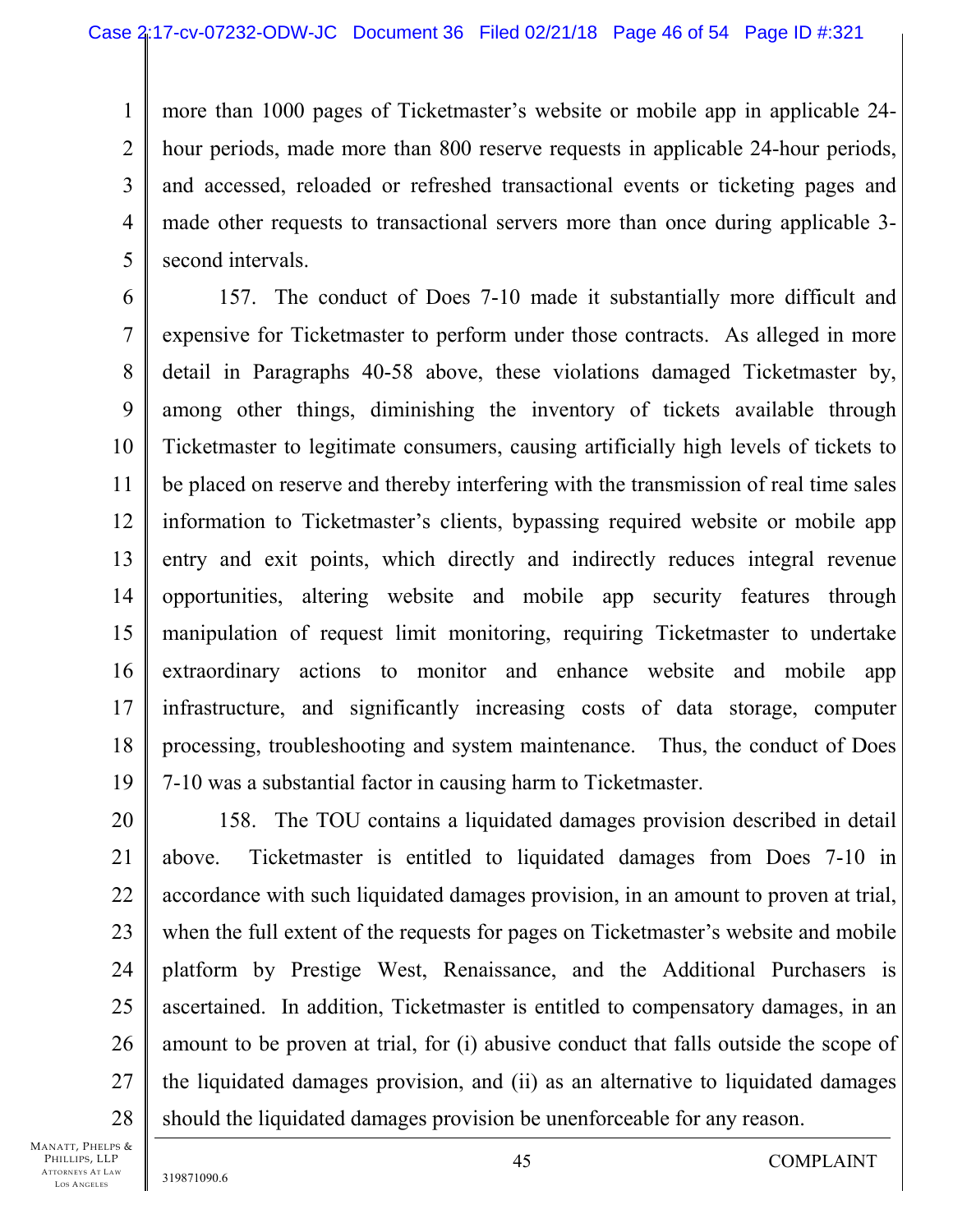more than 1000 pages of Ticketmaster's website or mobile app in applicable 24-hour periods, made more than 800 reserve requests in applicable 24-hour periods, and accessed, reloaded or refreshed transactional events or ticketing pages and made other requests to transactional servers more than once during applicable 3-second intervals.

157. The conduct of Does 7-10 made it substantially more difficult and expensive for Ticketmaster to perform under those contracts. As alleged in more detail in Paragraphs 40-58 above, these violations damaged Ticketmaster by, among other things, diminishing the inventory of tickets available through Ticketmaster to legitimate consumers, causing artificially high levels of tickets to be placed on reserve and thereby interfering with the transmission of real time sales information to Ticketmaster's clients, bypassing required website or mobile app entry and exit points, which directly and indirectly reduces integral revenue opportunities, altering website and mobile app security features through manipulation of request limit monitoring, requiring Ticketmaster to undertake extraordinary actions to monitor and enhance website and mobile app infrastructure, and significantly increasing costs of data storage, computer processing, troubleshooting and system maintenance. Thus, the conduct of Does 7-10 was a substantial factor in causing harm to Ticketmaster.

158. The TOU contains a liquidated damages provision described in detail above. Ticketmaster is entitled to liquidated damages from Does 7-10 in accordance with such liquidated damages provision, in an amount to proven at trial, when the full extent of the requests for pages on Ticketmaster's website and mobile platform by Prestige West, Renaissance, and the Additional Purchasers is ascertained. In addition, Ticketmaster is entitled to compensatory damages, in an amount to be proven at trial, for (i) abusive conduct that falls outside the scope of the liquidated damages provision, and (ii) as an alternative to liquidated damages should the liquidated damages provision be unenforceable for any reason.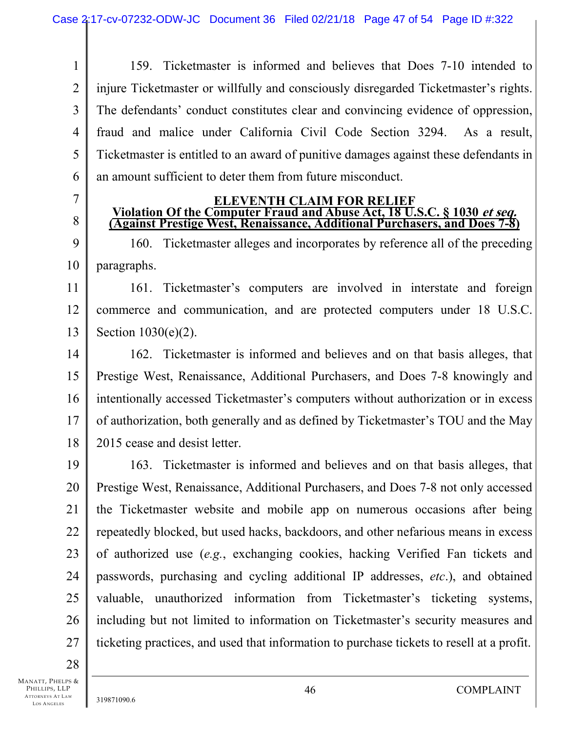159. Ticketmaster is informed and believes that Does 7-10 intended to injure Ticketmaster or willfully and consciously disregarded Ticketmaster's rights. The defendants' conduct constitutes clear and convincing evidence of oppression, fraud and malice under California Civil Code Section 3294. As a result, Ticketmaster is entitled to an award of punitive damages against these defendants in an amount sufficient to deter them from future misconduct.

## ELEVENTH CLAIM FOR RELIEF

**Violation Of the Computer Fraud and Abuse Act, 18 U.S.C. § 1030 *et seq.***
**(Against Prestige West, Renaissance, Additional Purchasers, and Does 7-8)**

160. Ticketmaster alleges and incorporates by reference all of the preceding paragraphs.

161. Ticketmaster's computers are involved in interstate and foreign commerce and communication, and are protected computers under 18 U.S.C. Section 1030(e)(2).

162. Ticketmaster is informed and believes and on that basis alleges, that Prestige West, Renaissance, Additional Purchasers, and Does 7-8 knowingly and intentionally accessed Ticketmaster's computers without authorization or in excess of authorization, both generally and as defined by Ticketmaster's TOU and the May 2015 cease and desist letter.

163. Ticketmaster is informed and believes and on that basis alleges, that Prestige West, Renaissance, Additional Purchasers, and Does 7-8 not only accessed the Ticketmaster website and mobile app on numerous occasions after being repeatedly blocked, but used hacks, backdoors, and other nefarious means in excess of authorized use (*e.g.*, exchanging cookies, hacking Verified Fan tickets and passwords, purchasing and cycling additional IP addresses, *etc*.), and obtained valuable, unauthorized information from Ticketmaster's ticketing systems, including but not limited to information on Ticketmaster's security measures and ticketing practices, and used that information to purchase tickets to resell at a profit.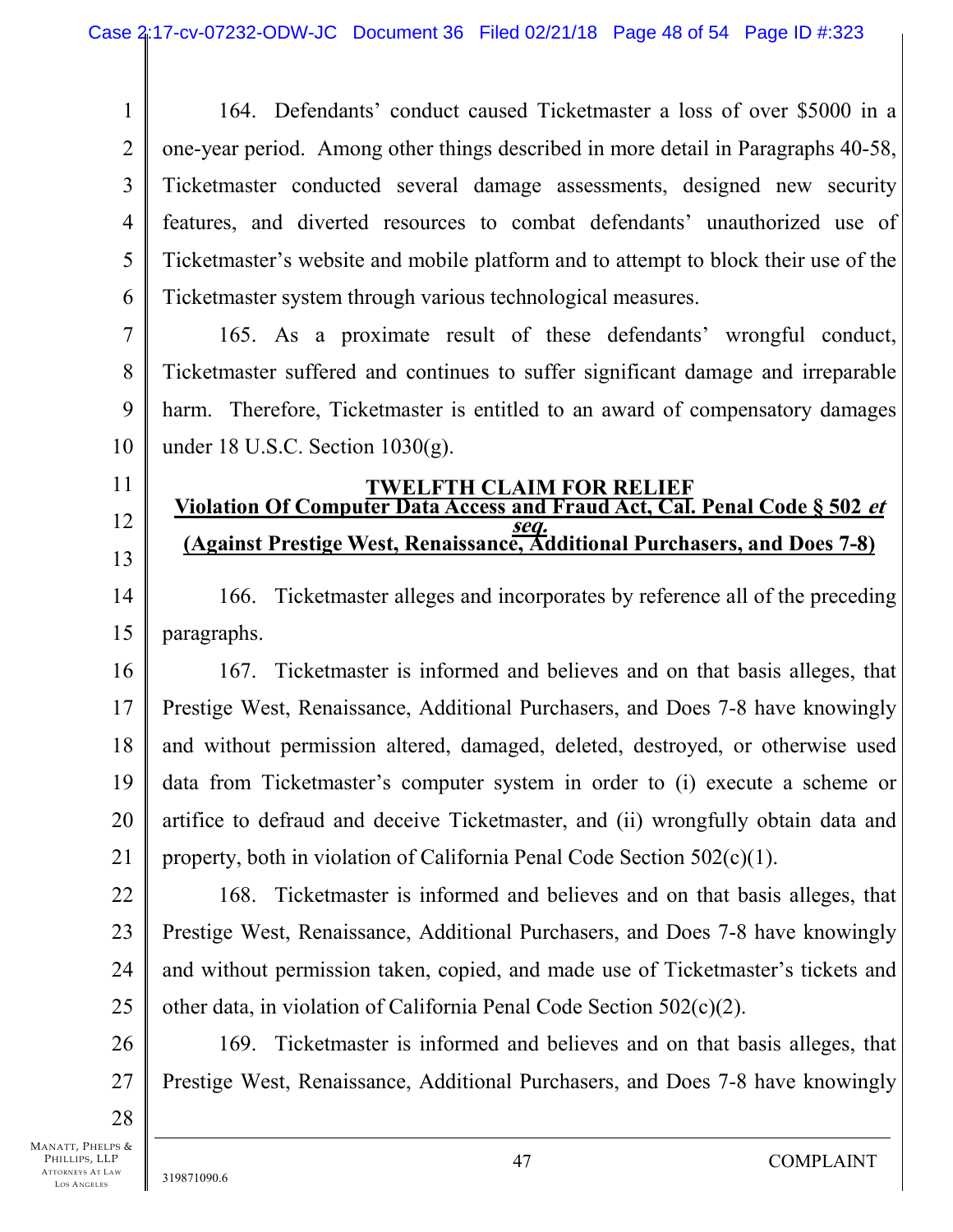164. Defendants' conduct caused Ticketmaster a loss of over $5000 in a one-year period. Among other things described in more detail in Paragraphs 40-58, Ticketmaster conducted several damage assessments, designed new security features, and diverted resources to combat defendants' unauthorized use of Ticketmaster's website and mobile platform and to attempt to block their use of the Ticketmaster system through various technological measures.

165. As a proximate result of these defendants' wrongful conduct, Ticketmaster suffered and continues to suffer significant damage and irreparable harm. Therefore, Ticketmaster is entitled to an award of compensatory damages under 18 U.S.C. Section 1030(g).

## TWELFTH CLAIM FOR RELIEF

## Violation Of Computer Data Access and Fraud Act, Cal. Penal Code § 502 *et seq.*

## (Against Prestige West, Renaissance, Additional Purchasers, and Does 7-8)

166. Ticketmaster alleges and incorporates by reference all of the preceding paragraphs.

167. Ticketmaster is informed and believes and on that basis alleges, that Prestige West, Renaissance, Additional Purchasers, and Does 7-8 have knowingly and without permission altered, damaged, deleted, destroyed, or otherwise used data from Ticketmaster's computer system in order to (i) execute a scheme or artifice to defraud and deceive Ticketmaster, and (ii) wrongfully obtain data and property, both in violation of California Penal Code Section 502(c)(1).

168. Ticketmaster is informed and believes and on that basis alleges, that Prestige West, Renaissance, Additional Purchasers, and Does 7-8 have knowingly and without permission taken, copied, and made use of Ticketmaster's tickets and other data, in violation of California Penal Code Section 502(c)(2).

169. Ticketmaster is informed and believes and on that basis alleges, that Prestige West, Renaissance, Additional Purchasers, and Does 7-8 have knowingly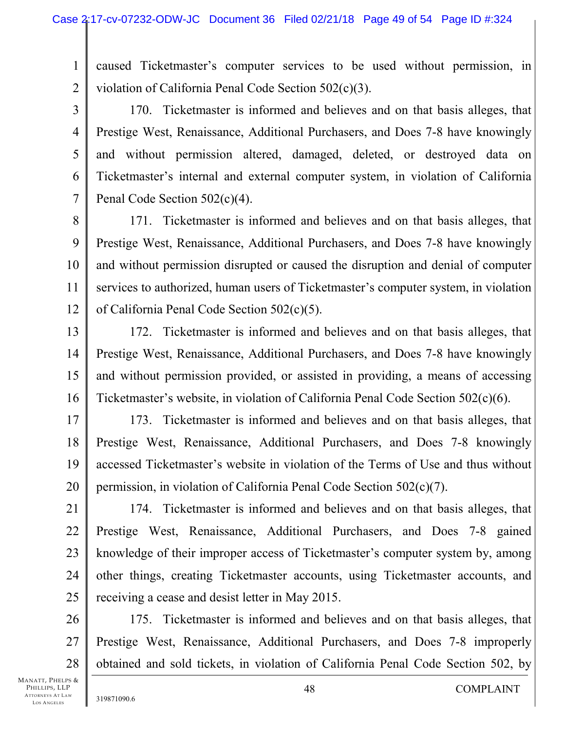caused Ticketmaster's computer services to be used without permission, in violation of California Penal Code Section 502(c)(3).

170. Ticketmaster is informed and believes and on that basis alleges, that Prestige West, Renaissance, Additional Purchasers, and Does 7-8 have knowingly and without permission altered, damaged, deleted, or destroyed data on Ticketmaster's internal and external computer system, in violation of California Penal Code Section 502(c)(4).

171. Ticketmaster is informed and believes and on that basis alleges, that Prestige West, Renaissance, Additional Purchasers, and Does 7-8 have knowingly and without permission disrupted or caused the disruption and denial of computer services to authorized, human users of Ticketmaster's computer system, in violation of California Penal Code Section 502(c)(5).

172. Ticketmaster is informed and believes and on that basis alleges, that Prestige West, Renaissance, Additional Purchasers, and Does 7-8 have knowingly and without permission provided, or assisted in providing, a means of accessing Ticketmaster's website, in violation of California Penal Code Section 502(c)(6).

173. Ticketmaster is informed and believes and on that basis alleges, that Prestige West, Renaissance, Additional Purchasers, and Does 7-8 knowingly accessed Ticketmaster's website in violation of the Terms of Use and thus without permission, in violation of California Penal Code Section 502(c)(7).

174. Ticketmaster is informed and believes and on that basis alleges, that Prestige West, Renaissance, Additional Purchasers, and Does 7-8 gained knowledge of their improper access of Ticketmaster's computer system by, among other things, creating Ticketmaster accounts, using Ticketmaster accounts, and receiving a cease and desist letter in May 2015.

175. Ticketmaster is informed and believes and on that basis alleges, that Prestige West, Renaissance, Additional Purchasers, and Does 7-8 improperly obtained and sold tickets, in violation of California Penal Code Section 502, by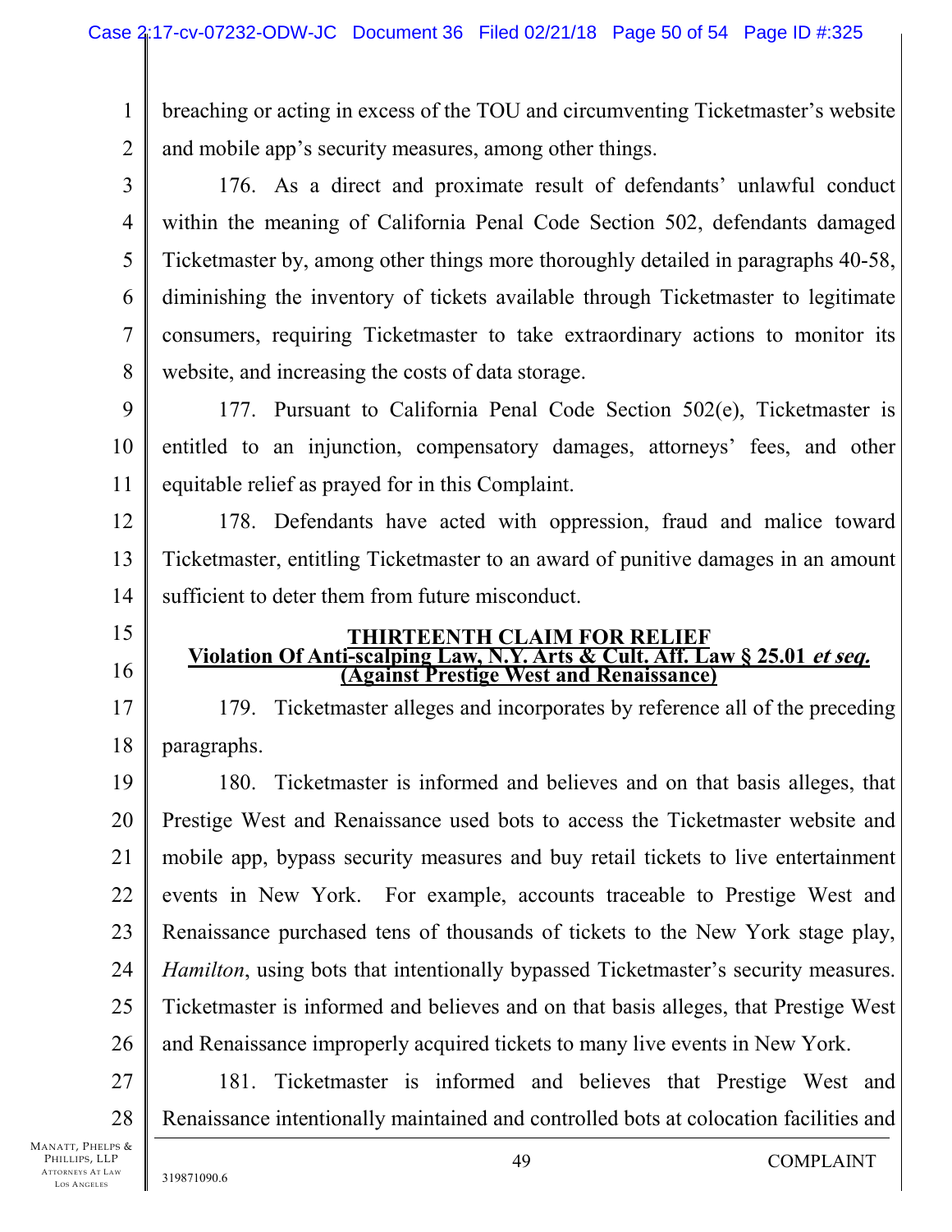breaching or acting in excess of the TOU and circumventing Ticketmaster's website and mobile app's security measures, among other things.

176. As a direct and proximate result of defendants' unlawful conduct within the meaning of California Penal Code Section 502, defendants damaged Ticketmaster by, among other things more thoroughly detailed in paragraphs 40-58, diminishing the inventory of tickets available through Ticketmaster to legitimate consumers, requiring Ticketmaster to take extraordinary actions to monitor its website, and increasing the costs of data storage.

177. Pursuant to California Penal Code Section 502(e), Ticketmaster is entitled to an injunction, compensatory damages, attorneys' fees, and other equitable relief as prayed for in this Complaint.

178. Defendants have acted with oppression, fraud and malice toward Ticketmaster, entitling Ticketmaster to an award of punitive damages in an amount sufficient to deter them from future misconduct.

**THIRTEENTH CLAIM FOR RELIEF**
**Violation Of Anti-scalping Law, N.Y. Arts & Cult. Aff. Law § 25.01 *et seq.***
**(Against Prestige West and Renaissance)**

179. Ticketmaster alleges and incorporates by reference all of the preceding paragraphs.

180. Ticketmaster is informed and believes and on that basis alleges, that Prestige West and Renaissance used bots to access the Ticketmaster website and mobile app, bypass security measures and buy retail tickets to live entertainment events in New York. For example, accounts traceable to Prestige West and Renaissance purchased tens of thousands of tickets to the New York stage play, *Hamilton*, using bots that intentionally bypassed Ticketmaster's security measures. Ticketmaster is informed and believes and on that basis alleges, that Prestige West and Renaissance improperly acquired tickets to many live events in New York.

181. Ticketmaster is informed and believes that Prestige West and Renaissance intentionally maintained and controlled bots at colocation facilities and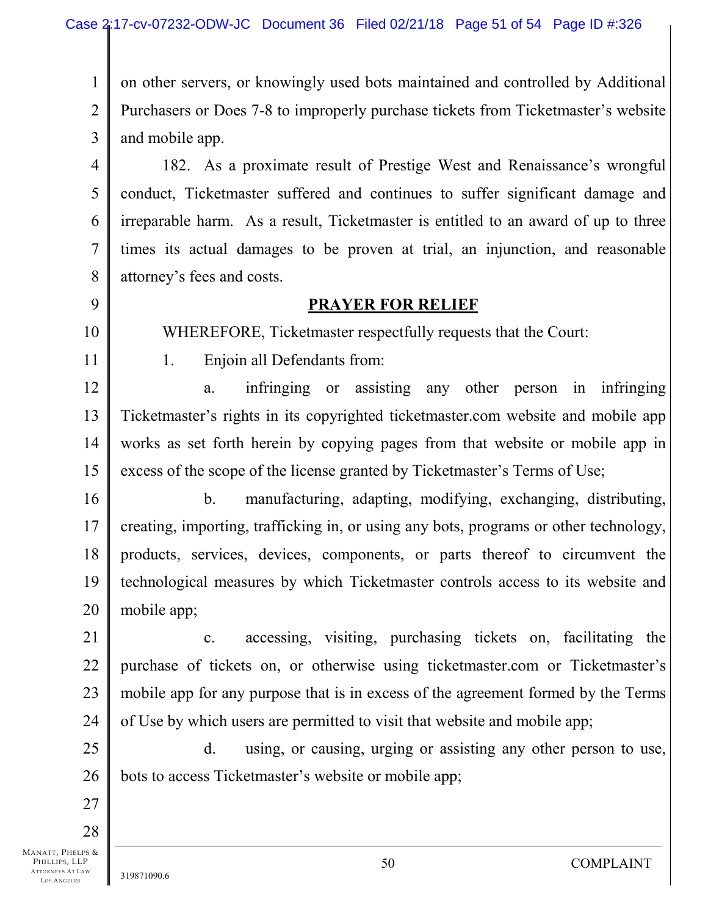on other servers, or knowingly used bots maintained and controlled by Additional Purchasers or Does 7-8 to improperly purchase tickets from Ticketmaster's website and mobile app.

182. As a proximate result of Prestige West and Renaissance's wrongful conduct, Ticketmaster suffered and continues to suffer significant damage and irreparable harm. As a result, Ticketmaster is entitled to an award of up to three times its actual damages to be proven at trial, an injunction, and reasonable attorney's fees and costs.

## PRAYER FOR RELIEF

WHEREFORE, Ticketmaster respectfully requests that the Court:

1. Enjoin all Defendants from:

a. infringing or assisting any other person in infringing Ticketmaster's rights in its copyrighted ticketmaster.com website and mobile app works as set forth herein by copying pages from that website or mobile app in excess of the scope of the license granted by Ticketmaster's Terms of Use;

b. manufacturing, adapting, modifying, exchanging, distributing, creating, importing, trafficking in, or using any bots, programs or other technology, products, services, devices, components, or parts thereof to circumvent the technological measures by which Ticketmaster controls access to its website and mobile app;

c. accessing, visiting, purchasing tickets on, facilitating the purchase of tickets on, or otherwise using ticketmaster.com or Ticketmaster's mobile app for any purpose that is in excess of the agreement formed by the Terms of Use by which users are permitted to visit that website and mobile app;

d. using, or causing, urging or assisting any other person to use, bots to access Ticketmaster's website or mobile app;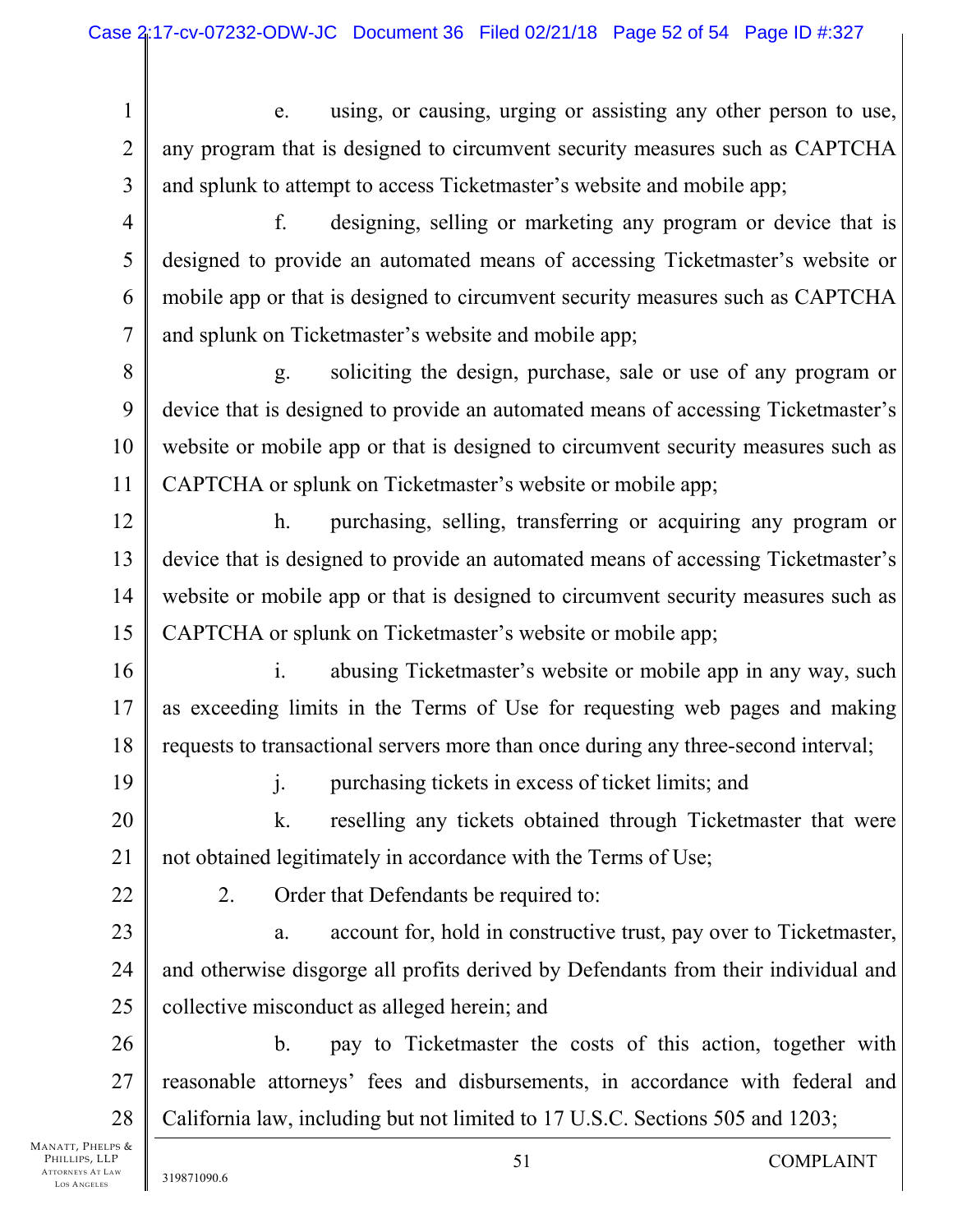e. using, or causing, urging or assisting any other person to use, any program that is designed to circumvent security measures such as CAPTCHA and splunk to attempt to access Ticketmaster's website and mobile app;

f. designing, selling or marketing any program or device that is designed to provide an automated means of accessing Ticketmaster's website or mobile app or that is designed to circumvent security measures such as CAPTCHA and splunk on Ticketmaster's website and mobile app;

g. soliciting the design, purchase, sale or use of any program or device that is designed to provide an automated means of accessing Ticketmaster's website or mobile app or that is designed to circumvent security measures such as CAPTCHA or splunk on Ticketmaster's website or mobile app;

h. purchasing, selling, transferring or acquiring any program or device that is designed to provide an automated means of accessing Ticketmaster's website or mobile app or that is designed to circumvent security measures such as CAPTCHA or splunk on Ticketmaster's website or mobile app;

i. abusing Ticketmaster's website or mobile app in any way, such as exceeding limits in the Terms of Use for requesting web pages and making requests to transactional servers more than once during any three-second interval;

j. purchasing tickets in excess of ticket limits; and

k. reselling any tickets obtained through Ticketmaster that were not obtained legitimately in accordance with the Terms of Use;

2. Order that Defendants be required to:

a. account for, hold in constructive trust, pay over to Ticketmaster, and otherwise disgorge all profits derived by Defendants from their individual and collective misconduct as alleged herein; and

b. pay to Ticketmaster the costs of this action, together with reasonable attorneys' fees and disbursements, in accordance with federal and California law, including but not limited to 17 U.S.C. Sections 505 and 1203;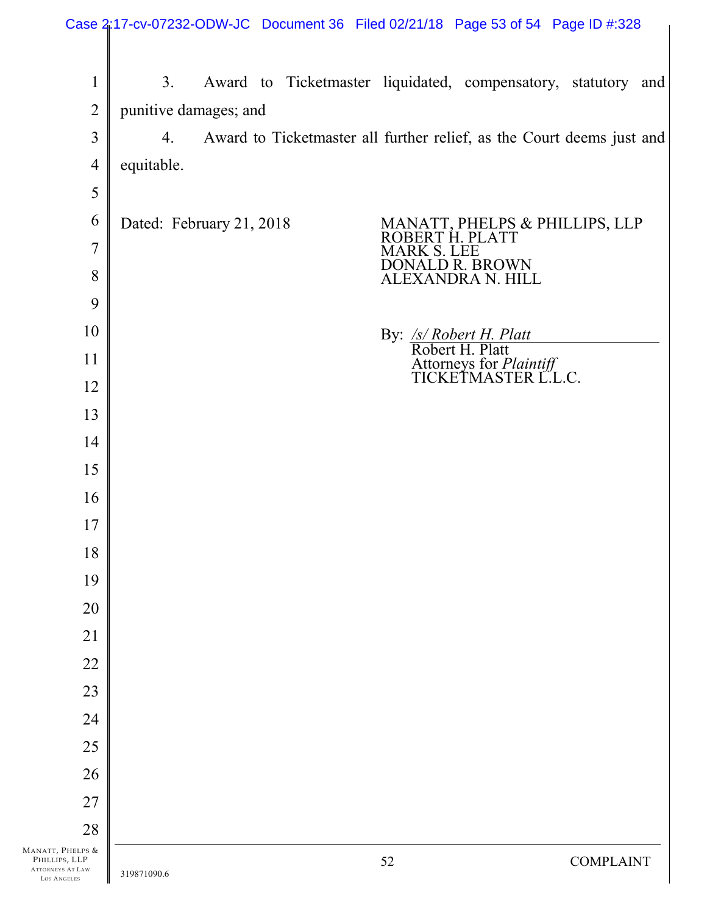3. Award to Ticketmaster liquidated, compensatory, statutory and punitive damages; and

4. Award to Ticketmaster all further relief, as the Court deems just and equitable.

Dated: February 21, 2018

MANATT, PHELPS & PHILLIPS, LLP
ROBERT H. PLATT
MARK S. LEE
DONALD R. BROWN
ALEXANDRA N. HILL

By: */s/ Robert H. Platt*
Robert H. Platt
Attorneys for *Plaintiff*
TICKETMASTER L.L.C.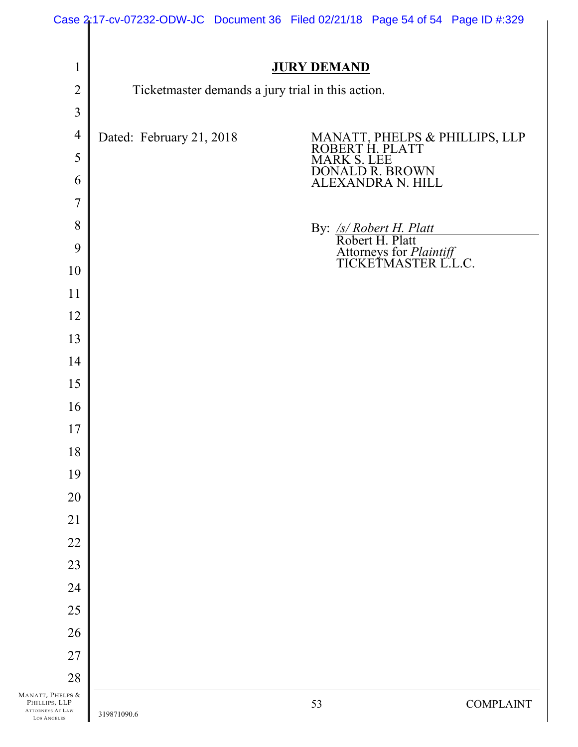## **JURY DEMAND**

Ticketmaster demands a jury trial in this action.

Dated: February 21, 2018

MANATT, PHELPS & PHILLIPS, LLP
ROBERT H. PLATT
MARK S. LEE
DONALD R. BROWN
ALEXANDRA N. HILL

By: */s/ Robert H. Platt*
Robert H. Platt
Attorneys for *Plaintiff*
TICKETMASTER L.L.C.